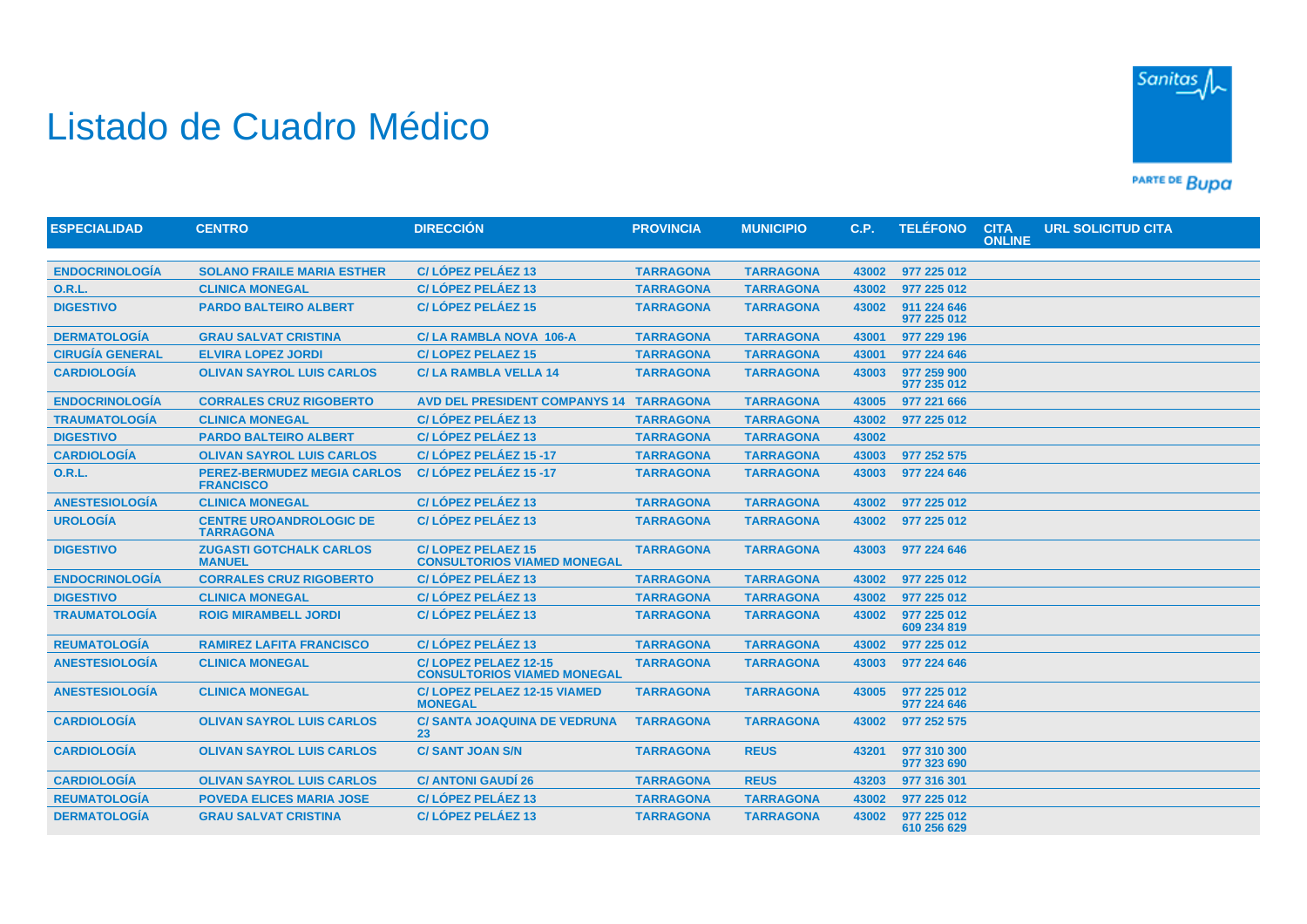# Listado de Cuadro Médico

| ESPECIALIDAD | CENTRO | DIRECCIÓN | PROVINCIA | MUNICIPIO | C.P. | TELÉFONO | CITA ONLINE | URL SOLICITUD CITA |
|---|---|---|---|---|---|---|---|---|
| ENDOCRINOLOGÍA | SOLANO FRAILE MARIA ESTHER | C/ LÓPEZ PELÁEZ 13 | TARRAGONA | TARRAGONA | 43002 | 977 225 012 | | |
| O.R.L. | CLINICA MONEGAL | C/ LÓPEZ PELÁEZ 13 | TARRAGONA | TARRAGONA | 43002 | 977 225 012 | | |
| DIGESTIVO | PARDO BALTEIRO ALBERT | C/ LÓPEZ PELÁEZ 15 | TARRAGONA | TARRAGONA | 43002 | 911 224 646<br>977 225 012 | | |
| DERMATOLOGÍA | GRAU SALVAT CRISTINA | C/ LA RAMBLA NOVA 106-A | TARRAGONA | TARRAGONA | 43001 | 977 229 196 | | |
| CIRUGÍA GENERAL | ELVIRA LOPEZ JORDI | C/ LOPEZ PELAEZ 15 | TARRAGONA | TARRAGONA | 43001 | 977 224 646 | | |
| CARDIOLOGÍA | OLIVAN SAYROL LUIS CARLOS | C/ LA RAMBLA VELLA 14 | TARRAGONA | TARRAGONA | 43003 | 977 259 900<br>977 235 012 | | |
| ENDOCRINOLOGÍA | CORRALES CRUZ RIGOBERTO | AVD DEL PRESIDENT COMPANYS 14 | TARRAGONA | TARRAGONA | 43005 | 977 221 666 | | |
| TRAUMATOLOGÍA | CLINICA MONEGAL | C/ LÓPEZ PELÁEZ 13 | TARRAGONA | TARRAGONA | 43002 | 977 225 012 | | |
| DIGESTIVO | PARDO BALTEIRO ALBERT | C/ LÓPEZ PELÁEZ 13 | TARRAGONA | TARRAGONA | 43002 | | | |
| CARDIOLOGÍA | OLIVAN SAYROL LUIS CARLOS | C/ LÓPEZ PELÁEZ 15 -17 | TARRAGONA | TARRAGONA | 43003 | 977 252 575 | | |
| O.R.L. | PEREZ-BERMUDEZ MEGIA CARLOS FRANCISCO | C/ LÓPEZ PELÁEZ 15 -17 | TARRAGONA | TARRAGONA | 43003 | 977 224 646 | | |
| ANESTESIOLOGÍA | CLINICA MONEGAL | C/ LÓPEZ PELÁEZ 13 | TARRAGONA | TARRAGONA | 43002 | 977 225 012 | | |
| UROLOGÍA | CENTRE UROANDROLOGIC DE TARRAGONA | C/ LÓPEZ PELÁEZ 13 | TARRAGONA | TARRAGONA | 43002 | 977 225 012 | | |
| DIGESTIVO | ZUGASTI GOTCHALK CARLOS MANUEL | C/ LOPEZ PELAEZ 15 CONSULTORIOS VIAMED MONEGAL | TARRAGONA | TARRAGONA | 43003 | 977 224 646 | | |
| ENDOCRINOLOGÍA | CORRALES CRUZ RIGOBERTO | C/ LÓPEZ PELÁEZ 13 | TARRAGONA | TARRAGONA | 43002 | 977 225 012 | | |
| DIGESTIVO | CLINICA MONEGAL | C/ LÓPEZ PELÁEZ 13 | TARRAGONA | TARRAGONA | 43002 | 977 225 012 | | |
| TRAUMATOLOGÍA | ROIG MIRAMBELL JORDI | C/ LÓPEZ PELÁEZ 13 | TARRAGONA | TARRAGONA | 43002 | 977 225 012<br>609 234 819 | | |
| REUMATOLOGÍA | RAMIREZ LAFITA FRANCISCO | C/ LÓPEZ PELÁEZ 13 | TARRAGONA | TARRAGONA | 43002 | 977 225 012 | | |
| ANESTESIOLOGÍA | CLINICA MONEGAL | C/ LOPEZ PELAEZ 12-15 CONSULTORIOS VIAMED MONEGAL | TARRAGONA | TARRAGONA | 43003 | 977 224 646 | | |
| ANESTESIOLOGÍA | CLINICA MONEGAL | C/ LOPEZ PELAEZ 12-15 VIAMED MONEGAL | TARRAGONA | TARRAGONA | 43005 | 977 225 012<br>977 224 646 | | |
| CARDIOLOGÍA | OLIVAN SAYROL LUIS CARLOS | C/ SANTA JOAQUINA DE VEDRUNA 23 | TARRAGONA | TARRAGONA | 43002 | 977 252 575 | | |
| CARDIOLOGÍA | OLIVAN SAYROL LUIS CARLOS | C/ SANT JOAN S/N | TARRAGONA | REUS | 43201 | 977 310 300<br>977 323 690 | | |
| CARDIOLOGÍA | OLIVAN SAYROL LUIS CARLOS | C/ ANTONI GAUDÍ 26 | TARRAGONA | REUS | 43203 | 977 316 301 | | |
| REUMATOLOGÍA | POVEDA ELICES MARIA JOSE | C/ LÓPEZ PELÁEZ 13 | TARRAGONA | TARRAGONA | 43002 | 977 225 012 | | |
| DERMATOLOGÍA | GRAU SALVAT CRISTINA | C/ LÓPEZ PELÁEZ 13 | TARRAGONA | TARRAGONA | 43002 | 977 225 012<br>610 256 629 | | |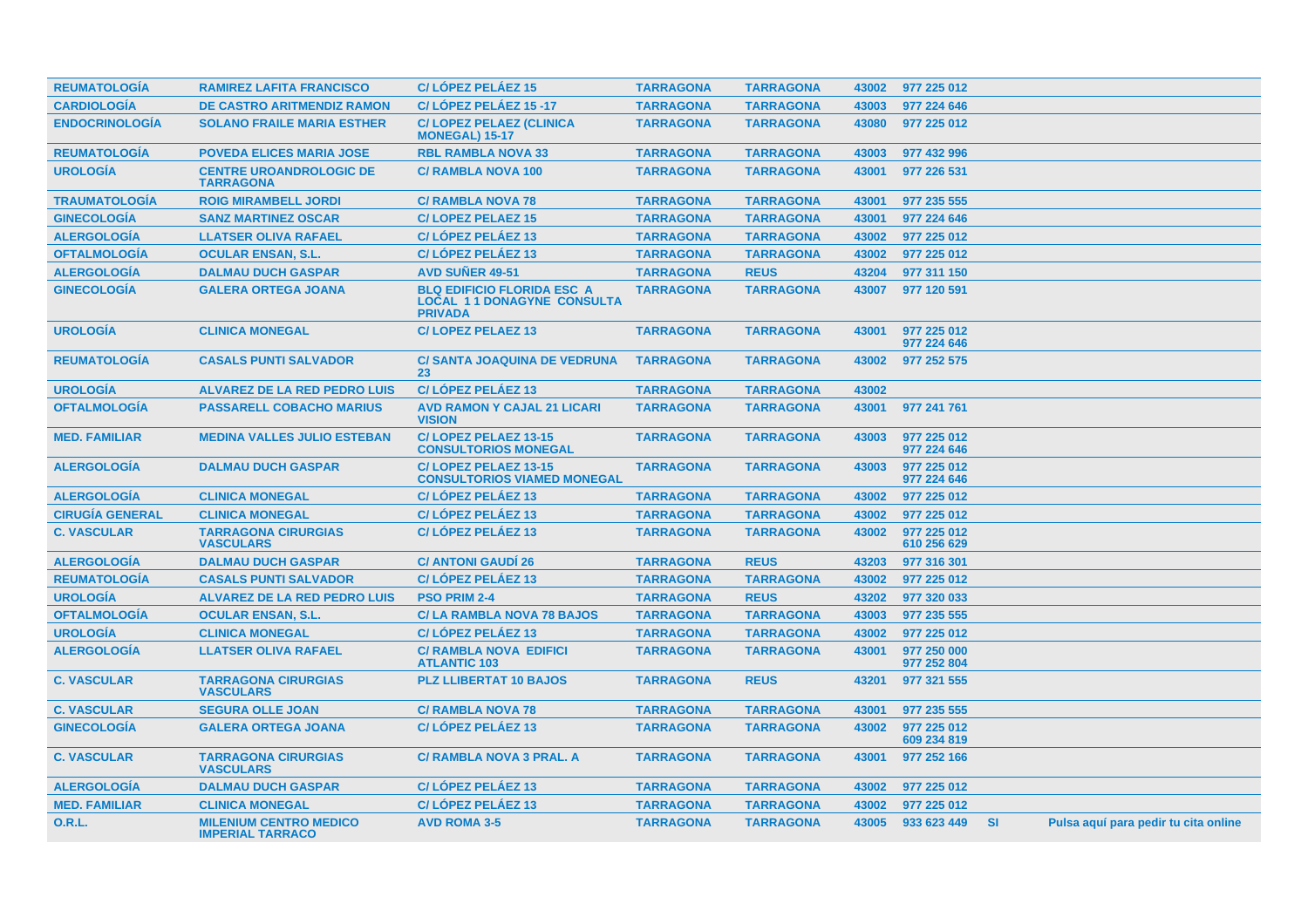| | | | | | | | | |
|---|---|---|---|---|---|---|---|---|
| REUMATOLOGÍA | RAMIREZ LAFITA FRANCISCO | C/ LÓPEZ PELÁEZ 15 | TARRAGONA | TARRAGONA | 43002 | 977 225 012 | | |
| CARDIOLOGÍA | DE CASTRO ARITMENDIZ RAMON | C/ LÓPEZ PELÁEZ 15 -17 | TARRAGONA | TARRAGONA | 43003 | 977 224 646 | | |
| ENDOCRINOLOGÍA | SOLANO FRAILE MARIA ESTHER | C/ LOPEZ PELAEZ (CLINICA MONEGAL) 15-17 | TARRAGONA | TARRAGONA | 43080 | 977 225 012 | | |
| REUMATOLOGÍA | POVEDA ELICES MARIA JOSE | RBL RAMBLA NOVA 33 | TARRAGONA | TARRAGONA | 43003 | 977 432 996 | | |
| UROLOGÍA | CENTRE UROANDROLOGIC DE TARRAGONA | C/ RAMBLA NOVA 100 | TARRAGONA | TARRAGONA | 43001 | 977 226 531 | | |
| TRAUMATOLOGÍA | ROIG MIRAMBELL JORDI | C/ RAMBLA NOVA 78 | TARRAGONA | TARRAGONA | 43001 | 977 235 555 | | |
| GINECOLOGÍA | SANZ MARTINEZ OSCAR | C/ LOPEZ PELAEZ 15 | TARRAGONA | TARRAGONA | 43001 | 977 224 646 | | |
| ALERGOLOGÍA | LLATSER OLIVA RAFAEL | C/ LÓPEZ PELÁEZ 13 | TARRAGONA | TARRAGONA | 43002 | 977 225 012 | | |
| OFTALMOLOGÍA | OCULAR ENSAN, S.L. | C/ LÓPEZ PELÁEZ 13 | TARRAGONA | TARRAGONA | 43002 | 977 225 012 | | |
| ALERGOLOGÍA | DALMAU DUCH GASPAR | AVD SUÑER 49-51 | TARRAGONA | REUS | 43204 | 977 311 150 | | |
| GINECOLOGÍA | GALERA ORTEGA JOANA | BLQ EDIFICIO FLORIDA ESC A LOCAL 1 1 DONAGYNE CONSULTA PRIVADA | TARRAGONA | TARRAGONA | 43007 | 977 120 591 | | |
| UROLOGÍA | CLINICA MONEGAL | C/ LOPEZ PELAEZ 13 | TARRAGONA | TARRAGONA | 43001 | 977 225 012<br>977 224 646 | | |
| REUMATOLOGÍA | CASALS PUNTI SALVADOR | C/ SANTA JOAQUINA DE VEDRUNA 23 | TARRAGONA | TARRAGONA | 43002 | 977 252 575 | | |
| UROLOGÍA | ALVAREZ DE LA RED PEDRO LUIS | C/ LÓPEZ PELÁEZ 13 | TARRAGONA | TARRAGONA | 43002 | | | |
| OFTALMOLOGÍA | PASSARELL COBACHO MARIUS | AVD RAMON Y CAJAL 21 LICARI VISION | TARRAGONA | TARRAGONA | 43001 | 977 241 761 | | |
| MED. FAMILIAR | MEDINA VALLES JULIO ESTEBAN | C/ LOPEZ PELAEZ 13-15 CONSULTORIOS MONEGAL | TARRAGONA | TARRAGONA | 43003 | 977 225 012<br>977 224 646 | | |
| ALERGOLOGÍA | DALMAU DUCH GASPAR | C/ LOPEZ PELAEZ 13-15 CONSULTORIOS VIAMED MONEGAL | TARRAGONA | TARRAGONA | 43003 | 977 225 012<br>977 224 646 | | |
| ALERGOLOGÍA | CLINICA MONEGAL | C/ LÓPEZ PELÁEZ 13 | TARRAGONA | TARRAGONA | 43002 | 977 225 012 | | |
| CIRUGÍA GENERAL | CLINICA MONEGAL | C/ LÓPEZ PELÁEZ 13 | TARRAGONA | TARRAGONA | 43002 | 977 225 012 | | |
| C. VASCULAR | TARRAGONA CIRURGIAS VASCULARS | C/ LÓPEZ PELÁEZ 13 | TARRAGONA | TARRAGONA | 43002 | 977 225 012<br>610 256 629 | | |
| ALERGOLOGÍA | DALMAU DUCH GASPAR | C/ ANTONI GAUDÍ 26 | TARRAGONA | REUS | 43203 | 977 316 301 | | |
| REUMATOLOGÍA | CASALS PUNTI SALVADOR | C/ LÓPEZ PELÁEZ 13 | TARRAGONA | TARRAGONA | 43002 | 977 225 012 | | |
| UROLOGÍA | ALVAREZ DE LA RED PEDRO LUIS | PSO PRIM 2-4 | TARRAGONA | REUS | 43202 | 977 320 033 | | |
| OFTALMOLOGÍA | OCULAR ENSAN, S.L. | C/ LA RAMBLA NOVA 78 BAJOS | TARRAGONA | TARRAGONA | 43003 | 977 235 555 | | |
| UROLOGÍA | CLINICA MONEGAL | C/ LÓPEZ PELÁEZ 13 | TARRAGONA | TARRAGONA | 43002 | 977 225 012 | | |
| ALERGOLOGÍA | LLATSER OLIVA RAFAEL | C/ RAMBLA NOVA EDIFICI ATLANTIC 103 | TARRAGONA | TARRAGONA | 43001 | 977 250 000<br>977 252 804 | | |
| C. VASCULAR | TARRAGONA CIRURGIAS VASCULARS | PLZ LLIBERTAT 10 BAJOS | TARRAGONA | REUS | 43201 | 977 321 555 | | |
| C. VASCULAR | SEGURA OLLE JOAN | C/ RAMBLA NOVA 78 | TARRAGONA | TARRAGONA | 43001 | 977 235 555 | | |
| GINECOLOGÍA | GALERA ORTEGA JOANA | C/ LÓPEZ PELÁEZ 13 | TARRAGONA | TARRAGONA | 43002 | 977 225 012<br>609 234 819 | | |
| C. VASCULAR | TARRAGONA CIRURGIAS VASCULARS | C/ RAMBLA NOVA 3 PRAL. A | TARRAGONA | TARRAGONA | 43001 | 977 252 166 | | |
| ALERGOLOGÍA | DALMAU DUCH GASPAR | C/ LÓPEZ PELÁEZ 13 | TARRAGONA | TARRAGONA | 43002 | 977 225 012 | | |
| MED. FAMILIAR | CLINICA MONEGAL | C/ LÓPEZ PELÁEZ 13 | TARRAGONA | TARRAGONA | 43002 | 977 225 012 | | |
| O.R.L. | MILENIUM CENTRO MEDICO IMPERIAL TARRACO | AVD ROMA 3-5 | TARRAGONA | TARRAGONA | 43005 | 933 623 449 | SI | Pulsa aquí para pedir tu cita online |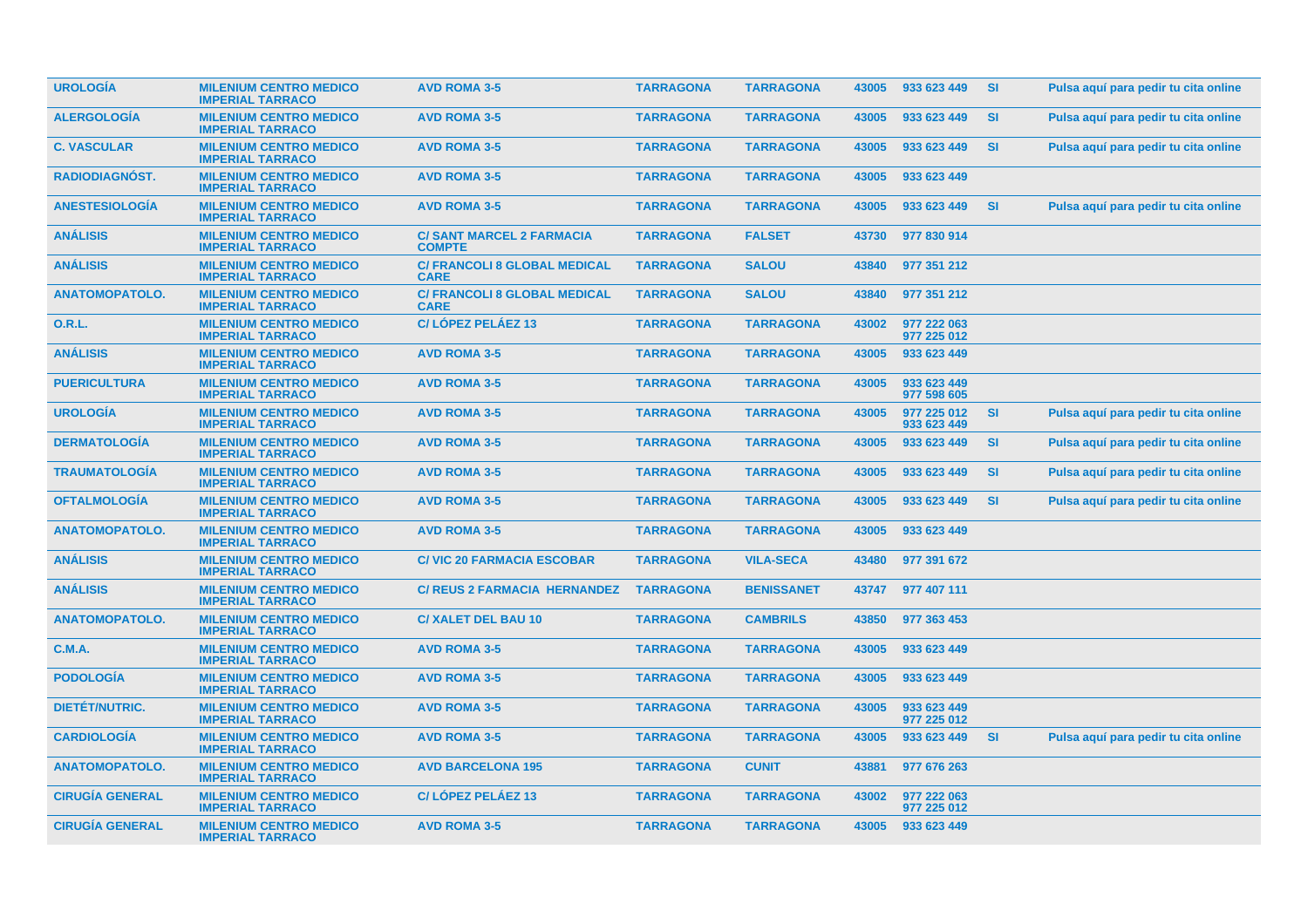| | | | | | | | | |
|---|---|---|---|---|---|---|---|---|
| UROLOGÍA | MILENIUM CENTRO MEDICO IMPERIAL TARRACO | AVD ROMA 3-5 | TARRAGONA | TARRAGONA | 43005 | 933 623 449 | SI | Pulsa aquí para pedir tu cita online |
| ALERGOLOGÍA | MILENIUM CENTRO MEDICO IMPERIAL TARRACO | AVD ROMA 3-5 | TARRAGONA | TARRAGONA | 43005 | 933 623 449 | SI | Pulsa aquí para pedir tu cita online |
| C. VASCULAR | MILENIUM CENTRO MEDICO IMPERIAL TARRACO | AVD ROMA 3-5 | TARRAGONA | TARRAGONA | 43005 | 933 623 449 | SI | Pulsa aquí para pedir tu cita online |
| RADIODIAGNÓST. | MILENIUM CENTRO MEDICO IMPERIAL TARRACO | AVD ROMA 3-5 | TARRAGONA | TARRAGONA | 43005 | 933 623 449 | | |
| ANESTESIOLOGÍA | MILENIUM CENTRO MEDICO IMPERIAL TARRACO | AVD ROMA 3-5 | TARRAGONA | TARRAGONA | 43005 | 933 623 449 | SI | Pulsa aquí para pedir tu cita online |
| ANÁLISIS | MILENIUM CENTRO MEDICO IMPERIAL TARRACO | C/ SANT MARCEL 2 FARMACIA COMPTE | TARRAGONA | FALSET | 43730 | 977 830 914 | | |
| ANÁLISIS | MILENIUM CENTRO MEDICO IMPERIAL TARRACO | C/ FRANCOLI 8 GLOBAL MEDICAL CARE | TARRAGONA | SALOU | 43840 | 977 351 212 | | |
| ANATOMOPATOLO. | MILENIUM CENTRO MEDICO IMPERIAL TARRACO | C/ FRANCOLI 8 GLOBAL MEDICAL CARE | TARRAGONA | SALOU | 43840 | 977 351 212 | | |
| O.R.L. | MILENIUM CENTRO MEDICO IMPERIAL TARRACO | C/ LÓPEZ PELÁEZ 13 | TARRAGONA | TARRAGONA | 43002 | 977 222 063 977 225 012 | | |
| ANÁLISIS | MILENIUM CENTRO MEDICO IMPERIAL TARRACO | AVD ROMA 3-5 | TARRAGONA | TARRAGONA | 43005 | 933 623 449 | | |
| PUERICULTURA | MILENIUM CENTRO MEDICO IMPERIAL TARRACO | AVD ROMA 3-5 | TARRAGONA | TARRAGONA | 43005 | 933 623 449 977 598 605 | | |
| UROLOGÍA | MILENIUM CENTRO MEDICO IMPERIAL TARRACO | AVD ROMA 3-5 | TARRAGONA | TARRAGONA | 43005 | 977 225 012 933 623 449 | SI | Pulsa aquí para pedir tu cita online |
| DERMATOLOGÍA | MILENIUM CENTRO MEDICO IMPERIAL TARRACO | AVD ROMA 3-5 | TARRAGONA | TARRAGONA | 43005 | 933 623 449 | SI | Pulsa aquí para pedir tu cita online |
| TRAUMATOLOGÍA | MILENIUM CENTRO MEDICO IMPERIAL TARRACO | AVD ROMA 3-5 | TARRAGONA | TARRAGONA | 43005 | 933 623 449 | SI | Pulsa aquí para pedir tu cita online |
| OFTALMOLOGÍA | MILENIUM CENTRO MEDICO IMPERIAL TARRACO | AVD ROMA 3-5 | TARRAGONA | TARRAGONA | 43005 | 933 623 449 | SI | Pulsa aquí para pedir tu cita online |
| ANATOMOPATOLO. | MILENIUM CENTRO MEDICO IMPERIAL TARRACO | AVD ROMA 3-5 | TARRAGONA | TARRAGONA | 43005 | 933 623 449 | | |
| ANÁLISIS | MILENIUM CENTRO MEDICO IMPERIAL TARRACO | C/ VIC 20 FARMACIA ESCOBAR | TARRAGONA | VILA-SECA | 43480 | 977 391 672 | | |
| ANÁLISIS | MILENIUM CENTRO MEDICO IMPERIAL TARRACO | C/ REUS 2 FARMACIA HERNANDEZ | TARRAGONA | BENISSANET | 43747 | 977 407 111 | | |
| ANATOMOPATOLO. | MILENIUM CENTRO MEDICO IMPERIAL TARRACO | C/ XALET DEL BAU 10 | TARRAGONA | CAMBRILS | 43850 | 977 363 453 | | |
| C.M.A. | MILENIUM CENTRO MEDICO IMPERIAL TARRACO | AVD ROMA 3-5 | TARRAGONA | TARRAGONA | 43005 | 933 623 449 | | |
| PODOLOGÍA | MILENIUM CENTRO MEDICO IMPERIAL TARRACO | AVD ROMA 3-5 | TARRAGONA | TARRAGONA | 43005 | 933 623 449 | | |
| DIETÉT/NUTRIC. | MILENIUM CENTRO MEDICO IMPERIAL TARRACO | AVD ROMA 3-5 | TARRAGONA | TARRAGONA | 43005 | 933 623 449 977 225 012 | | |
| CARDIOLOGÍA | MILENIUM CENTRO MEDICO IMPERIAL TARRACO | AVD ROMA 3-5 | TARRAGONA | TARRAGONA | 43005 | 933 623 449 | SI | Pulsa aquí para pedir tu cita online |
| ANATOMOPATOLO. | MILENIUM CENTRO MEDICO IMPERIAL TARRACO | AVD BARCELONA 195 | TARRAGONA | CUNIT | 43881 | 977 676 263 | | |
| CIRUGÍA GENERAL | MILENIUM CENTRO MEDICO IMPERIAL TARRACO | C/ LÓPEZ PELÁEZ 13 | TARRAGONA | TARRAGONA | 43002 | 977 222 063 977 225 012 | | |
| CIRUGÍA GENERAL | MILENIUM CENTRO MEDICO IMPERIAL TARRACO | AVD ROMA 3-5 | TARRAGONA | TARRAGONA | 43005 | 933 623 449 | | |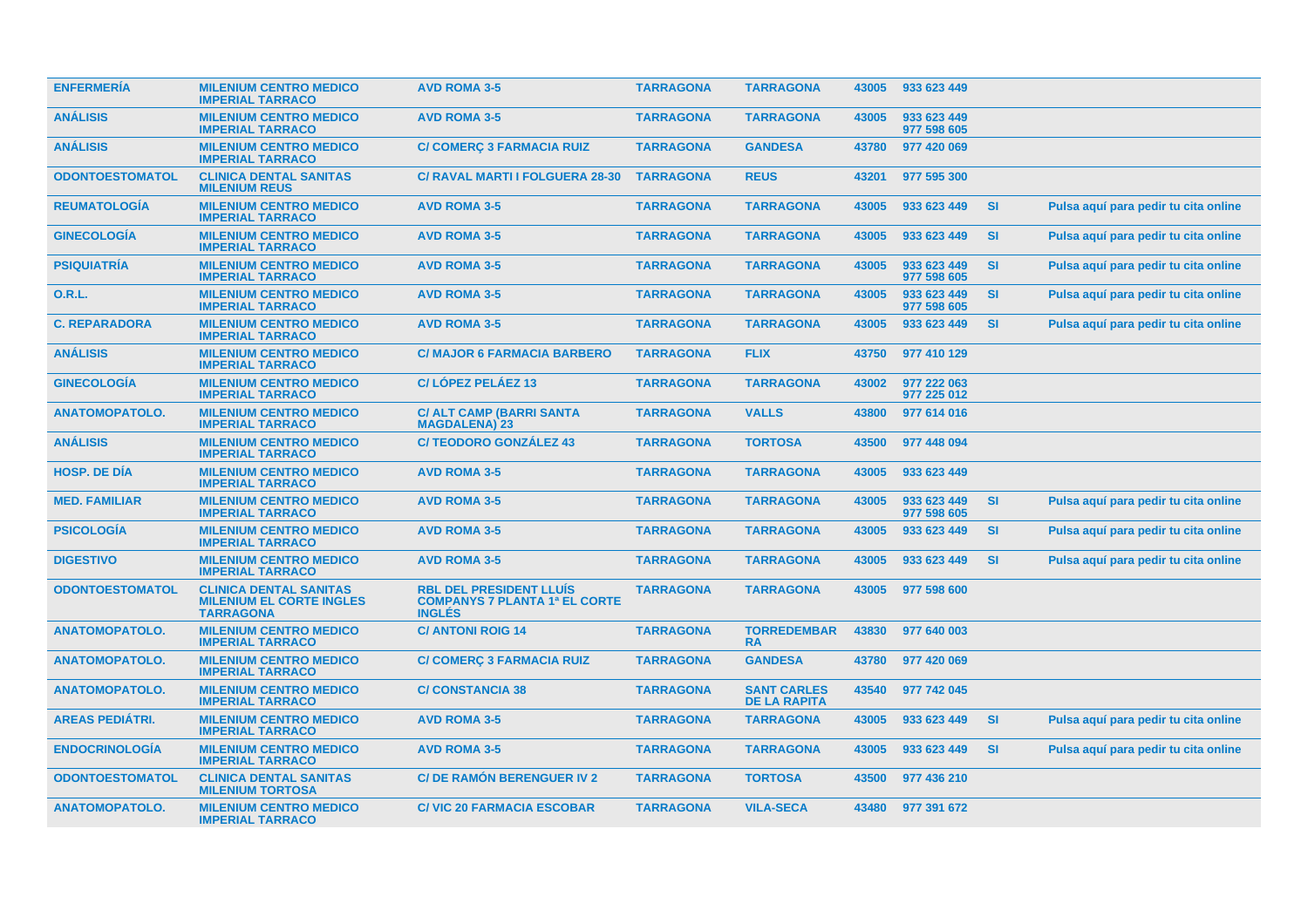| | | | | | | | | |
|---|---|---|---|---|---|---|---|---|
| ENFERMERÍA | MILENIUM CENTRO MEDICO IMPERIAL TARRACO | AVD ROMA 3-5 | TARRAGONA | TARRAGONA | 43005 | 933 623 449 | | |
| ANÁLISIS | MILENIUM CENTRO MEDICO IMPERIAL TARRACO | AVD ROMA 3-5 | TARRAGONA | TARRAGONA | 43005 | 933 623 449<br>977 598 605 | | |
| ANÁLISIS | MILENIUM CENTRO MEDICO IMPERIAL TARRACO | C/ COMERÇ 3 FARMACIA RUIZ | TARRAGONA | GANDESA | 43780 | 977 420 069 | | |
| ODONTOESTOMATOL | CLINICA DENTAL SANITAS MILENIUM REUS | C/ RAVAL MARTI I FOLGUERA 28-30 | TARRAGONA | REUS | 43201 | 977 595 300 | | |
| REUMATOLOGÍA | MILENIUM CENTRO MEDICO IMPERIAL TARRACO | AVD ROMA 3-5 | TARRAGONA | TARRAGONA | 43005 | 933 623 449 | SI | Pulsa aquí para pedir tu cita online |
| GINECOLOGÍA | MILENIUM CENTRO MEDICO IMPERIAL TARRACO | AVD ROMA 3-5 | TARRAGONA | TARRAGONA | 43005 | 933 623 449 | SI | Pulsa aquí para pedir tu cita online |
| PSIQUIATRÍA | MILENIUM CENTRO MEDICO IMPERIAL TARRACO | AVD ROMA 3-5 | TARRAGONA | TARRAGONA | 43005 | 933 623 449<br>977 598 605 | SI | Pulsa aquí para pedir tu cita online |
| O.R.L. | MILENIUM CENTRO MEDICO IMPERIAL TARRACO | AVD ROMA 3-5 | TARRAGONA | TARRAGONA | 43005 | 933 623 449<br>977 598 605 | SI | Pulsa aquí para pedir tu cita online |
| C. REPARADORA | MILENIUM CENTRO MEDICO IMPERIAL TARRACO | AVD ROMA 3-5 | TARRAGONA | TARRAGONA | 43005 | 933 623 449 | SI | Pulsa aquí para pedir tu cita online |
| ANÁLISIS | MILENIUM CENTRO MEDICO IMPERIAL TARRACO | C/ MAJOR 6 FARMACIA BARBERO | TARRAGONA | FLIX | 43750 | 977 410 129 | | |
| GINECOLOGÍA | MILENIUM CENTRO MEDICO IMPERIAL TARRACO | C/ LÓPEZ PELÁEZ 13 | TARRAGONA | TARRAGONA | 43002 | 977 222 063<br>977 225 012 | | |
| ANATOMOPATOLO. | MILENIUM CENTRO MEDICO IMPERIAL TARRACO | C/ ALT CAMP (BARRI SANTA MAGDALENA) 23 | TARRAGONA | VALLS | 43800 | 977 614 016 | | |
| ANÁLISIS | MILENIUM CENTRO MEDICO IMPERIAL TARRACO | C/ TEODORO GONZÁLEZ 43 | TARRAGONA | TORTOSA | 43500 | 977 448 094 | | |
| HOSP. DE DÍA | MILENIUM CENTRO MEDICO IMPERIAL TARRACO | AVD ROMA 3-5 | TARRAGONA | TARRAGONA | 43005 | 933 623 449 | | |
| MED. FAMILIAR | MILENIUM CENTRO MEDICO IMPERIAL TARRACO | AVD ROMA 3-5 | TARRAGONA | TARRAGONA | 43005 | 933 623 449<br>977 598 605 | SI | Pulsa aquí para pedir tu cita online |
| PSICOLOGÍA | MILENIUM CENTRO MEDICO IMPERIAL TARRACO | AVD ROMA 3-5 | TARRAGONA | TARRAGONA | 43005 | 933 623 449 | SI | Pulsa aquí para pedir tu cita online |
| DIGESTIVO | MILENIUM CENTRO MEDICO IMPERIAL TARRACO | AVD ROMA 3-5 | TARRAGONA | TARRAGONA | 43005 | 933 623 449 | SI | Pulsa aquí para pedir tu cita online |
| ODONTOESTOMATOL | CLINICA DENTAL SANITAS MILENIUM EL CORTE INGLES TARRAGONA | RBL DEL PRESIDENT LLUÍS COMPANYS 7 PLANTA 1ª EL CORTE INGLÉS | TARRAGONA | TARRAGONA | 43005 | 977 598 600 | | |
| ANATOMOPATOLO. | MILENIUM CENTRO MEDICO IMPERIAL TARRACO | C/ ANTONI ROIG 14 | TARRAGONA | TORREDEMBARRA | 43830 | 977 640 003 | | |
| ANATOMOPATOLO. | MILENIUM CENTRO MEDICO IMPERIAL TARRACO | C/ COMERÇ 3 FARMACIA RUIZ | TARRAGONA | GANDESA | 43780 | 977 420 069 | | |
| ANATOMOPATOLO. | MILENIUM CENTRO MEDICO IMPERIAL TARRACO | C/ CONSTANCIA 38 | TARRAGONA | SANT CARLES DE LA RAPITA | 43540 | 977 742 045 | | |
| AREAS PEDIÁTRI. | MILENIUM CENTRO MEDICO IMPERIAL TARRACO | AVD ROMA 3-5 | TARRAGONA | TARRAGONA | 43005 | 933 623 449 | SI | Pulsa aquí para pedir tu cita online |
| ENDOCRINOLOGÍA | MILENIUM CENTRO MEDICO IMPERIAL TARRACO | AVD ROMA 3-5 | TARRAGONA | TARRAGONA | 43005 | 933 623 449 | SI | Pulsa aquí para pedir tu cita online |
| ODONTOESTOMATOL | CLINICA DENTAL SANITAS MILENIUM TORTOSA | C/ DE RAMÓN BERENGUER IV 2 | TARRAGONA | TORTOSA | 43500 | 977 436 210 | | |
| ANATOMOPATOLO. | MILENIUM CENTRO MEDICO IMPERIAL TARRACO | C/ VIC 20 FARMACIA ESCOBAR | TARRAGONA | VILA-SECA | 43480 | 977 391 672 | | |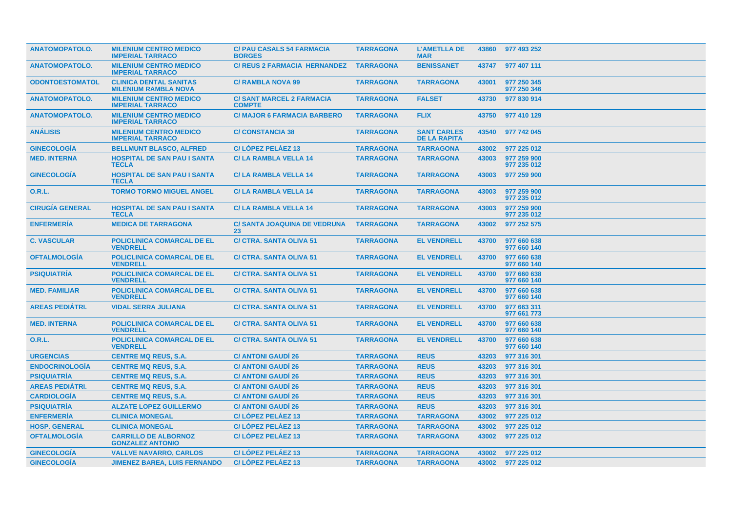| ANATOMOPATOLO. | MILENIUM CENTRO MEDICO IMPERIAL TARRACO | C/ PAU CASALS 54 FARMACIA BORGES | TARRAGONA | L'AMETLLA DE MAR | 43860 | 977 493 252 |
|---|---|---|---|---|---|---|
| ANATOMOPATOLO. | MILENIUM CENTRO MEDICO IMPERIAL TARRACO | C/ REUS 2 FARMACIA HERNANDEZ | TARRAGONA | BENISSANET | 43747 | 977 407 111 |
| ODONTOESTOMATOL | CLINICA DENTAL SANITAS MILENIUM RAMBLA NOVA | C/ RAMBLA NOVA 99 | TARRAGONA | TARRAGONA | 43001 | 977 250 345<br>977 250 346 |
| ANATOMOPATOLO. | MILENIUM CENTRO MEDICO IMPERIAL TARRACO | C/ SANT MARCEL 2 FARMACIA COMPTE | TARRAGONA | FALSET | 43730 | 977 830 914 |
| ANATOMOPATOLO. | MILENIUM CENTRO MEDICO IMPERIAL TARRACO | C/ MAJOR 6 FARMACIA BARBERO | TARRAGONA | FLIX | 43750 | 977 410 129 |
| ANÁLISIS | MILENIUM CENTRO MEDICO IMPERIAL TARRACO | C/ CONSTANCIA 38 | TARRAGONA | SANT CARLES DE LA RAPITA | 43540 | 977 742 045 |
| GINECOLOGÍA | BELLMUNT BLASCO, ALFRED | C/ LÓPEZ PELÁEZ 13 | TARRAGONA | TARRAGONA | 43002 | 977 225 012 |
| MED. INTERNA | HOSPITAL DE SAN PAU I SANTA TECLA | C/ LA RAMBLA VELLA 14 | TARRAGONA | TARRAGONA | 43003 | 977 259 900<br>977 235 012 |
| GINECOLOGÍA | HOSPITAL DE SAN PAU I SANTA TECLA | C/ LA RAMBLA VELLA 14 | TARRAGONA | TARRAGONA | 43003 | 977 259 900 |
| O.R.L. | TORMO TORMO MIGUEL ANGEL | C/ LA RAMBLA VELLA 14 | TARRAGONA | TARRAGONA | 43003 | 977 259 900<br>977 235 012 |
| CIRUGÍA GENERAL | HOSPITAL DE SAN PAU I SANTA TECLA | C/ LA RAMBLA VELLA 14 | TARRAGONA | TARRAGONA | 43003 | 977 259 900<br>977 235 012 |
| ENFERMERÍA | MEDICA DE TARRAGONA | C/ SANTA JOAQUINA DE VEDRUNA 23 | TARRAGONA | TARRAGONA | 43002 | 977 252 575 |
| C. VASCULAR | POLICLINICA COMARCAL DE EL VENDRELL | C/ CTRA. SANTA OLIVA 51 | TARRAGONA | EL VENDRELL | 43700 | 977 660 638<br>977 660 140 |
| OFTALMOLOGÍA | POLICLINICA COMARCAL DE EL VENDRELL | C/ CTRA. SANTA OLIVA 51 | TARRAGONA | EL VENDRELL | 43700 | 977 660 638<br>977 660 140 |
| PSIQUIATRÍA | POLICLINICA COMARCAL DE EL VENDRELL | C/ CTRA. SANTA OLIVA 51 | TARRAGONA | EL VENDRELL | 43700 | 977 660 638<br>977 660 140 |
| MED. FAMILIAR | POLICLINICA COMARCAL DE EL VENDRELL | C/ CTRA. SANTA OLIVA 51 | TARRAGONA | EL VENDRELL | 43700 | 977 660 638<br>977 660 140 |
| AREAS PEDIÁTRI. | VIDAL SERRA JULIANA | C/ CTRA. SANTA OLIVA 51 | TARRAGONA | EL VENDRELL | 43700 | 977 663 311<br>977 661 773 |
| MED. INTERNA | POLICLINICA COMARCAL DE EL VENDRELL | C/ CTRA. SANTA OLIVA 51 | TARRAGONA | EL VENDRELL | 43700 | 977 660 638<br>977 660 140 |
| O.R.L. | POLICLINICA COMARCAL DE EL VENDRELL | C/ CTRA. SANTA OLIVA 51 | TARRAGONA | EL VENDRELL | 43700 | 977 660 638<br>977 660 140 |
| URGENCIAS | CENTRE MQ REUS, S.A. | C/ ANTONI GAUDÍ 26 | TARRAGONA | REUS | 43203 | 977 316 301 |
| ENDOCRINOLOGÍA | CENTRE MQ REUS, S.A. | C/ ANTONI GAUDÍ 26 | TARRAGONA | REUS | 43203 | 977 316 301 |
| PSIQUIATRÍA | CENTRE MQ REUS, S.A. | C/ ANTONI GAUDÍ 26 | TARRAGONA | REUS | 43203 | 977 316 301 |
| AREAS PEDIÁTRI. | CENTRE MQ REUS, S.A. | C/ ANTONI GAUDÍ 26 | TARRAGONA | REUS | 43203 | 977 316 301 |
| CARDIOLOGÍA | CENTRE MQ REUS, S.A. | C/ ANTONI GAUDÍ 26 | TARRAGONA | REUS | 43203 | 977 316 301 |
| PSIQUIATRÍA | ALZATE LOPEZ GUILLERMO | C/ ANTONI GAUDÍ 26 | TARRAGONA | REUS | 43203 | 977 316 301 |
| ENFERMERÍA | CLINICA MONEGAL | C/ LÓPEZ PELÁEZ 13 | TARRAGONA | TARRAGONA | 43002 | 977 225 012 |
| HOSP. GENERAL | CLINICA MONEGAL | C/ LÓPEZ PELÁEZ 13 | TARRAGONA | TARRAGONA | 43002 | 977 225 012 |
| OFTALMOLOGÍA | CARRILLO DE ALBORNOZ GONZALEZ ANTONIO | C/ LÓPEZ PELÁEZ 13 | TARRAGONA | TARRAGONA | 43002 | 977 225 012 |
| GINECOLOGÍA | VALLVE NAVARRO, CARLOS | C/ LÓPEZ PELÁEZ 13 | TARRAGONA | TARRAGONA | 43002 | 977 225 012 |
| GINECOLOGÍA | JIMENEZ BAREA, LUIS FERNANDO | C/ LÓPEZ PELÁEZ 13 | TARRAGONA | TARRAGONA | 43002 | 977 225 012 |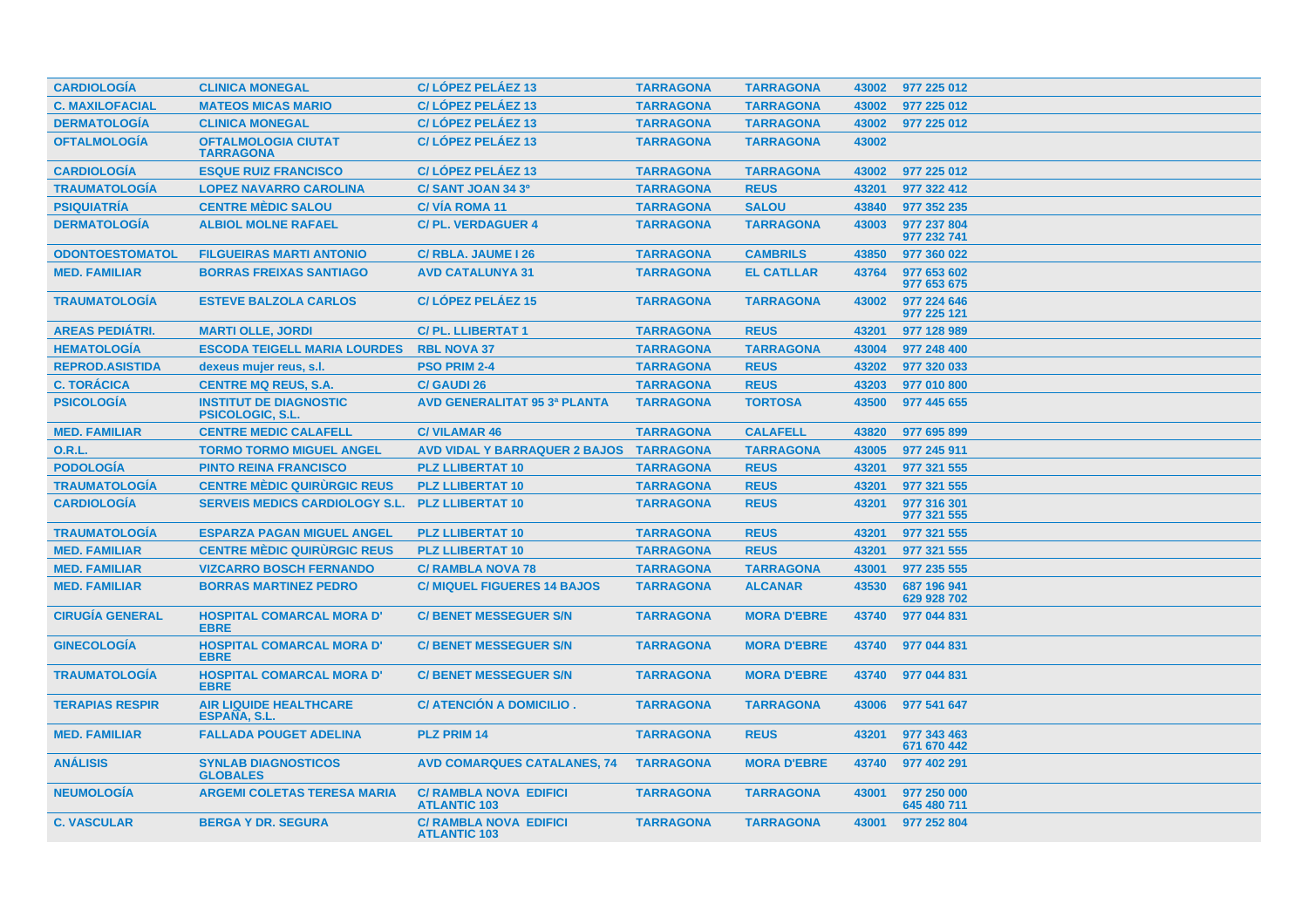| | | | | | | |
|---|---|---|---|---|---|---|
| CARDIOLOGÍA | CLINICA MONEGAL | C/ LÓPEZ PELÁEZ 13 | TARRAGONA | TARRAGONA | 43002 | 977 225 012 |
| C. MAXILOFACIAL | MATEOS MICAS MARIO | C/ LÓPEZ PELÁEZ 13 | TARRAGONA | TARRAGONA | 43002 | 977 225 012 |
| DERMATOLOGÍA | CLINICA MONEGAL | C/ LÓPEZ PELÁEZ 13 | TARRAGONA | TARRAGONA | 43002 | 977 225 012 |
| OFTALMOLOGÍA | OFTALMOLOGIA CIUTAT TARRAGONA | C/ LÓPEZ PELÁEZ 13 | TARRAGONA | TARRAGONA | 43002 | |
| CARDIOLOGÍA | ESQUE RUIZ FRANCISCO | C/ LÓPEZ PELÁEZ 13 | TARRAGONA | TARRAGONA | 43002 | 977 225 012 |
| TRAUMATOLOGÍA | LOPEZ NAVARRO CAROLINA | C/ SANT JOAN 34 3º | TARRAGONA | REUS | 43201 | 977 322 412 |
| PSIQUIATRÍA | CENTRE MÈDIC SALOU | C/ VÍA ROMA 11 | TARRAGONA | SALOU | 43840 | 977 352 235 |
| DERMATOLOGÍA | ALBIOL MOLNE RAFAEL | C/ PL. VERDAGUER 4 | TARRAGONA | TARRAGONA | 43003 | 977 237 804<br>977 232 741 |
| ODONTOESTOMATOL | FILGUEIRAS MARTI ANTONIO | C/ RBLA. JAUME I 26 | TARRAGONA | CAMBRILS | 43850 | 977 360 022 |
| MED. FAMILIAR | BORRAS FREIXAS SANTIAGO | AVD CATALUNYA 31 | TARRAGONA | EL CATLLAR | 43764 | 977 653 602<br>977 653 675 |
| TRAUMATOLOGÍA | ESTEVE BALZOLA CARLOS | C/ LÓPEZ PELÁEZ 15 | TARRAGONA | TARRAGONA | 43002 | 977 224 646<br>977 225 121 |
| AREAS PEDIÁTRI. | MARTI OLLE, JORDI | C/ PL. LLIBERTAT 1 | TARRAGONA | REUS | 43201 | 977 128 989 |
| HEMATOLOGÍA | ESCODA TEIGELL MARIA LOURDES | RBL NOVA 37 | TARRAGONA | TARRAGONA | 43004 | 977 248 400 |
| REPROD.ASISTIDA | dexeus mujer reus, s.l. | PSO PRIM 2-4 | TARRAGONA | REUS | 43202 | 977 320 033 |
| C. TORÁCICA | CENTRE MQ REUS, S.A. | C/ GAUDI 26 | TARRAGONA | REUS | 43203 | 977 010 800 |
| PSICOLOGÍA | INSTITUT DE DIAGNOSTIC PSICOLOGIC, S.L. | AVD GENERALITAT 95 3ª PLANTA | TARRAGONA | TORTOSA | 43500 | 977 445 655 |
| MED. FAMILIAR | CENTRE MEDIC CALAFELL | C/ VILAMAR 46 | TARRAGONA | CALAFELL | 43820 | 977 695 899 |
| O.R.L. | TORMO TORMO MIGUEL ANGEL | AVD VIDAL Y BARRAQUER 2 BAJOS | TARRAGONA | TARRAGONA | 43005 | 977 245 911 |
| PODOLOGÍA | PINTO REINA FRANCISCO | PLZ LLIBERTAT 10 | TARRAGONA | REUS | 43201 | 977 321 555 |
| TRAUMATOLOGÍA | CENTRE MÈDIC QUIRÙRGIC REUS | PLZ LLIBERTAT 10 | TARRAGONA | REUS | 43201 | 977 321 555 |
| CARDIOLOGÍA | SERVEIS MEDICS CARDIOLOGY S.L. | PLZ LLIBERTAT 10 | TARRAGONA | REUS | 43201 | 977 316 301<br>977 321 555 |
| TRAUMATOLOGÍA | ESPARZA PAGAN MIGUEL ANGEL | PLZ LLIBERTAT 10 | TARRAGONA | REUS | 43201 | 977 321 555 |
| MED. FAMILIAR | CENTRE MÈDIC QUIRÙRGIC REUS | PLZ LLIBERTAT 10 | TARRAGONA | REUS | 43201 | 977 321 555 |
| MED. FAMILIAR | VIZCARRO BOSCH FERNANDO | C/ RAMBLA NOVA 78 | TARRAGONA | TARRAGONA | 43001 | 977 235 555 |
| MED. FAMILIAR | BORRAS MARTINEZ PEDRO | C/ MIQUEL FIGUERES 14 BAJOS | TARRAGONA | ALCANAR | 43530 | 687 196 941<br>629 928 702 |
| CIRUGÍA GENERAL | HOSPITAL COMARCAL MORA D' EBRE | C/ BENET MESSEGUER S/N | TARRAGONA | MORA D'EBRE | 43740 | 977 044 831 |
| GINECOLOGÍA | HOSPITAL COMARCAL MORA D' EBRE | C/ BENET MESSEGUER S/N | TARRAGONA | MORA D'EBRE | 43740 | 977 044 831 |
| TRAUMATOLOGÍA | HOSPITAL COMARCAL MORA D' EBRE | C/ BENET MESSEGUER S/N | TARRAGONA | MORA D'EBRE | 43740 | 977 044 831 |
| TERAPIAS RESPIR | AIR LIQUIDE HEALTHCARE ESPAÑA, S.L. | C/ ATENCIÓN A DOMICILIO . | TARRAGONA | TARRAGONA | 43006 | 977 541 647 |
| MED. FAMILIAR | FALLADA POUGET ADELINA | PLZ PRIM 14 | TARRAGONA | REUS | 43201 | 977 343 463<br>671 670 442 |
| ANÁLISIS | SYNLAB DIAGNOSTICOS GLOBALES | AVD COMARQUES CATALANES, 74 | TARRAGONA | MORA D'EBRE | 43740 | 977 402 291 |
| NEUMOLOGÍA | ARGEMI COLETAS TERESA MARIA | C/ RAMBLA NOVA EDIFICI ATLANTIC 103 | TARRAGONA | TARRAGONA | 43001 | 977 250 000<br>645 480 711 |
| C. VASCULAR | BERGA Y DR. SEGURA | C/ RAMBLA NOVA EDIFICI ATLANTIC 103 | TARRAGONA | TARRAGONA | 43001 | 977 252 804 |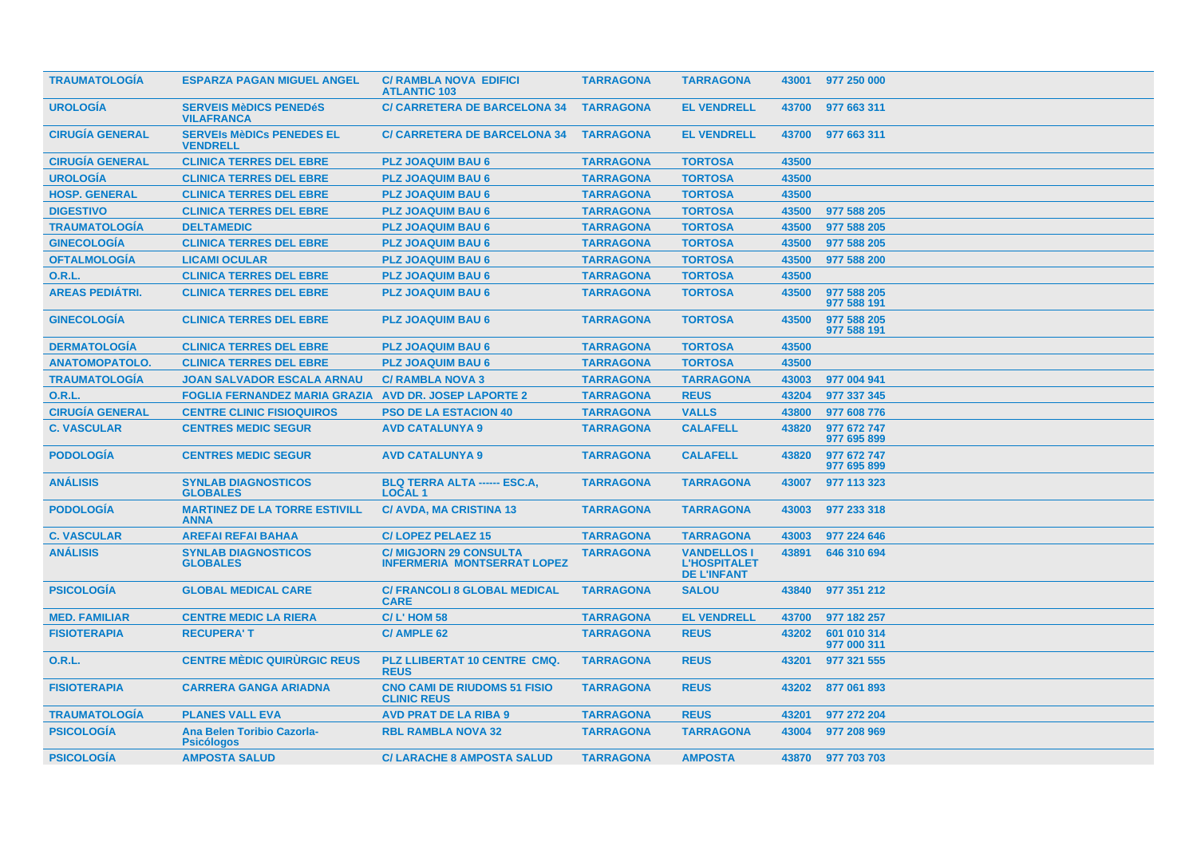| | | | | | | |
|---|---|---|---|---|---|---|
| TRAUMATOLOGÍA | ESPARZA PAGAN MIGUEL ANGEL | C/ RAMBLA NOVA EDIFICI ATLANTIC 103 | TARRAGONA | TARRAGONA | 43001 | 977 250 000 |
| UROLOGÍA | SERVEIS MèDICS PENEDéS VILAFRANCA | C/ CARRETERA DE BARCELONA 34 | TARRAGONA | EL VENDRELL | 43700 | 977 663 311 |
| CIRUGÍA GENERAL | SERVEIs MèDICs PENEDES EL VENDRELL | C/ CARRETERA DE BARCELONA 34 | TARRAGONA | EL VENDRELL | 43700 | 977 663 311 |
| CIRUGÍA GENERAL | CLINICA TERRES DEL EBRE | PLZ JOAQUIM BAU 6 | TARRAGONA | TORTOSA | 43500 | |
| UROLOGÍA | CLINICA TERRES DEL EBRE | PLZ JOAQUIM BAU 6 | TARRAGONA | TORTOSA | 43500 | |
| HOSP. GENERAL | CLINICA TERRES DEL EBRE | PLZ JOAQUIM BAU 6 | TARRAGONA | TORTOSA | 43500 | |
| DIGESTIVO | CLINICA TERRES DEL EBRE | PLZ JOAQUIM BAU 6 | TARRAGONA | TORTOSA | 43500 | 977 588 205 |
| TRAUMATOLOGÍA | DELTAMEDIC | PLZ JOAQUIM BAU 6 | TARRAGONA | TORTOSA | 43500 | 977 588 205 |
| GINECOLOGÍA | CLINICA TERRES DEL EBRE | PLZ JOAQUIM BAU 6 | TARRAGONA | TORTOSA | 43500 | 977 588 205 |
| OFTALMOLOGÍA | LICAMI OCULAR | PLZ JOAQUIM BAU 6 | TARRAGONA | TORTOSA | 43500 | 977 588 200 |
| O.R.L. | CLINICA TERRES DEL EBRE | PLZ JOAQUIM BAU 6 | TARRAGONA | TORTOSA | 43500 | |
| AREAS PEDIÁTRI. | CLINICA TERRES DEL EBRE | PLZ JOAQUIM BAU 6 | TARRAGONA | TORTOSA | 43500 | 977 588 205<br>977 588 191 |
| GINECOLOGÍA | CLINICA TERRES DEL EBRE | PLZ JOAQUIM BAU 6 | TARRAGONA | TORTOSA | 43500 | 977 588 205<br>977 588 191 |
| DERMATOLOGÍA | CLINICA TERRES DEL EBRE | PLZ JOAQUIM BAU 6 | TARRAGONA | TORTOSA | 43500 | |
| ANATOMOPATOLO. | CLINICA TERRES DEL EBRE | PLZ JOAQUIM BAU 6 | TARRAGONA | TORTOSA | 43500 | |
| TRAUMATOLOGÍA | JOAN SALVADOR ESCALA ARNAU | C/ RAMBLA NOVA 3 | TARRAGONA | TARRAGONA | 43003 | 977 004 941 |
| O.R.L. | FOGLIA FERNANDEZ MARIA GRAZIA | AVD DR. JOSEP LAPORTE 2 | TARRAGONA | REUS | 43204 | 977 337 345 |
| CIRUGÍA GENERAL | CENTRE CLINIC FISIOQUIROS | PSO DE LA ESTACION 40 | TARRAGONA | VALLS | 43800 | 977 608 776 |
| C. VASCULAR | CENTRES MEDIC SEGUR | AVD CATALUNYA 9 | TARRAGONA | CALAFELL | 43820 | 977 672 747<br>977 695 899 |
| PODOLOGÍA | CENTRES MEDIC SEGUR | AVD CATALUNYA 9 | TARRAGONA | CALAFELL | 43820 | 977 672 747<br>977 695 899 |
| ANÁLISIS | SYNLAB DIAGNOSTICOS GLOBALES | BLQ TERRA ALTA ------ ESC.A, LOCAL 1 | TARRAGONA | TARRAGONA | 43007 | 977 113 323 |
| PODOLOGÍA | MARTINEZ DE LA TORRE ESTIVILL ANNA | C/ AVDA, MA CRISTINA 13 | TARRAGONA | TARRAGONA | 43003 | 977 233 318 |
| C. VASCULAR | AREFAI REFAI BAHAA | C/ LOPEZ PELAEZ 15 | TARRAGONA | TARRAGONA | 43003 | 977 224 646 |
| ANÁLISIS | SYNLAB DIAGNOSTICOS GLOBALES | C/ MIGJORN 29 CONSULTA INFERMERIA MONTSERRAT LOPEZ | TARRAGONA | VANDELLOS I L'HOSPITALET DE L'INFANT | 43891 | 646 310 694 |
| PSICOLOGÍA | GLOBAL MEDICAL CARE | C/ FRANCOLI 8 GLOBAL MEDICAL CARE | TARRAGONA | SALOU | 43840 | 977 351 212 |
| MED. FAMILIAR | CENTRE MEDIC LA RIERA | C/ L' HOM 58 | TARRAGONA | EL VENDRELL | 43700 | 977 182 257 |
| FISIOTERAPIA | RECUPERA' T | C/ AMPLE 62 | TARRAGONA | REUS | 43202 | 601 010 314<br>977 000 311 |
| O.R.L. | CENTRE MÈDIC QUIRÙRGIC REUS | PLZ LLIBERTAT 10 CENTRE CMQ. REUS | TARRAGONA | REUS | 43201 | 977 321 555 |
| FISIOTERAPIA | CARRERA GANGA ARIADNA | CNO CAMI DE RIUDOMS 51 FISIO CLINIC REUS | TARRAGONA | REUS | 43202 | 877 061 893 |
| TRAUMATOLOGÍA | PLANES VALL EVA | AVD PRAT DE LA RIBA 9 | TARRAGONA | REUS | 43201 | 977 272 204 |
| PSICOLOGÍA | Ana Belen Toribio Cazorla-Psicólogos | RBL RAMBLA NOVA 32 | TARRAGONA | TARRAGONA | 43004 | 977 208 969 |
| PSICOLOGÍA | AMPOSTA SALUD | C/ LARACHE 8 AMPOSTA SALUD | TARRAGONA | AMPOSTA | 43870 | 977 703 703 |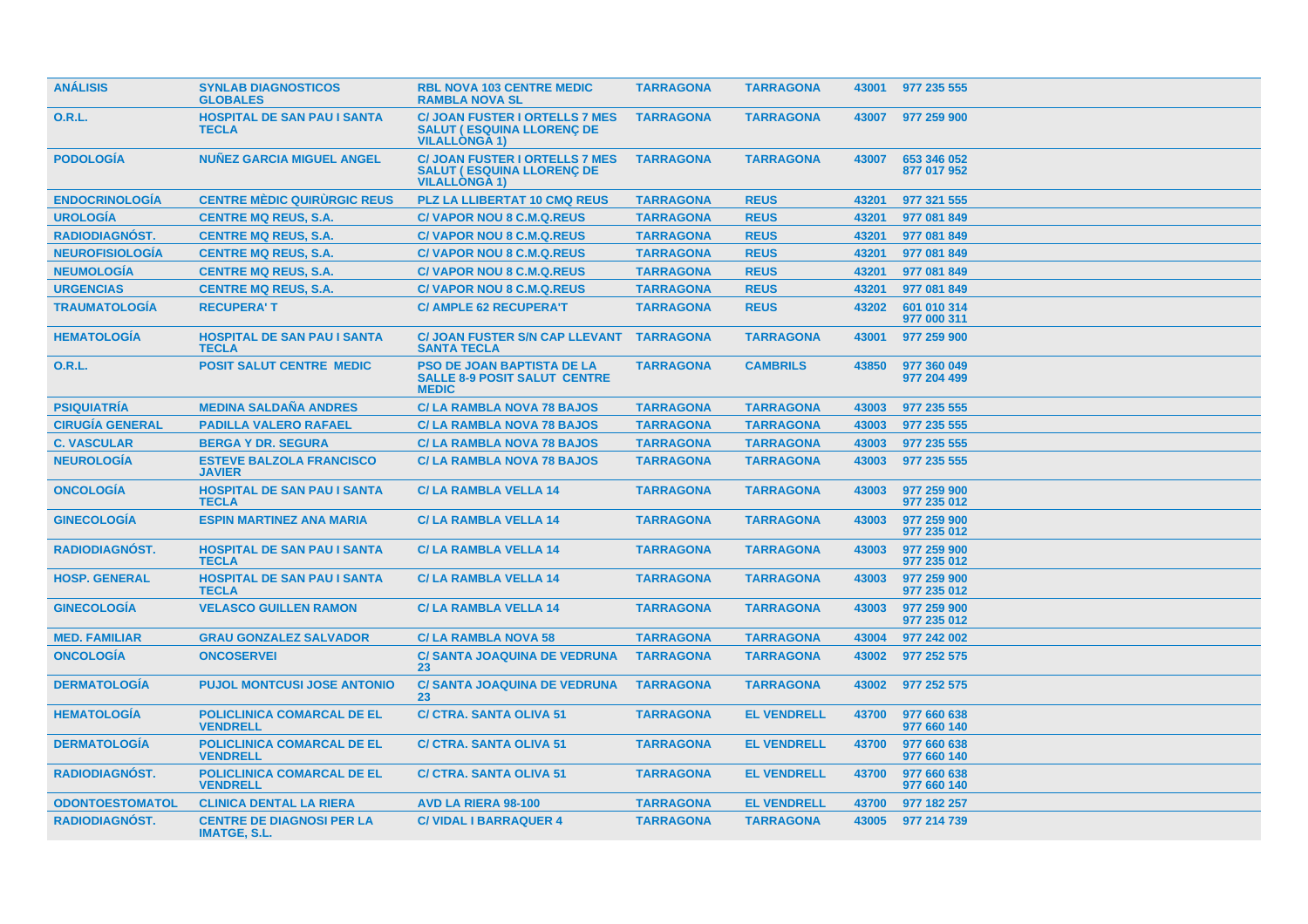| ANÁLISIS | SYNLAB DIAGNOSTICOS GLOBALES | RBL NOVA 103 CENTRE MEDIC RAMBLA NOVA SL | TARRAGONA | TARRAGONA | 43001 | 977 235 555 |
|---|---|---|---|---|---|---|
| O.R.L. | HOSPITAL DE SAN PAU I SANTA TECLA | C/ JOAN FUSTER I ORTELLS 7 MES SALUT ( ESQUINA LLORENÇ DE VILALLONGA 1) | TARRAGONA | TARRAGONA | 43007 | 977 259 900 |
| PODOLOGÍA | NUÑEZ GARCIA MIGUEL ANGEL | C/ JOAN FUSTER I ORTELLS 7 MES SALUT ( ESQUINA LLORENÇ DE VILALLONGA 1) | TARRAGONA | TARRAGONA | 43007 | 653 346 052 877 017 952 |
| ENDOCRINOLOGÍA | CENTRE MÈDIC QUIRÙRGIC REUS | PLZ LA LLIBERTAT 10 CMQ REUS | TARRAGONA | REUS | 43201 | 977 321 555 |
| UROLOGÍA | CENTRE MQ REUS, S.A. | C/ VAPOR NOU 8 C.M.Q.REUS | TARRAGONA | REUS | 43201 | 977 081 849 |
| RADIODIAGNÓST. | CENTRE MQ REUS, S.A. | C/ VAPOR NOU 8 C.M.Q.REUS | TARRAGONA | REUS | 43201 | 977 081 849 |
| NEUROFISIOLOGÍA | CENTRE MQ REUS, S.A. | C/ VAPOR NOU 8 C.M.Q.REUS | TARRAGONA | REUS | 43201 | 977 081 849 |
| NEUMOLOGÍA | CENTRE MQ REUS, S.A. | C/ VAPOR NOU 8 C.M.Q.REUS | TARRAGONA | REUS | 43201 | 977 081 849 |
| URGENCIAS | CENTRE MQ REUS, S.A. | C/ VAPOR NOU 8 C.M.Q.REUS | TARRAGONA | REUS | 43201 | 977 081 849 |
| TRAUMATOLOGÍA | RECUPERA' T | C/ AMPLE 62 RECUPERA'T | TARRAGONA | REUS | 43202 | 601 010 314 977 000 311 |
| HEMATOLOGÍA | HOSPITAL DE SAN PAU I SANTA TECLA | C/ JOAN FUSTER S/N CAP LLEVANT SANTA TECLA | TARRAGONA | TARRAGONA | 43001 | 977 259 900 |
| O.R.L. | POSIT SALUT CENTRE MEDIC | PSO DE JOAN BAPTISTA DE LA SALLE 8-9 POSIT SALUT CENTRE MEDIC | TARRAGONA | CAMBRILS | 43850 | 977 360 049 977 204 499 |
| PSIQUIATRÍA | MEDINA SALDAÑA ANDRES | C/ LA RAMBLA NOVA 78 BAJOS | TARRAGONA | TARRAGONA | 43003 | 977 235 555 |
| CIRUGÍA GENERAL | PADILLA VALERO RAFAEL | C/ LA RAMBLA NOVA 78 BAJOS | TARRAGONA | TARRAGONA | 43003 | 977 235 555 |
| C. VASCULAR | BERGA Y DR. SEGURA | C/ LA RAMBLA NOVA 78 BAJOS | TARRAGONA | TARRAGONA | 43003 | 977 235 555 |
| NEUROLOGÍA | ESTEVE BALZOLA FRANCISCO JAVIER | C/ LA RAMBLA NOVA 78 BAJOS | TARRAGONA | TARRAGONA | 43003 | 977 235 555 |
| ONCOLOGÍA | HOSPITAL DE SAN PAU I SANTA TECLA | C/ LA RAMBLA VELLA 14 | TARRAGONA | TARRAGONA | 43003 | 977 259 900 977 235 012 |
| GINECOLOGÍA | ESPIN MARTINEZ ANA MARIA | C/ LA RAMBLA VELLA 14 | TARRAGONA | TARRAGONA | 43003 | 977 259 900 977 235 012 |
| RADIODIAGNÓST. | HOSPITAL DE SAN PAU I SANTA TECLA | C/ LA RAMBLA VELLA 14 | TARRAGONA | TARRAGONA | 43003 | 977 259 900 977 235 012 |
| HOSP. GENERAL | HOSPITAL DE SAN PAU I SANTA TECLA | C/ LA RAMBLA VELLA 14 | TARRAGONA | TARRAGONA | 43003 | 977 259 900 977 235 012 |
| GINECOLOGÍA | VELASCO GUILLEN RAMON | C/ LA RAMBLA VELLA 14 | TARRAGONA | TARRAGONA | 43003 | 977 259 900 977 235 012 |
| MED. FAMILIAR | GRAU GONZALEZ SALVADOR | C/ LA RAMBLA NOVA 58 | TARRAGONA | TARRAGONA | 43004 | 977 242 002 |
| ONCOLOGÍA | ONCOSERVEI | C/ SANTA JOAQUINA DE VEDRUNA 23 | TARRAGONA | TARRAGONA | 43002 | 977 252 575 |
| DERMATOLOGÍA | PUJOL MONTCUSI JOSE ANTONIO | C/ SANTA JOAQUINA DE VEDRUNA 23 | TARRAGONA | TARRAGONA | 43002 | 977 252 575 |
| HEMATOLOGÍA | POLICLINICA COMARCAL DE EL VENDRELL | C/ CTRA. SANTA OLIVA 51 | TARRAGONA | EL VENDRELL | 43700 | 977 660 638 977 660 140 |
| DERMATOLOGÍA | POLICLINICA COMARCAL DE EL VENDRELL | C/ CTRA. SANTA OLIVA 51 | TARRAGONA | EL VENDRELL | 43700 | 977 660 638 977 660 140 |
| RADIODIAGNÓST. | POLICLINICA COMARCAL DE EL VENDRELL | C/ CTRA. SANTA OLIVA 51 | TARRAGONA | EL VENDRELL | 43700 | 977 660 638 977 660 140 |
| ODONTOESTOMATOL | CLINICA DENTAL LA RIERA | AVD LA RIERA 98-100 | TARRAGONA | EL VENDRELL | 43700 | 977 182 257 |
| RADIODIAGNÓST. | CENTRE DE DIAGNOSI PER LA IMATGE, S.L. | C/ VIDAL I BARRAQUER 4 | TARRAGONA | TARRAGONA | 43005 | 977 214 739 |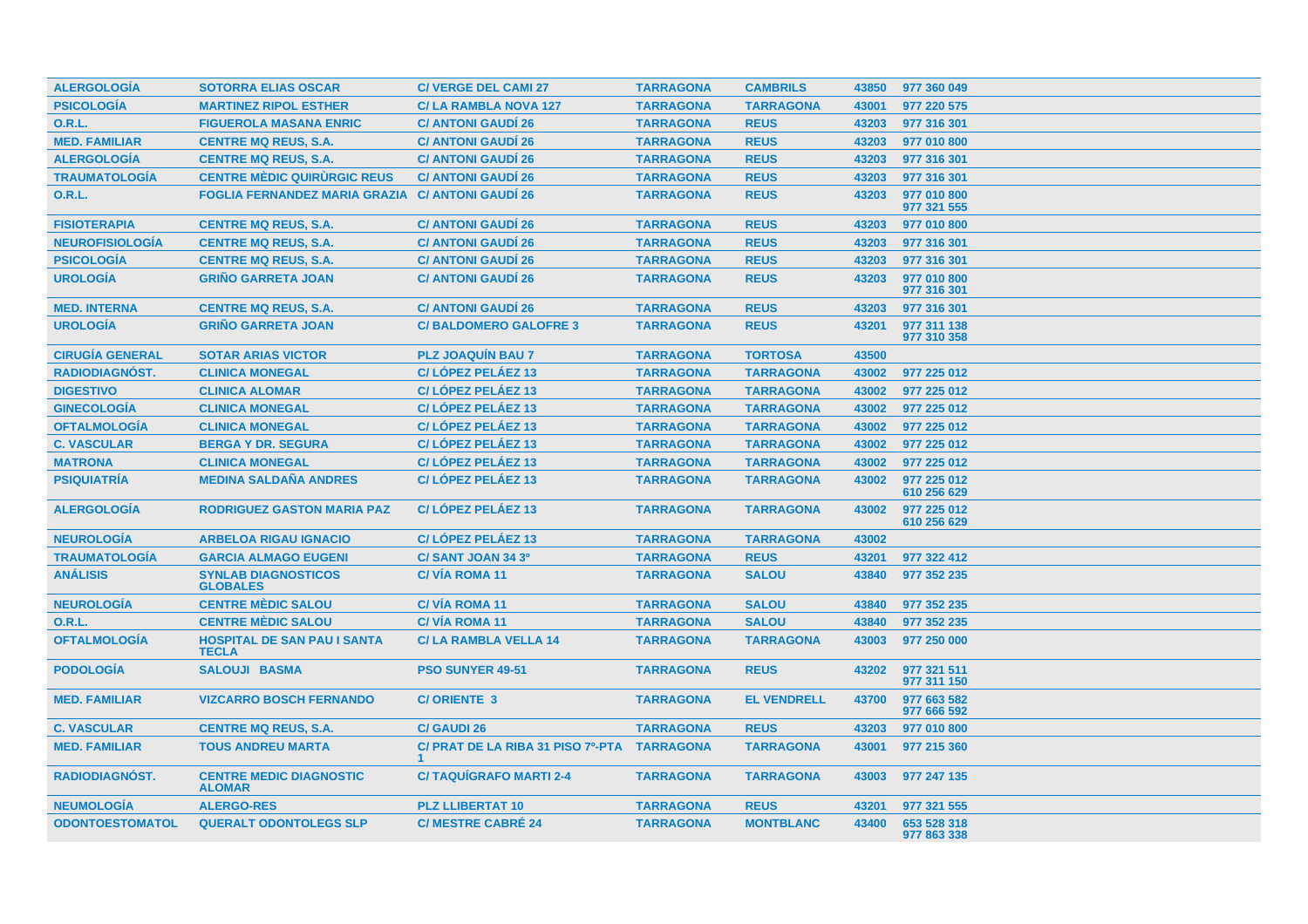| | | | | | | |
|---|---|---|---|---|---|---|
| ALERGOLOGÍA | SOTORRA ELIAS OSCAR | C/ VERGE DEL CAMI 27 | TARRAGONA | CAMBRILS | 43850 | 977 360 049 |
| PSICOLOGÍA | MARTINEZ RIPOL ESTHER | C/ LA RAMBLA NOVA 127 | TARRAGONA | TARRAGONA | 43001 | 977 220 575 |
| O.R.L. | FIGUEROLA MASANA ENRIC | C/ ANTONI GAUDÍ 26 | TARRAGONA | REUS | 43203 | 977 316 301 |
| MED. FAMILIAR | CENTRE MQ REUS, S.A. | C/ ANTONI GAUDÍ 26 | TARRAGONA | REUS | 43203 | 977 010 800 |
| ALERGOLOGÍA | CENTRE MQ REUS, S.A. | C/ ANTONI GAUDÍ 26 | TARRAGONA | REUS | 43203 | 977 316 301 |
| TRAUMATOLOGÍA | CENTRE MÈDIC QUIRÙRGIC REUS | C/ ANTONI GAUDÍ 26 | TARRAGONA | REUS | 43203 | 977 316 301 |
| O.R.L. | FOGLIA FERNANDEZ MARIA GRAZIA | C/ ANTONI GAUDÍ 26 | TARRAGONA | REUS | 43203 | 977 010 800<br>977 321 555 |
| FISIOTERAPIA | CENTRE MQ REUS, S.A. | C/ ANTONI GAUDÍ 26 | TARRAGONA | REUS | 43203 | 977 010 800 |
| NEUROFISIOLOGÍA | CENTRE MQ REUS, S.A. | C/ ANTONI GAUDÍ 26 | TARRAGONA | REUS | 43203 | 977 316 301 |
| PSICOLOGÍA | CENTRE MQ REUS, S.A. | C/ ANTONI GAUDÍ 26 | TARRAGONA | REUS | 43203 | 977 316 301 |
| UROLOGÍA | GRIÑO GARRETA JOAN | C/ ANTONI GAUDÍ 26 | TARRAGONA | REUS | 43203 | 977 010 800<br>977 316 301 |
| MED. INTERNA | CENTRE MQ REUS, S.A. | C/ ANTONI GAUDÍ 26 | TARRAGONA | REUS | 43203 | 977 316 301 |
| UROLOGÍA | GRIÑO GARRETA JOAN | C/ BALDOMERO GALOFRE 3 | TARRAGONA | REUS | 43201 | 977 311 138<br>977 310 358 |
| CIRUGÍA GENERAL | SOTAR ARIAS VICTOR | PLZ JOAQUÍN BAU 7 | TARRAGONA | TORTOSA | 43500 | |
| RADIODIAGNÓST. | CLINICA MONEGAL | C/ LÓPEZ PELÁEZ 13 | TARRAGONA | TARRAGONA | 43002 | 977 225 012 |
| DIGESTIVO | CLINICA ALOMAR | C/ LÓPEZ PELÁEZ 13 | TARRAGONA | TARRAGONA | 43002 | 977 225 012 |
| GINECOLOGÍA | CLINICA MONEGAL | C/ LÓPEZ PELÁEZ 13 | TARRAGONA | TARRAGONA | 43002 | 977 225 012 |
| OFTALMOLOGÍA | CLINICA MONEGAL | C/ LÓPEZ PELÁEZ 13 | TARRAGONA | TARRAGONA | 43002 | 977 225 012 |
| C. VASCULAR | BERGA Y DR. SEGURA | C/ LÓPEZ PELÁEZ 13 | TARRAGONA | TARRAGONA | 43002 | 977 225 012 |
| MATRONA | CLINICA MONEGAL | C/ LÓPEZ PELÁEZ 13 | TARRAGONA | TARRAGONA | 43002 | 977 225 012 |
| PSIQUIATRÍA | MEDINA SALDAÑA ANDRES | C/ LÓPEZ PELÁEZ 13 | TARRAGONA | TARRAGONA | 43002 | 977 225 012<br>610 256 629 |
| ALERGOLOGÍA | RODRIGUEZ GASTON MARIA PAZ | C/ LÓPEZ PELÁEZ 13 | TARRAGONA | TARRAGONA | 43002 | 977 225 012<br>610 256 629 |
| NEUROLOGÍA | ARBELOA RIGAU IGNACIO | C/ LÓPEZ PELÁEZ 13 | TARRAGONA | TARRAGONA | 43002 | |
| TRAUMATOLOGÍA | GARCIA ALMAGO EUGENI | C/ SANT JOAN 34 3º | TARRAGONA | REUS | 43201 | 977 322 412 |
| ANÁLISIS | SYNLAB DIAGNOSTICOS GLOBALES | C/ VÍA ROMA 11 | TARRAGONA | SALOU | 43840 | 977 352 235 |
| NEUROLOGÍA | CENTRE MÈDIC SALOU | C/ VÍA ROMA 11 | TARRAGONA | SALOU | 43840 | 977 352 235 |
| O.R.L. | CENTRE MÈDIC SALOU | C/ VÍA ROMA 11 | TARRAGONA | SALOU | 43840 | 977 352 235 |
| OFTALMOLOGÍA | HOSPITAL DE SAN PAU I SANTA TECLA | C/ LA RAMBLA VELLA 14 | TARRAGONA | TARRAGONA | 43003 | 977 250 000 |
| PODOLOGÍA | SALOUJI BASMA | PSO SUNYER 49-51 | TARRAGONA | REUS | 43202 | 977 321 511<br>977 311 150 |
| MED. FAMILIAR | VIZCARRO BOSCH FERNANDO | C/ ORIENTE 3 | TARRAGONA | EL VENDRELL | 43700 | 977 663 582<br>977 666 592 |
| C. VASCULAR | CENTRE MQ REUS, S.A. | C/ GAUDI 26 | TARRAGONA | REUS | 43203 | 977 010 800 |
| MED. FAMILIAR | TOUS ANDREU MARTA | C/ PRAT DE LA RIBA 31 PISO 7º-PTA 1 | TARRAGONA | TARRAGONA | 43001 | 977 215 360 |
| RADIODIAGNÓST. | CENTRE MEDIC DIAGNOSTIC ALOMAR | C/ TAQUÍGRAFO MARTI 2-4 | TARRAGONA | TARRAGONA | 43003 | 977 247 135 |
| NEUMOLOGÍA | ALERGO-RES | PLZ LLIBERTAT 10 | TARRAGONA | REUS | 43201 | 977 321 555 |
| ODONTOESTOMATOL | QUERALT ODONTOLEGS SLP | C/ MESTRE CABRÉ 24 | TARRAGONA | MONTBLANC | 43400 | 653 528 318<br>977 863 338 |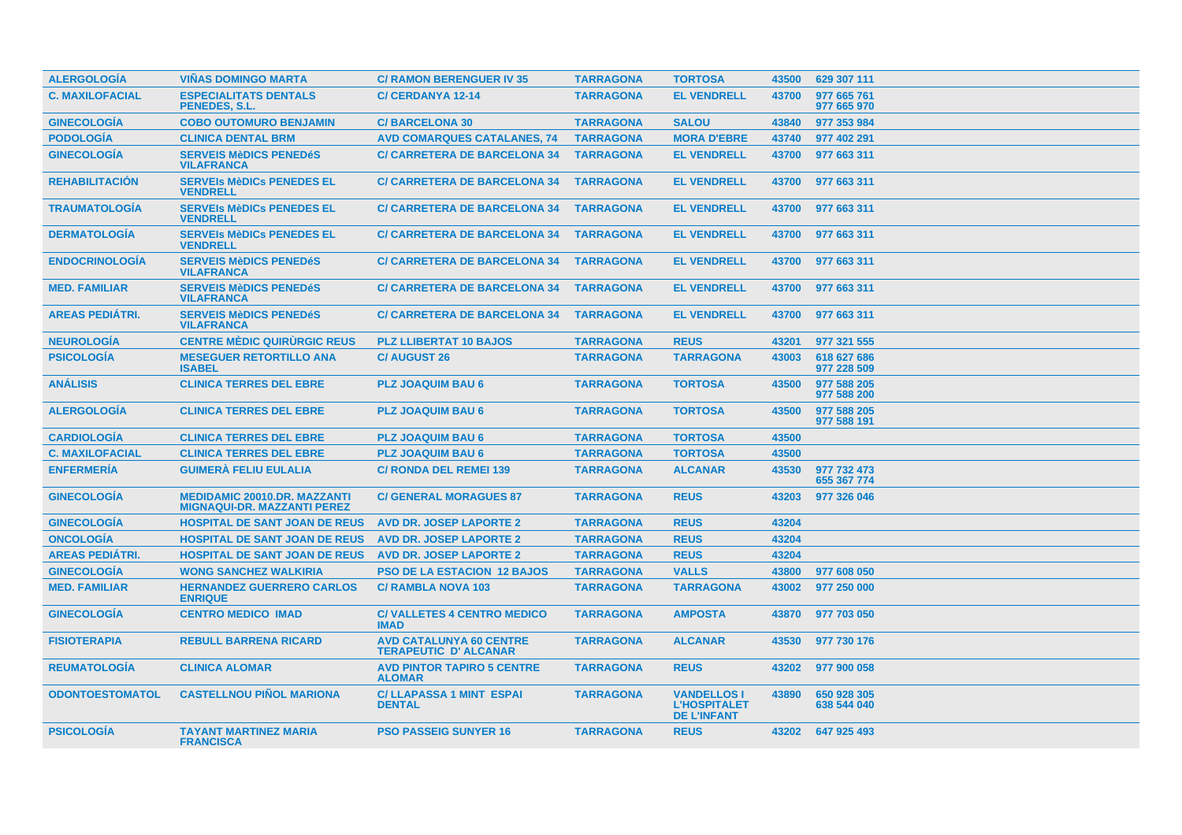| | | | | | | |
|---|---|---|---|---|---|---|
| ALERGOLOGÍA | VIÑAS DOMINGO MARTA | C/ RAMON BERENGUER IV 35 | TARRAGONA | TORTOSA | 43500 | 629 307 111 |
| C. MAXILOFACIAL | ESPECIALITATS DENTALS PENEDES, S.L. | C/ CERDANYA 12-14 | TARRAGONA | EL VENDRELL | 43700 | 977 665 761 977 665 970 |
| GINECOLOGÍA | COBO OUTOMURO BENJAMIN | C/ BARCELONA 30 | TARRAGONA | SALOU | 43840 | 977 353 984 |
| PODOLOGÍA | CLINICA DENTAL BRM | AVD COMARQUES CATALANES, 74 | TARRAGONA | MORA D'EBRE | 43740 | 977 402 291 |
| GINECOLOGÍA | SERVEIS MèDICS PENEDéS VILAFRANCA | C/ CARRETERA DE BARCELONA 34 | TARRAGONA | EL VENDRELL | 43700 | 977 663 311 |
| REHABILITACIÓN | SERVEIs MèDICs PENEDES EL VENDRELL | C/ CARRETERA DE BARCELONA 34 | TARRAGONA | EL VENDRELL | 43700 | 977 663 311 |
| TRAUMATOLOGÍA | SERVEIs MèDICs PENEDES EL VENDRELL | C/ CARRETERA DE BARCELONA 34 | TARRAGONA | EL VENDRELL | 43700 | 977 663 311 |
| DERMATOLOGÍA | SERVEIs MèDICs PENEDES EL VENDRELL | C/ CARRETERA DE BARCELONA 34 | TARRAGONA | EL VENDRELL | 43700 | 977 663 311 |
| ENDOCRINOLOGÍA | SERVEIS MèDICS PENEDéS VILAFRANCA | C/ CARRETERA DE BARCELONA 34 | TARRAGONA | EL VENDRELL | 43700 | 977 663 311 |
| MED. FAMILIAR | SERVEIS MèDICS PENEDéS VILAFRANCA | C/ CARRETERA DE BARCELONA 34 | TARRAGONA | EL VENDRELL | 43700 | 977 663 311 |
| AREAS PEDIÁTRI. | SERVEIS MèDICS PENEDéS VILAFRANCA | C/ CARRETERA DE BARCELONA 34 | TARRAGONA | EL VENDRELL | 43700 | 977 663 311 |
| NEUROLOGÍA | CENTRE MÈDIC QUIRÙRGIC REUS | PLZ LLIBERTAT 10 BAJOS | TARRAGONA | REUS | 43201 | 977 321 555 |
| PSICOLOGÍA | MESEGUER RETORTILLO ANA ISABEL | C/ AUGUST 26 | TARRAGONA | TARRAGONA | 43003 | 618 627 686 977 228 509 |
| ANÁLISIS | CLINICA TERRES DEL EBRE | PLZ JOAQUIM BAU 6 | TARRAGONA | TORTOSA | 43500 | 977 588 205 977 588 200 |
| ALERGOLOGÍA | CLINICA TERRES DEL EBRE | PLZ JOAQUIM BAU 6 | TARRAGONA | TORTOSA | 43500 | 977 588 205 977 588 191 |
| CARDIOLOGÍA | CLINICA TERRES DEL EBRE | PLZ JOAQUIM BAU 6 | TARRAGONA | TORTOSA | 43500 | |
| C. MAXILOFACIAL | CLINICA TERRES DEL EBRE | PLZ JOAQUIM BAU 6 | TARRAGONA | TORTOSA | 43500 | |
| ENFERMERÍA | GUIMERÀ FELIU EULALIA | C/ RONDA DEL REMEI 139 | TARRAGONA | ALCANAR | 43530 | 977 732 473 655 367 774 |
| GINECOLOGÍA | MEDIDAMIC 20010.DR. MAZZANTI MIGNAQUI-DR. MAZZANTI PEREZ | C/ GENERAL MORAGUES 87 | TARRAGONA | REUS | 43203 | 977 326 046 |
| GINECOLOGÍA | HOSPITAL DE SANT JOAN DE REUS | AVD DR. JOSEP LAPORTE 2 | TARRAGONA | REUS | 43204 | |
| ONCOLOGÍA | HOSPITAL DE SANT JOAN DE REUS | AVD DR. JOSEP LAPORTE 2 | TARRAGONA | REUS | 43204 | |
| AREAS PEDIÁTRI. | HOSPITAL DE SANT JOAN DE REUS | AVD DR. JOSEP LAPORTE 2 | TARRAGONA | REUS | 43204 | |
| GINECOLOGÍA | WONG SANCHEZ WALKIRIA | PSO DE LA ESTACION 12 BAJOS | TARRAGONA | VALLS | 43800 | 977 608 050 |
| MED. FAMILIAR | HERNANDEZ GUERRERO CARLOS ENRIQUE | C/ RAMBLA NOVA 103 | TARRAGONA | TARRAGONA | 43002 | 977 250 000 |
| GINECOLOGÍA | CENTRO MEDICO IMAD | C/ VALLETES 4 CENTRO MEDICO IMAD | TARRAGONA | AMPOSTA | 43870 | 977 703 050 |
| FISIOTERAPIA | REBULL BARRENA RICARD | AVD CATALUNYA 60 CENTRE TERAPEUTIC D' ALCANAR | TARRAGONA | ALCANAR | 43530 | 977 730 176 |
| REUMATOLOGÍA | CLINICA ALOMAR | AVD PINTOR TAPIRO 5 CENTRE ALOMAR | TARRAGONA | REUS | 43202 | 977 900 058 |
| ODONTOESTOMATOL | CASTELLNOU PIÑOL MARIONA | C/ LLAPASSA 1 MINT ESPAI DENTAL | TARRAGONA | VANDELLOS I L'HOSPITALET DE L'INFANT | 43890 | 650 928 305 638 544 040 |
| PSICOLOGÍA | TAYANT MARTINEZ MARIA FRANCISCA | PSO PASSEIG SUNYER 16 | TARRAGONA | REUS | 43202 | 647 925 493 |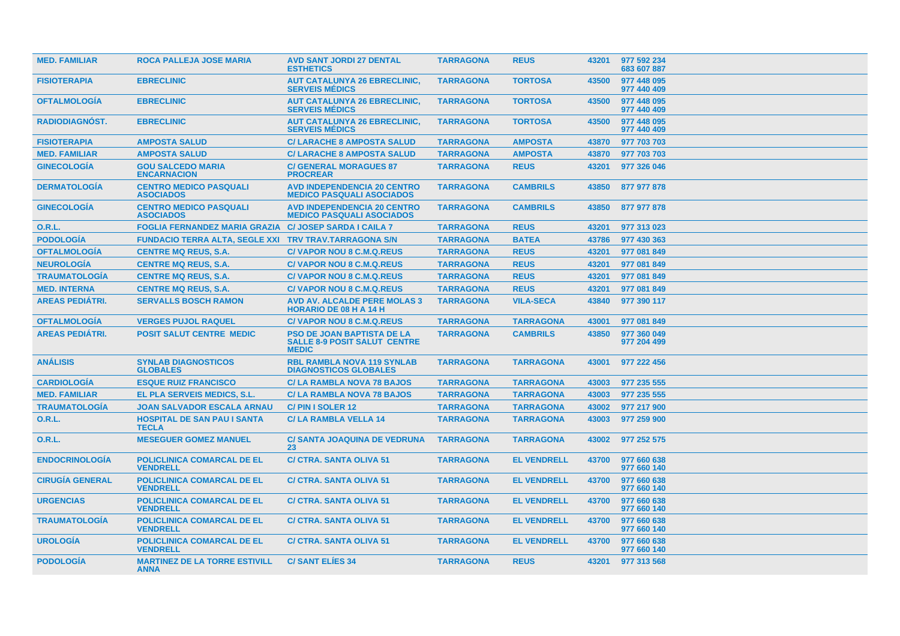| | | | | | | |
|---|---|---|---|---|---|---|
| MED. FAMILIAR | ROCA PALLEJA JOSE MARIA | AVD SANT JORDI 27 DENTAL ESTHETICS | TARRAGONA | REUS | 43201 | 977 592 234 683 607 887 |
| FISIOTERAPIA | EBRECLINIC | AUT CATALUNYA 26 EBRECLINIC, SERVEIS MÉDICS | TARRAGONA | TORTOSA | 43500 | 977 448 095 977 440 409 |
| OFTALMOLOGÍA | EBRECLINIC | AUT CATALUNYA 26 EBRECLINIC, SERVEIS MÉDICS | TARRAGONA | TORTOSA | 43500 | 977 448 095 977 440 409 |
| RADIODIAGNÓST. | EBRECLINIC | AUT CATALUNYA 26 EBRECLINIC, SERVEIS MÉDICS | TARRAGONA | TORTOSA | 43500 | 977 448 095 977 440 409 |
| FISIOTERAPIA | AMPOSTA SALUD | C/ LARACHE 8 AMPOSTA SALUD | TARRAGONA | AMPOSTA | 43870 | 977 703 703 |
| MED. FAMILIAR | AMPOSTA SALUD | C/ LARACHE 8 AMPOSTA SALUD | TARRAGONA | AMPOSTA | 43870 | 977 703 703 |
| GINECOLOGÍA | GOU SALCEDO MARIA ENCARNACION | C/ GENERAL MORAGUES 87 PROCREAR | TARRAGONA | REUS | 43201 | 977 326 046 |
| DERMATOLOGÍA | CENTRO MEDICO PASQUALI ASOCIADOS | AVD INDEPENDENCIA 20 CENTRO MEDICO PASQUALI ASOCIADOS | TARRAGONA | CAMBRILS | 43850 | 877 977 878 |
| GINECOLOGÍA | CENTRO MEDICO PASQUALI ASOCIADOS | AVD INDEPENDENCIA 20 CENTRO MEDICO PASQUALI ASOCIADOS | TARRAGONA | CAMBRILS | 43850 | 877 977 878 |
| O.R.L. | FOGLIA FERNANDEZ MARIA GRAZIA | C/ JOSEP SARDA I CAILA 7 | TARRAGONA | REUS | 43201 | 977 313 023 |
| PODOLOGÍA | FUNDACIO TERRA ALTA, SEGLE XXI | TRV TRAV.TARRAGONA S/N | TARRAGONA | BATEA | 43786 | 977 430 363 |
| OFTALMOLOGÍA | CENTRE MQ REUS, S.A. | C/ VAPOR NOU 8 C.M.Q.REUS | TARRAGONA | REUS | 43201 | 977 081 849 |
| NEUROLOGÍA | CENTRE MQ REUS, S.A. | C/ VAPOR NOU 8 C.M.Q.REUS | TARRAGONA | REUS | 43201 | 977 081 849 |
| TRAUMATOLOGÍA | CENTRE MQ REUS, S.A. | C/ VAPOR NOU 8 C.M.Q.REUS | TARRAGONA | REUS | 43201 | 977 081 849 |
| MED. INTERNA | CENTRE MQ REUS, S.A. | C/ VAPOR NOU 8 C.M.Q.REUS | TARRAGONA | REUS | 43201 | 977 081 849 |
| AREAS PEDIÁTRI. | SERVALLS BOSCH RAMON | AVD AV. ALCALDE PERE MOLAS 3 HORARIO DE 08 H A 14 H | TARRAGONA | VILA-SECA | 43840 | 977 390 117 |
| OFTALMOLOGÍA | VERGES PUJOL RAQUEL | C/ VAPOR NOU 8 C.M.Q.REUS | TARRAGONA | TARRAGONA | 43001 | 977 081 849 |
| AREAS PEDIÁTRI. | POSIT SALUT CENTRE MEDIC | PSO DE JOAN BAPTISTA DE LA SALLE 8-9 POSIT SALUT CENTRE MEDIC | TARRAGONA | CAMBRILS | 43850 | 977 360 049 977 204 499 |
| ANÁLISIS | SYNLAB DIAGNOSTICOS GLOBALES | RBL RAMBLA NOVA 119 SYNLAB DIAGNOSTICOS GLOBALES | TARRAGONA | TARRAGONA | 43001 | 977 222 456 |
| CARDIOLOGÍA | ESQUE RUIZ FRANCISCO | C/ LA RAMBLA NOVA 78 BAJOS | TARRAGONA | TARRAGONA | 43003 | 977 235 555 |
| MED. FAMILIAR | EL PLA SERVEIS MEDICS, S.L. | C/ LA RAMBLA NOVA 78 BAJOS | TARRAGONA | TARRAGONA | 43003 | 977 235 555 |
| TRAUMATOLOGÍA | JOAN SALVADOR ESCALA ARNAU | C/ PIN I SOLER 12 | TARRAGONA | TARRAGONA | 43002 | 977 217 900 |
| O.R.L. | HOSPITAL DE SAN PAU I SANTA TECLA | C/ LA RAMBLA VELLA 14 | TARRAGONA | TARRAGONA | 43003 | 977 259 900 |
| O.R.L. | MESEGUER GOMEZ MANUEL | C/ SANTA JOAQUINA DE VEDRUNA 23 | TARRAGONA | TARRAGONA | 43002 | 977 252 575 |
| ENDOCRINOLOGÍA | POLICLINICA COMARCAL DE EL VENDRELL | C/ CTRA. SANTA OLIVA 51 | TARRAGONA | EL VENDRELL | 43700 | 977 660 638 977 660 140 |
| CIRUGÍA GENERAL | POLICLINICA COMARCAL DE EL VENDRELL | C/ CTRA. SANTA OLIVA 51 | TARRAGONA | EL VENDRELL | 43700 | 977 660 638 977 660 140 |
| URGENCIAS | POLICLINICA COMARCAL DE EL VENDRELL | C/ CTRA. SANTA OLIVA 51 | TARRAGONA | EL VENDRELL | 43700 | 977 660 638 977 660 140 |
| TRAUMATOLOGÍA | POLICLINICA COMARCAL DE EL VENDRELL | C/ CTRA. SANTA OLIVA 51 | TARRAGONA | EL VENDRELL | 43700 | 977 660 638 977 660 140 |
| UROLOGÍA | POLICLINICA COMARCAL DE EL VENDRELL | C/ CTRA. SANTA OLIVA 51 | TARRAGONA | EL VENDRELL | 43700 | 977 660 638 977 660 140 |
| PODOLOGÍA | MARTINEZ DE LA TORRE ESTIVILL ANNA | C/ SANT ELÍES 34 | TARRAGONA | REUS | 43201 | 977 313 568 |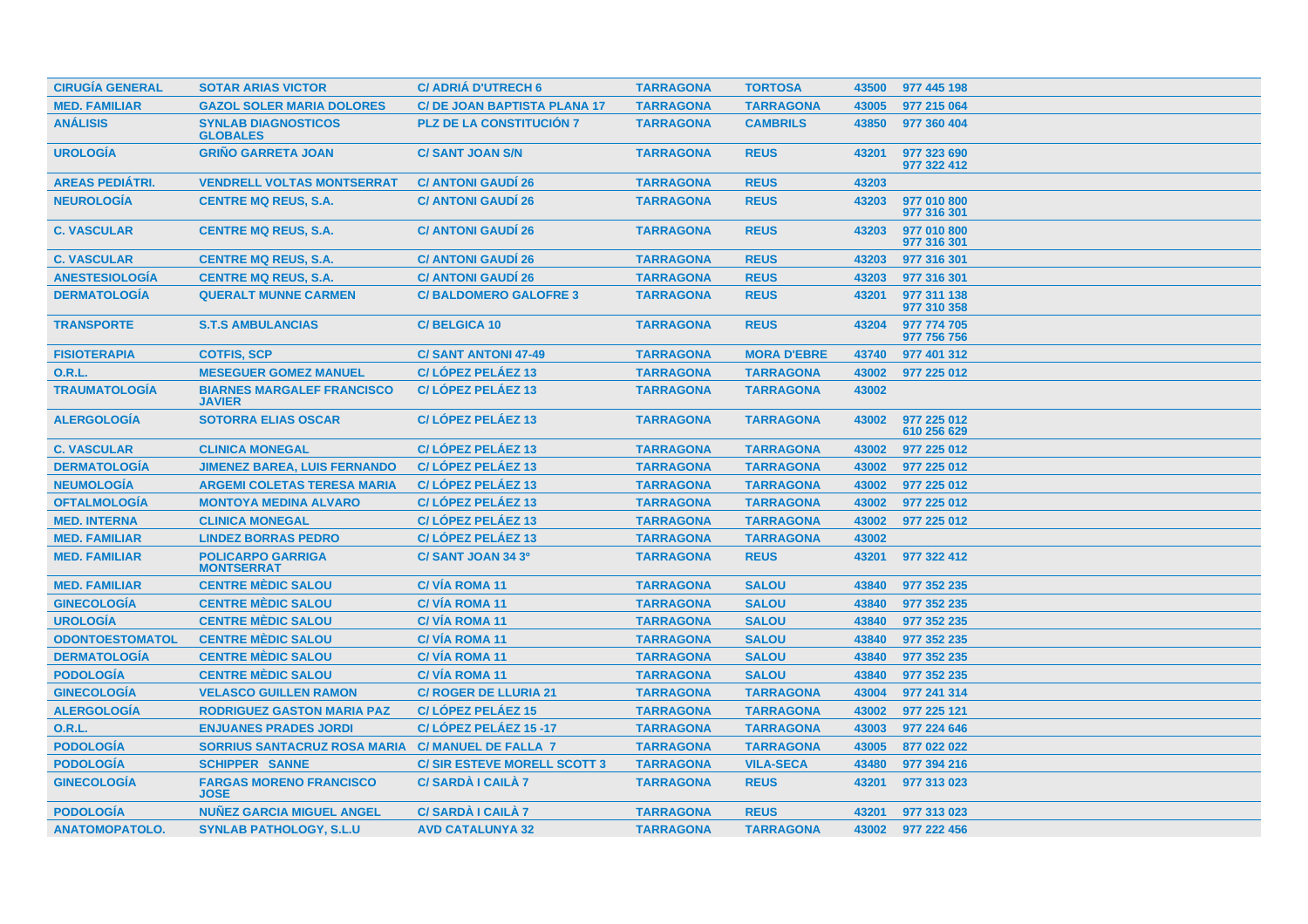| | | | | | | |
|---|---|---|---|---|---|---|
| CIRUGÍA GENERAL | SOTAR ARIAS VICTOR | C/ ADRIÁ D'UTRECH 6 | TARRAGONA | TORTOSA | 43500 | 977 445 198 |
| MED. FAMILIAR | GAZOL SOLER MARIA DOLORES | C/ DE JOAN BAPTISTA PLANA 17 | TARRAGONA | TARRAGONA | 43005 | 977 215 064 |
| ANÁLISIS | SYNLAB DIAGNOSTICOS GLOBALES | PLZ DE LA CONSTITUCIÓN 7 | TARRAGONA | CAMBRILS | 43850 | 977 360 404 |
| UROLOGÍA | GRIÑO GARRETA JOAN | C/ SANT JOAN S/N | TARRAGONA | REUS | 43201 | 977 323 690 977 322 412 |
| AREAS PEDIÁTRI. | VENDRELL VOLTAS MONTSERRAT | C/ ANTONI GAUDÍ 26 | TARRAGONA | REUS | 43203 | |
| NEUROLOGÍA | CENTRE MQ REUS, S.A. | C/ ANTONI GAUDÍ 26 | TARRAGONA | REUS | 43203 | 977 010 800 977 316 301 |
| C. VASCULAR | CENTRE MQ REUS, S.A. | C/ ANTONI GAUDÍ 26 | TARRAGONA | REUS | 43203 | 977 010 800 977 316 301 |
| C. VASCULAR | CENTRE MQ REUS, S.A. | C/ ANTONI GAUDÍ 26 | TARRAGONA | REUS | 43203 | 977 316 301 |
| ANESTESIOLOGÍA | CENTRE MQ REUS, S.A. | C/ ANTONI GAUDÍ 26 | TARRAGONA | REUS | 43203 | 977 316 301 |
| DERMATOLOGÍA | QUERALT MUNNE CARMEN | C/ BALDOMERO GALOFRE 3 | TARRAGONA | REUS | 43201 | 977 311 138 977 310 358 |
| TRANSPORTE | S.T.S AMBULANCIAS | C/ BELGICA 10 | TARRAGONA | REUS | 43204 | 977 774 705 977 756 756 |
| FISIOTERAPIA | COTFIS, SCP | C/ SANT ANTONI 47-49 | TARRAGONA | MORA D'EBRE | 43740 | 977 401 312 |
| O.R.L. | MESEGUER GOMEZ MANUEL | C/ LÓPEZ PELÁEZ 13 | TARRAGONA | TARRAGONA | 43002 | 977 225 012 |
| TRAUMATOLOGÍA | BIARNES MARGALEF FRANCISCO JAVIER | C/ LÓPEZ PELÁEZ 13 | TARRAGONA | TARRAGONA | 43002 | |
| ALERGOLOGÍA | SOTORRA ELIAS OSCAR | C/ LÓPEZ PELÁEZ 13 | TARRAGONA | TARRAGONA | 43002 | 977 225 012 610 256 629 |
| C. VASCULAR | CLINICA MONEGAL | C/ LÓPEZ PELÁEZ 13 | TARRAGONA | TARRAGONA | 43002 | 977 225 012 |
| DERMATOLOGÍA | JIMENEZ BAREA, LUIS FERNANDO | C/ LÓPEZ PELÁEZ 13 | TARRAGONA | TARRAGONA | 43002 | 977 225 012 |
| NEUMOLOGÍA | ARGEMI COLETAS TERESA MARIA | C/ LÓPEZ PELÁEZ 13 | TARRAGONA | TARRAGONA | 43002 | 977 225 012 |
| OFTALMOLOGÍA | MONTOYA MEDINA ALVARO | C/ LÓPEZ PELÁEZ 13 | TARRAGONA | TARRAGONA | 43002 | 977 225 012 |
| MED. INTERNA | CLINICA MONEGAL | C/ LÓPEZ PELÁEZ 13 | TARRAGONA | TARRAGONA | 43002 | 977 225 012 |
| MED. FAMILIAR | LINDEZ BORRAS PEDRO | C/ LÓPEZ PELÁEZ 13 | TARRAGONA | TARRAGONA | 43002 | |
| MED. FAMILIAR | POLICARPO GARRIGA MONTSERRAT | C/ SANT JOAN 34 3º | TARRAGONA | REUS | 43201 | 977 322 412 |
| MED. FAMILIAR | CENTRE MÈDIC SALOU | C/ VÍA ROMA 11 | TARRAGONA | SALOU | 43840 | 977 352 235 |
| GINECOLOGÍA | CENTRE MÈDIC SALOU | C/ VÍA ROMA 11 | TARRAGONA | SALOU | 43840 | 977 352 235 |
| UROLOGÍA | CENTRE MÈDIC SALOU | C/ VÍA ROMA 11 | TARRAGONA | SALOU | 43840 | 977 352 235 |
| ODONTOESTOMATOL | CENTRE MÈDIC SALOU | C/ VÍA ROMA 11 | TARRAGONA | SALOU | 43840 | 977 352 235 |
| DERMATOLOGÍA | CENTRE MÈDIC SALOU | C/ VÍA ROMA 11 | TARRAGONA | SALOU | 43840 | 977 352 235 |
| PODOLOGÍA | CENTRE MÈDIC SALOU | C/ VÍA ROMA 11 | TARRAGONA | SALOU | 43840 | 977 352 235 |
| GINECOLOGÍA | VELASCO GUILLEN RAMON | C/ ROGER DE LLURIA 21 | TARRAGONA | TARRAGONA | 43004 | 977 241 314 |
| ALERGOLOGÍA | RODRIGUEZ GASTON MARIA PAZ | C/ LÓPEZ PELÁEZ 15 | TARRAGONA | TARRAGONA | 43002 | 977 225 121 |
| O.R.L. | ENJUANES PRADES JORDI | C/ LÓPEZ PELÁEZ 15 -17 | TARRAGONA | TARRAGONA | 43003 | 977 224 646 |
| PODOLOGÍA | SORRIUS SANTACRUZ ROSA MARIA | C/ MANUEL DE FALLA 7 | TARRAGONA | TARRAGONA | 43005 | 877 022 022 |
| PODOLOGÍA | SCHIPPER SANNE | C/ SIR ESTEVE MORELL SCOTT 3 | TARRAGONA | VILA-SECA | 43480 | 977 394 216 |
| GINECOLOGÍA | FARGAS MORENO FRANCISCO JOSE | C/ SARDÀ I CAILÀ 7 | TARRAGONA | REUS | 43201 | 977 313 023 |
| PODOLOGÍA | NUÑEZ GARCIA MIGUEL ANGEL | C/ SARDÀ I CAILÀ 7 | TARRAGONA | REUS | 43201 | 977 313 023 |
| ANATOMOPATOLO. | SYNLAB PATHOLOGY, S.L.U | AVD CATALUNYA 32 | TARRAGONA | TARRAGONA | 43002 | 977 222 456 |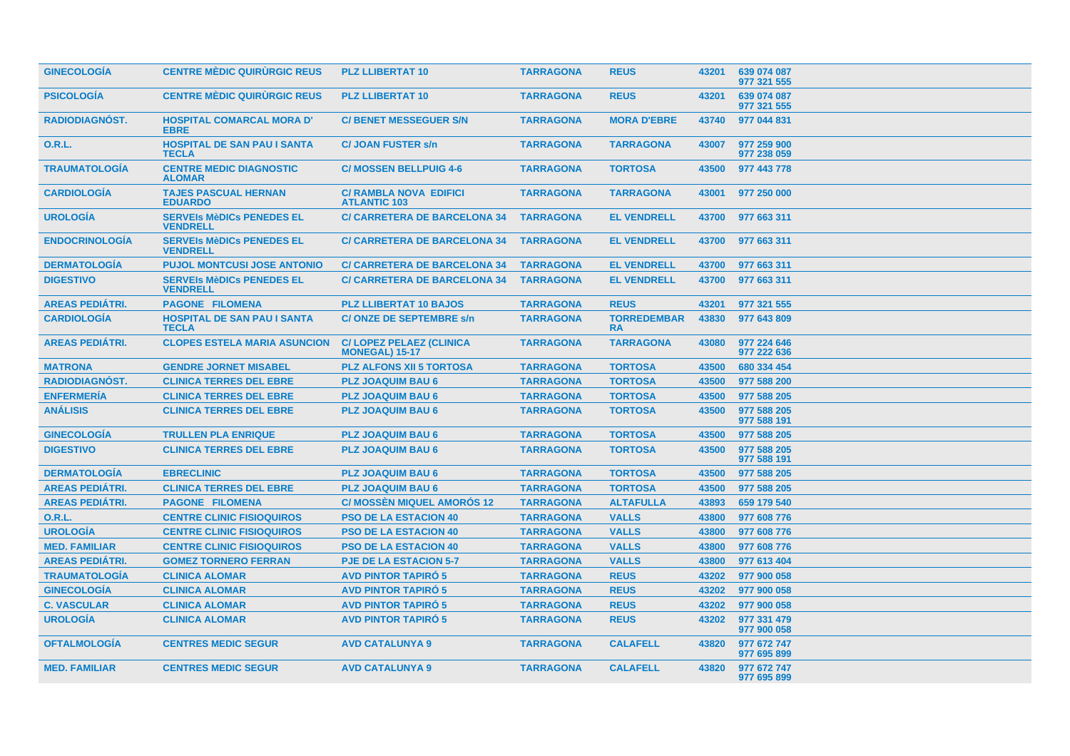| GINECOLOGÍA | CENTRE MÈDIC QUIRÙRGIC REUS | PLZ LLIBERTAT 10 | TARRAGONA | REUS | 43201 | 639 074 087 977 321 555 |
|---|---|---|---|---|---|---|
| PSICOLOGÍA | CENTRE MÈDIC QUIRÙRGIC REUS | PLZ LLIBERTAT 10 | TARRAGONA | REUS | 43201 | 639 074 087 977 321 555 |
| RADIODIAGNÓST. | HOSPITAL COMARCAL MORA D' EBRE | C/ BENET MESSEGUER S/N | TARRAGONA | MORA D'EBRE | 43740 | 977 044 831 |
| O.R.L. | HOSPITAL DE SAN PAU I SANTA TECLA | C/ JOAN FUSTER s/n | TARRAGONA | TARRAGONA | 43007 | 977 259 900 977 238 059 |
| TRAUMATOLOGÍA | CENTRE MEDIC DIAGNOSTIC ALOMAR | C/ MOSSEN BELLPUIG 4-6 | TARRAGONA | TORTOSA | 43500 | 977 443 778 |
| CARDIOLOGÍA | TAJES PASCUAL HERNAN EDUARDO | C/ RAMBLA NOVA EDIFICI ATLANTIC 103 | TARRAGONA | TARRAGONA | 43001 | 977 250 000 |
| UROLOGÍA | SERVEIs MèDICs PENEDES EL VENDRELL | C/ CARRETERA DE BARCELONA 34 | TARRAGONA | EL VENDRELL | 43700 | 977 663 311 |
| ENDOCRINOLOGÍA | SERVEIs MèDICs PENEDES EL VENDRELL | C/ CARRETERA DE BARCELONA 34 | TARRAGONA | EL VENDRELL | 43700 | 977 663 311 |
| DERMATOLOGÍA | PUJOL MONTCUSI JOSE ANTONIO | C/ CARRETERA DE BARCELONA 34 | TARRAGONA | EL VENDRELL | 43700 | 977 663 311 |
| DIGESTIVO | SERVEIs MèDICs PENEDES EL VENDRELL | C/ CARRETERA DE BARCELONA 34 | TARRAGONA | EL VENDRELL | 43700 | 977 663 311 |
| AREAS PEDIÁTRI. | PAGONE FILOMENA | PLZ LLIBERTAT 10 BAJOS | TARRAGONA | REUS | 43201 | 977 321 555 |
| CARDIOLOGÍA | HOSPITAL DE SAN PAU I SANTA TECLA | C/ ONZE DE SEPTEMBRE s/n | TARRAGONA | TORREDEMBARRA | 43830 | 977 643 809 |
| AREAS PEDIÁTRI. | CLOPES ESTELA MARIA ASUNCION | C/ LOPEZ PELAEZ (CLINICA MONEGAL) 15-17 | TARRAGONA | TARRAGONA | 43080 | 977 224 646 977 222 636 |
| MATRONA | GENDRE JORNET MISABEL | PLZ ALFONS XII 5 TORTOSA | TARRAGONA | TORTOSA | 43500 | 680 334 454 |
| RADIODIAGNÓST. | CLINICA TERRES DEL EBRE | PLZ JOAQUIM BAU 6 | TARRAGONA | TORTOSA | 43500 | 977 588 200 |
| ENFERMERÍA | CLINICA TERRES DEL EBRE | PLZ JOAQUIM BAU 6 | TARRAGONA | TORTOSA | 43500 | 977 588 205 |
| ANÁLISIS | CLINICA TERRES DEL EBRE | PLZ JOAQUIM BAU 6 | TARRAGONA | TORTOSA | 43500 | 977 588 205 977 588 191 |
| GINECOLOGÍA | TRULLEN PLA ENRIQUE | PLZ JOAQUIM BAU 6 | TARRAGONA | TORTOSA | 43500 | 977 588 205 |
| DIGESTIVO | CLINICA TERRES DEL EBRE | PLZ JOAQUIM BAU 6 | TARRAGONA | TORTOSA | 43500 | 977 588 205 977 588 191 |
| DERMATOLOGÍA | EBRECLINIC | PLZ JOAQUIM BAU 6 | TARRAGONA | TORTOSA | 43500 | 977 588 205 |
| AREAS PEDIÁTRI. | CLINICA TERRES DEL EBRE | PLZ JOAQUIM BAU 6 | TARRAGONA | TORTOSA | 43500 | 977 588 205 |
| AREAS PEDIÁTRI. | PAGONE FILOMENA | C/ MOSSÈN MIQUEL AMORÓS 12 | TARRAGONA | ALTAFULLA | 43893 | 659 179 540 |
| O.R.L. | CENTRE CLINIC FISIOQUIROS | PSO DE LA ESTACION 40 | TARRAGONA | VALLS | 43800 | 977 608 776 |
| UROLOGÍA | CENTRE CLINIC FISIOQUIROS | PSO DE LA ESTACION 40 | TARRAGONA | VALLS | 43800 | 977 608 776 |
| MED. FAMILIAR | CENTRE CLINIC FISIOQUIROS | PSO DE LA ESTACION 40 | TARRAGONA | VALLS | 43800 | 977 608 776 |
| AREAS PEDIÁTRI. | GOMEZ TORNERO FERRAN | PJE DE LA ESTACION 5-7 | TARRAGONA | VALLS | 43800 | 977 613 404 |
| TRAUMATOLOGÍA | CLINICA ALOMAR | AVD PINTOR TAPIRÓ 5 | TARRAGONA | REUS | 43202 | 977 900 058 |
| GINECOLOGÍA | CLINICA ALOMAR | AVD PINTOR TAPIRÓ 5 | TARRAGONA | REUS | 43202 | 977 900 058 |
| C. VASCULAR | CLINICA ALOMAR | AVD PINTOR TAPIRÓ 5 | TARRAGONA | REUS | 43202 | 977 900 058 |
| UROLOGÍA | CLINICA ALOMAR | AVD PINTOR TAPIRÓ 5 | TARRAGONA | REUS | 43202 | 977 331 479 977 900 058 |
| OFTALMOLOGÍA | CENTRES MEDIC SEGUR | AVD CATALUNYA 9 | TARRAGONA | CALAFELL | 43820 | 977 672 747 977 695 899 |
| MED. FAMILIAR | CENTRES MEDIC SEGUR | AVD CATALUNYA 9 | TARRAGONA | CALAFELL | 43820 | 977 672 747 977 695 899 |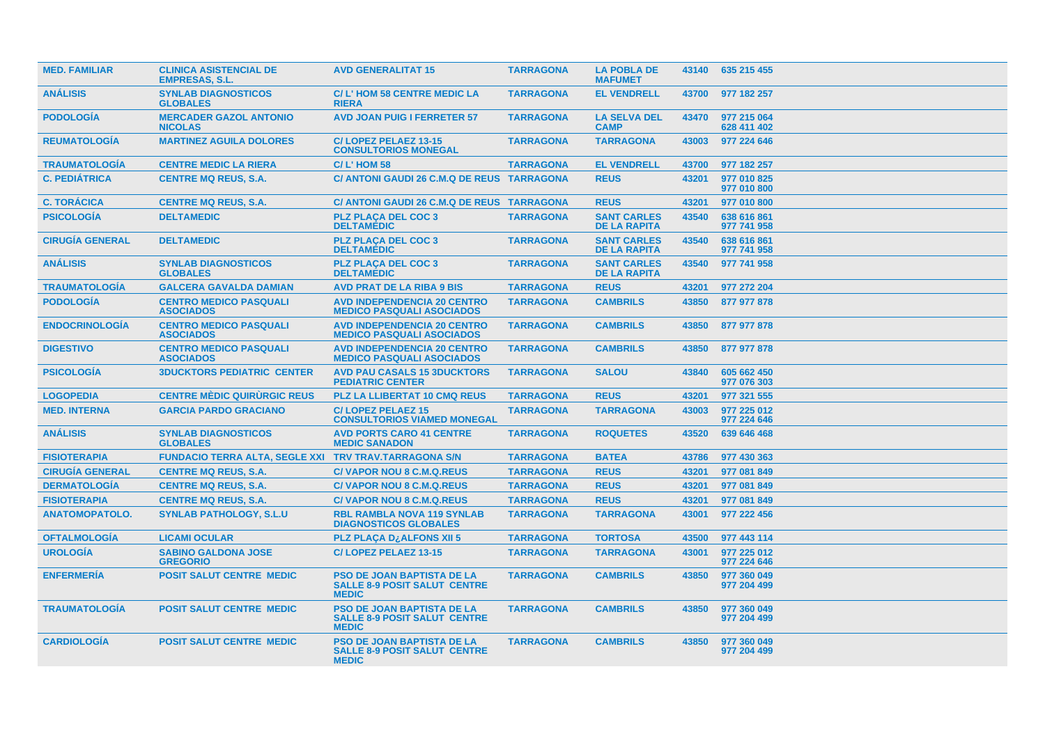| | | | | | | |
|---|---|---|---|---|---|---|
| MED. FAMILIAR | CLINICA ASISTENCIAL DE EMPRESAS, S.L. | AVD GENERALITAT 15 | TARRAGONA | LA POBLA DE MAFUMET | 43140 | 635 215 455 |
| ANÁLISIS | SYNLAB DIAGNOSTICOS GLOBALES | C/ L' HOM 58 CENTRE MEDIC LA RIERA | TARRAGONA | EL VENDRELL | 43700 | 977 182 257 |
| PODOLOGÍA | MERCADER GAZOL ANTONIO NICOLAS | AVD JOAN PUIG I FERRETER 57 | TARRAGONA | LA SELVA DEL CAMP | 43470 | 977 215 064 628 411 402 |
| REUMATOLOGÍA | MARTINEZ AGUILA DOLORES | C/ LOPEZ PELAEZ 13-15 CONSULTORIOS MONEGAL | TARRAGONA | TARRAGONA | 43003 | 977 224 646 |
| TRAUMATOLOGÍA | CENTRE MEDIC LA RIERA | C/ L' HOM 58 | TARRAGONA | EL VENDRELL | 43700 | 977 182 257 |
| C. PEDIÁTRICA | CENTRE MQ REUS, S.A. | C/ ANTONI GAUDI 26 C.M.Q DE REUS | TARRAGONA | REUS | 43201 | 977 010 825 977 010 800 |
| C. TORÁCICA | CENTRE MQ REUS, S.A. | C/ ANTONI GAUDI 26 C.M.Q DE REUS | TARRAGONA | REUS | 43201 | 977 010 800 |
| PSICOLOGÍA | DELTAMEDIC | PLZ PLAÇA DEL COC 3 DELTAMEDIC | TARRAGONA | SANT CARLES DE LA RAPITA | 43540 | 638 616 861 977 741 958 |
| CIRUGÍA GENERAL | DELTAMEDIC | PLZ PLAÇA DEL COC 3 DELTAMEDIC | TARRAGONA | SANT CARLES DE LA RAPITA | 43540 | 638 616 861 977 741 958 |
| ANÁLISIS | SYNLAB DIAGNOSTICOS GLOBALES | PLZ PLAÇA DEL COC 3 DELTAMEDIC | TARRAGONA | SANT CARLES DE LA RAPITA | 43540 | 977 741 958 |
| TRAUMATOLOGÍA | GALCERA GAVALDA DAMIAN | AVD PRAT DE LA RIBA 9 BIS | TARRAGONA | REUS | 43201 | 977 272 204 |
| PODOLOGÍA | CENTRO MEDICO PASQUALI ASOCIADOS | AVD INDEPENDENCIA 20 CENTRO MEDICO PASQUALI ASOCIADOS | TARRAGONA | CAMBRILS | 43850 | 877 977 878 |
| ENDOCRINOLOGÍA | CENTRO MEDICO PASQUALI ASOCIADOS | AVD INDEPENDENCIA 20 CENTRO MEDICO PASQUALI ASOCIADOS | TARRAGONA | CAMBRILS | 43850 | 877 977 878 |
| DIGESTIVO | CENTRO MEDICO PASQUALI ASOCIADOS | AVD INDEPENDENCIA 20 CENTRO MEDICO PASQUALI ASOCIADOS | TARRAGONA | CAMBRILS | 43850 | 877 977 878 |
| PSICOLOGÍA | 3DUCKTORS PEDIATRIC CENTER | AVD PAU CASALS 15 3DUCKTORS PEDIATRIC CENTER | TARRAGONA | SALOU | 43840 | 605 662 450 977 076 303 |
| LOGOPEDIA | CENTRE MÈDIC QUIRÙRGIC REUS | PLZ LA LLIBERTAT 10 CMQ REUS | TARRAGONA | REUS | 43201 | 977 321 555 |
| MED. INTERNA | GARCIA PARDO GRACIANO | C/ LOPEZ PELAEZ 15 CONSULTORIOS VIAMED MONEGAL | TARRAGONA | TARRAGONA | 43003 | 977 225 012 977 224 646 |
| ANÁLISIS | SYNLAB DIAGNOSTICOS GLOBALES | AVD PORTS CARO 41 CENTRE MEDIC SANADON | TARRAGONA | ROQUETES | 43520 | 639 646 468 |
| FISIOTERAPIA | FUNDACIO TERRA ALTA, SEGLE XXI | TRV TRAV.TARRAGONA S/N | TARRAGONA | BATEA | 43786 | 977 430 363 |
| CIRUGÍA GENERAL | CENTRE MQ REUS, S.A. | C/ VAPOR NOU 8 C.M.Q.REUS | TARRAGONA | REUS | 43201 | 977 081 849 |
| DERMATOLOGÍA | CENTRE MQ REUS, S.A. | C/ VAPOR NOU 8 C.M.Q.REUS | TARRAGONA | REUS | 43201 | 977 081 849 |
| FISIOTERAPIA | CENTRE MQ REUS, S.A. | C/ VAPOR NOU 8 C.M.Q.REUS | TARRAGONA | REUS | 43201 | 977 081 849 |
| ANATOMOPATOLO. | SYNLAB PATHOLOGY, S.L.U | RBL RAMBLA NOVA 119 SYNLAB DIAGNOSTICOS GLOBALES | TARRAGONA | TARRAGONA | 43001 | 977 222 456 |
| OFTALMOLOGÍA | LICAMI OCULAR | PLZ PLAÇA D¿ALFONS XII 5 | TARRAGONA | TORTOSA | 43500 | 977 443 114 |
| UROLOGÍA | SABINO GALDONA JOSE GREGORIO | C/ LOPEZ PELAEZ 13-15 | TARRAGONA | TARRAGONA | 43001 | 977 225 012 977 224 646 |
| ENFERMERÍA | POSIT SALUT CENTRE MEDIC | PSO DE JOAN BAPTISTA DE LA SALLE 8-9 POSIT SALUT CENTRE MEDIC | TARRAGONA | CAMBRILS | 43850 | 977 360 049 977 204 499 |
| TRAUMATOLOGÍA | POSIT SALUT CENTRE MEDIC | PSO DE JOAN BAPTISTA DE LA SALLE 8-9 POSIT SALUT CENTRE MEDIC | TARRAGONA | CAMBRILS | 43850 | 977 360 049 977 204 499 |
| CARDIOLOGÍA | POSIT SALUT CENTRE MEDIC | PSO DE JOAN BAPTISTA DE LA SALLE 8-9 POSIT SALUT CENTRE MEDIC | TARRAGONA | CAMBRILS | 43850 | 977 360 049 977 204 499 |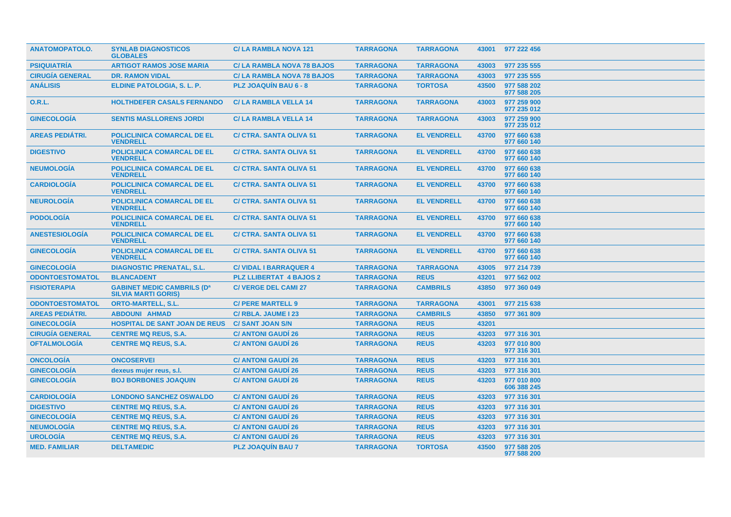| | | | | | | |
|---|---|---|---|---|---|---|
| ANATOMOPATOLO. | SYNLAB DIAGNOSTICOS GLOBALES | C/ LA RAMBLA NOVA 121 | TARRAGONA | TARRAGONA | 43001 | 977 222 456 |
| PSIQUIATRÍA | ARTIGOT RAMOS JOSE MARIA | C/ LA RAMBLA NOVA 78 BAJOS | TARRAGONA | TARRAGONA | 43003 | 977 235 555 |
| CIRUGÍA GENERAL | DR. RAMON VIDAL | C/ LA RAMBLA NOVA 78 BAJOS | TARRAGONA | TARRAGONA | 43003 | 977 235 555 |
| ANÁLISIS | ELDINE PATOLOGIA, S. L. P. | PLZ JOAQUÍN BAU 6 - 8 | TARRAGONA | TORTOSA | 43500 | 977 588 202<br>977 588 205 |
| O.R.L. | HOLTHDEFER CASALS FERNANDO | C/ LA RAMBLA VELLA 14 | TARRAGONA | TARRAGONA | 43003 | 977 259 900<br>977 235 012 |
| GINECOLOGÍA | SENTIS MASLLORENS JORDI | C/ LA RAMBLA VELLA 14 | TARRAGONA | TARRAGONA | 43003 | 977 259 900<br>977 235 012 |
| AREAS PEDIÁTRI. | POLICLINICA COMARCAL DE EL VENDRELL | C/ CTRA. SANTA OLIVA 51 | TARRAGONA | EL VENDRELL | 43700 | 977 660 638<br>977 660 140 |
| DIGESTIVO | POLICLINICA COMARCAL DE EL VENDRELL | C/ CTRA. SANTA OLIVA 51 | TARRAGONA | EL VENDRELL | 43700 | 977 660 638<br>977 660 140 |
| NEUMOLOGÍA | POLICLINICA COMARCAL DE EL VENDRELL | C/ CTRA. SANTA OLIVA 51 | TARRAGONA | EL VENDRELL | 43700 | 977 660 638<br>977 660 140 |
| CARDIOLOGÍA | POLICLINICA COMARCAL DE EL VENDRELL | C/ CTRA. SANTA OLIVA 51 | TARRAGONA | EL VENDRELL | 43700 | 977 660 638<br>977 660 140 |
| NEUROLOGÍA | POLICLINICA COMARCAL DE EL VENDRELL | C/ CTRA. SANTA OLIVA 51 | TARRAGONA | EL VENDRELL | 43700 | 977 660 638<br>977 660 140 |
| PODOLOGÍA | POLICLINICA COMARCAL DE EL VENDRELL | C/ CTRA. SANTA OLIVA 51 | TARRAGONA | EL VENDRELL | 43700 | 977 660 638<br>977 660 140 |
| ANESTESIOLOGÍA | POLICLINICA COMARCAL DE EL VENDRELL | C/ CTRA. SANTA OLIVA 51 | TARRAGONA | EL VENDRELL | 43700 | 977 660 638<br>977 660 140 |
| GINECOLOGÍA | POLICLINICA COMARCAL DE EL VENDRELL | C/ CTRA. SANTA OLIVA 51 | TARRAGONA | EL VENDRELL | 43700 | 977 660 638<br>977 660 140 |
| GINECOLOGÍA | DIAGNOSTIC PRENATAL, S.L. | C/ VIDAL I BARRAQUER 4 | TARRAGONA | TARRAGONA | 43005 | 977 214 739 |
| ODONTOESTOMATOL | BLANCADENT | PLZ LLIBERTAT 4 BAJOS 2 | TARRAGONA | REUS | 43201 | 977 562 002 |
| FISIOTERAPIA | GABINET MEDIC CAMBRILS (Dª SILVIA MARTI GORIS) | C/ VERGE DEL CAMI 27 | TARRAGONA | CAMBRILS | 43850 | 977 360 049 |
| ODONTOESTOMATOL | ORTO-MARTELL, S.L. | C/ PERE MARTELL 9 | TARRAGONA | TARRAGONA | 43001 | 977 215 638 |
| AREAS PEDIÁTRI. | ABDOUNI AHMAD | C/ RBLA. JAUME I 23 | TARRAGONA | CAMBRILS | 43850 | 977 361 809 |
| GINECOLOGÍA | HOSPITAL DE SANT JOAN DE REUS | C/ SANT JOAN S/N | TARRAGONA | REUS | 43201 | |
| CIRUGÍA GENERAL | CENTRE MQ REUS, S.A. | C/ ANTONI GAUDÍ 26 | TARRAGONA | REUS | 43203 | 977 316 301 |
| OFTALMOLOGÍA | CENTRE MQ REUS, S.A. | C/ ANTONI GAUDÍ 26 | TARRAGONA | REUS | 43203 | 977 010 800<br>977 316 301 |
| ONCOLOGÍA | ONCOSERVEI | C/ ANTONI GAUDÍ 26 | TARRAGONA | REUS | 43203 | 977 316 301 |
| GINECOLOGÍA | dexeus mujer reus, s.l. | C/ ANTONI GAUDÍ 26 | TARRAGONA | REUS | 43203 | 977 316 301 |
| GINECOLOGÍA | BOJ BORBONES JOAQUIN | C/ ANTONI GAUDÍ 26 | TARRAGONA | REUS | 43203 | 977 010 800<br>606 388 245 |
| CARDIOLOGÍA | LONDONO SANCHEZ OSWALDO | C/ ANTONI GAUDÍ 26 | TARRAGONA | REUS | 43203 | 977 316 301 |
| DIGESTIVO | CENTRE MQ REUS, S.A. | C/ ANTONI GAUDÍ 26 | TARRAGONA | REUS | 43203 | 977 316 301 |
| GINECOLOGÍA | CENTRE MQ REUS, S.A. | C/ ANTONI GAUDÍ 26 | TARRAGONA | REUS | 43203 | 977 316 301 |
| NEUMOLOGÍA | CENTRE MQ REUS, S.A. | C/ ANTONI GAUDÍ 26 | TARRAGONA | REUS | 43203 | 977 316 301 |
| UROLOGÍA | CENTRE MQ REUS, S.A. | C/ ANTONI GAUDÍ 26 | TARRAGONA | REUS | 43203 | 977 316 301 |
| MED. FAMILIAR | DELTAMEDIC | PLZ JOAQUÍN BAU 7 | TARRAGONA | TORTOSA | 43500 | 977 588 205<br>977 588 200 |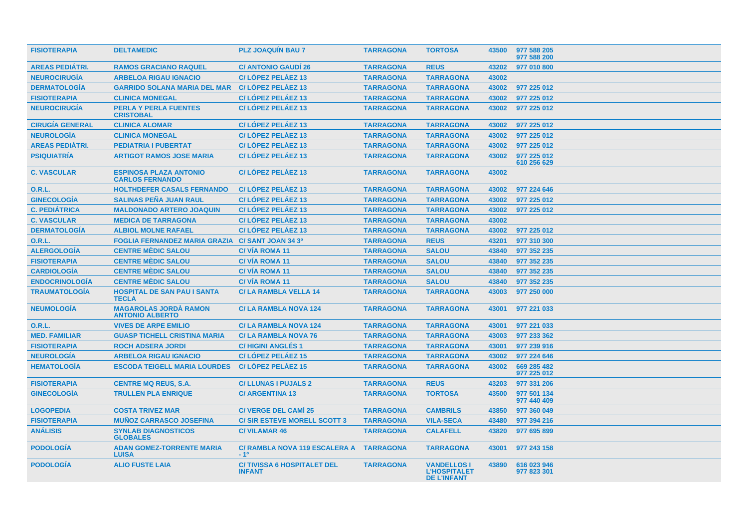| | | | | | | |
|---|---|---|---|---|---|---|
| FISIOTERAPIA | DELTAMEDIC | PLZ JOAQUÍN BAU 7 | TARRAGONA | TORTOSA | 43500 | 977 588 205 977 588 200 |
| AREAS PEDIÁTRI. | RAMOS GRACIANO RAQUEL | C/ ANTONIO GAUDÍ 26 | TARRAGONA | REUS | 43202 | 977 010 800 |
| NEUROCIRUGÍA | ARBELOA RIGAU IGNACIO | C/ LÓPEZ PELÁEZ 13 | TARRAGONA | TARRAGONA | 43002 | |
| DERMATOLOGÍA | GARRIDO SOLANA MARIA DEL MAR | C/ LÓPEZ PELÁEZ 13 | TARRAGONA | TARRAGONA | 43002 | 977 225 012 |
| FISIOTERAPIA | CLINICA MONEGAL | C/ LÓPEZ PELÁEZ 13 | TARRAGONA | TARRAGONA | 43002 | 977 225 012 |
| NEUROCIRUGÍA | PERLA Y PERLA FUENTES CRISTOBAL | C/ LÓPEZ PELÁEZ 13 | TARRAGONA | TARRAGONA | 43002 | 977 225 012 |
| CIRUGÍA GENERAL | CLINICA ALOMAR | C/ LÓPEZ PELÁEZ 13 | TARRAGONA | TARRAGONA | 43002 | 977 225 012 |
| NEUROLOGÍA | CLINICA MONEGAL | C/ LÓPEZ PELÁEZ 13 | TARRAGONA | TARRAGONA | 43002 | 977 225 012 |
| AREAS PEDIÁTRI. | PEDIATRIA I PUBERTAT | C/ LÓPEZ PELÁEZ 13 | TARRAGONA | TARRAGONA | 43002 | 977 225 012 |
| PSIQUIATRÍA | ARTIGOT RAMOS JOSE MARIA | C/ LÓPEZ PELÁEZ 13 | TARRAGONA | TARRAGONA | 43002 | 977 225 012 610 256 629 |
| C. VASCULAR | ESPINOSA PLAZA ANTONIO CARLOS FERNANDO | C/ LÓPEZ PELÁEZ 13 | TARRAGONA | TARRAGONA | 43002 | |
| O.R.L. | HOLTHDEFER CASALS FERNANDO | C/ LÓPEZ PELÁEZ 13 | TARRAGONA | TARRAGONA | 43002 | 977 224 646 |
| GINECOLOGÍA | SALINAS PEÑA JUAN RAUL | C/ LÓPEZ PELÁEZ 13 | TARRAGONA | TARRAGONA | 43002 | 977 225 012 |
| C. PEDIÁTRICA | MALDONADO ARTERO JOAQUIN | C/ LÓPEZ PELÁEZ 13 | TARRAGONA | TARRAGONA | 43002 | 977 225 012 |
| C. VASCULAR | MEDICA DE TARRAGONA | C/ LÓPEZ PELÁEZ 13 | TARRAGONA | TARRAGONA | 43002 | |
| DERMATOLOGÍA | ALBIOL MOLNE RAFAEL | C/ LÓPEZ PELÁEZ 13 | TARRAGONA | TARRAGONA | 43002 | 977 225 012 |
| O.R.L. | FOGLIA FERNANDEZ MARIA GRAZIA | C/ SANT JOAN 34 3º | TARRAGONA | REUS | 43201 | 977 310 300 |
| ALERGOLOGÍA | CENTRE MÈDIC SALOU | C/ VÍA ROMA 11 | TARRAGONA | SALOU | 43840 | 977 352 235 |
| FISIOTERAPIA | CENTRE MÈDIC SALOU | C/ VÍA ROMA 11 | TARRAGONA | SALOU | 43840 | 977 352 235 |
| CARDIOLOGÍA | CENTRE MÈDIC SALOU | C/ VÍA ROMA 11 | TARRAGONA | SALOU | 43840 | 977 352 235 |
| ENDOCRINOLOGÍA | CENTRE MÈDIC SALOU | C/ VÍA ROMA 11 | TARRAGONA | SALOU | 43840 | 977 352 235 |
| TRAUMATOLOGÍA | HOSPITAL DE SAN PAU I SANTA TECLA | C/ LA RAMBLA VELLA 14 | TARRAGONA | TARRAGONA | 43003 | 977 250 000 |
| NEUMOLOGÍA | MAGAROLAS JORDÀ RAMON ANTONIO ALBERTO | C/ LA RAMBLA NOVA 124 | TARRAGONA | TARRAGONA | 43001 | 977 221 033 |
| O.R.L. | VIVES DE ARPE EMILIO | C/ LA RAMBLA NOVA 124 | TARRAGONA | TARRAGONA | 43001 | 977 221 033 |
| MED. FAMILIAR | GUASP TICHELL CRISTINA MARIA | C/ LA RAMBLA NOVA 76 | TARRAGONA | TARRAGONA | 43003 | 977 233 362 |
| FISIOTERAPIA | ROCH ADSERA JORDI | C/ HIGINI ANGLÉS 1 | TARRAGONA | TARRAGONA | 43001 | 977 239 916 |
| NEUROLOGÍA | ARBELOA RIGAU IGNACIO | C/ LÓPEZ PELÁEZ 15 | TARRAGONA | TARRAGONA | 43002 | 977 224 646 |
| HEMATOLOGÍA | ESCODA TEIGELL MARIA LOURDES | C/ LÓPEZ PELÁEZ 15 | TARRAGONA | TARRAGONA | 43002 | 669 285 482 977 225 012 |
| FISIOTERAPIA | CENTRE MQ REUS, S.A. | C/ LLUNAS I PUJALS 2 | TARRAGONA | REUS | 43203 | 977 331 206 |
| GINECOLOGÍA | TRULLEN PLA ENRIQUE | C/ ARGENTINA 13 | TARRAGONA | TORTOSA | 43500 | 977 501 134 977 440 409 |
| LOGOPEDIA | COSTA TRIVEZ MAR | C/ VERGE DEL CAMÍ 25 | TARRAGONA | CAMBRILS | 43850 | 977 360 049 |
| FISIOTERAPIA | MUÑOZ CARRASCO JOSEFINA | C/ SIR ESTEVE MORELL SCOTT 3 | TARRAGONA | VILA-SECA | 43480 | 977 394 216 |
| ANÁLISIS | SYNLAB DIAGNOSTICOS GLOBALES | C/ VILAMAR 46 | TARRAGONA | CALAFELL | 43820 | 977 695 899 |
| PODOLOGÍA | ADAN GOMEZ-TORRENTE MARIA LUISA | C/ RAMBLA NOVA 119 ESCALERA A - 1º | TARRAGONA | TARRAGONA | 43001 | 977 243 158 |
| PODOLOGÍA | ALIO FUSTE LAIA | C/ TIVISSA 6 HOSPITALET DEL INFANT | TARRAGONA | VANDELLOS I L'HOSPITALET DE L'INFANT | 43890 | 616 023 946 977 823 301 |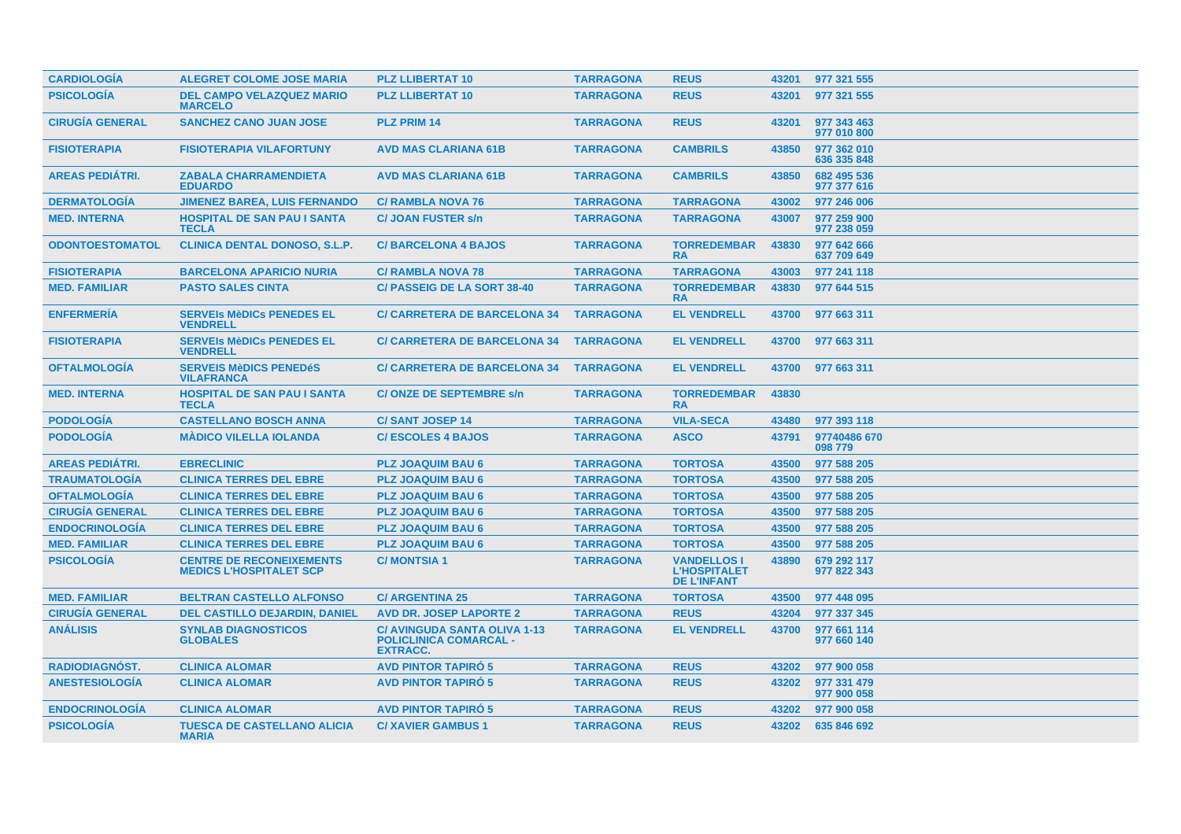| | | | | | | |
|---|---|---|---|---|---|---|
| CARDIOLOGÍA | ALEGRET COLOME JOSE MARIA | PLZ LLIBERTAT 10 | TARRAGONA | REUS | 43201 | 977 321 555 |
| PSICOLOGÍA | DEL CAMPO VELAZQUEZ MARIO MARCELO | PLZ LLIBERTAT 10 | TARRAGONA | REUS | 43201 | 977 321 555 |
| CIRUGÍA GENERAL | SANCHEZ CANO JUAN JOSE | PLZ PRIM 14 | TARRAGONA | REUS | 43201 | 977 343 463 977 010 800 |
| FISIOTERAPIA | FISIOTERAPIA VILAFORTUNY | AVD MAS CLARIANA 61B | TARRAGONA | CAMBRILS | 43850 | 977 362 010 636 335 848 |
| AREAS PEDIÁTRI. | ZABALA CHARRAMENDIETA EDUARDO | AVD MAS CLARIANA 61B | TARRAGONA | CAMBRILS | 43850 | 682 495 536 977 377 616 |
| DERMATOLOGÍA | JIMENEZ BAREA, LUIS FERNANDO | C/ RAMBLA NOVA 76 | TARRAGONA | TARRAGONA | 43002 | 977 246 006 |
| MED. INTERNA | HOSPITAL DE SAN PAU I SANTA TECLA | C/ JOAN FUSTER s/n | TARRAGONA | TARRAGONA | 43007 | 977 259 900 977 238 059 |
| ODONTOESTOMATOL | CLINICA DENTAL DONOSO, S.L.P. | C/ BARCELONA 4 BAJOS | TARRAGONA | TORREDEMBARRA | 43830 | 977 642 666 637 709 649 |
| FISIOTERAPIA | BARCELONA APARICIO NURIA | C/ RAMBLA NOVA 78 | TARRAGONA | TARRAGONA | 43003 | 977 241 118 |
| MED. FAMILIAR | PASTO SALES CINTA | C/ PASSEIG DE LA SORT 38-40 | TARRAGONA | TORREDEMBARRA | 43830 | 977 644 515 |
| ENFERMERÍA | SERVEIs MèDICs PENEDES EL VENDRELL | C/ CARRETERA DE BARCELONA 34 | TARRAGONA | EL VENDRELL | 43700 | 977 663 311 |
| FISIOTERAPIA | SERVEIs MèDICs PENEDES EL VENDRELL | C/ CARRETERA DE BARCELONA 34 | TARRAGONA | EL VENDRELL | 43700 | 977 663 311 |
| OFTALMOLOGÍA | SERVEIS MèDICS PENEDéS VILAFRANCA | C/ CARRETERA DE BARCELONA 34 | TARRAGONA | EL VENDRELL | 43700 | 977 663 311 |
| MED. INTERNA | HOSPITAL DE SAN PAU I SANTA TECLA | C/ ONZE DE SEPTEMBRE s/n | TARRAGONA | TORREDEMBARRA | 43830 | |
| PODOLOGÍA | CASTELLANO BOSCH ANNA | C/ SANT JOSEP 14 | TARRAGONA | VILA-SECA | 43480 | 977 393 118 |
| PODOLOGÍA | MÀDICO VILELLA IOLANDA | C/ ESCOLES 4 BAJOS | TARRAGONA | ASCO | 43791 | 97740486 670 098 779 |
| AREAS PEDIÁTRI. | EBRECLINIC | PLZ JOAQUIM BAU 6 | TARRAGONA | TORTOSA | 43500 | 977 588 205 |
| TRAUMATOLOGÍA | CLINICA TERRES DEL EBRE | PLZ JOAQUIM BAU 6 | TARRAGONA | TORTOSA | 43500 | 977 588 205 |
| OFTALMOLOGÍA | CLINICA TERRES DEL EBRE | PLZ JOAQUIM BAU 6 | TARRAGONA | TORTOSA | 43500 | 977 588 205 |
| CIRUGÍA GENERAL | CLINICA TERRES DEL EBRE | PLZ JOAQUIM BAU 6 | TARRAGONA | TORTOSA | 43500 | 977 588 205 |
| ENDOCRINOLOGÍA | CLINICA TERRES DEL EBRE | PLZ JOAQUIM BAU 6 | TARRAGONA | TORTOSA | 43500 | 977 588 205 |
| MED. FAMILIAR | CLINICA TERRES DEL EBRE | PLZ JOAQUIM BAU 6 | TARRAGONA | TORTOSA | 43500 | 977 588 205 |
| PSICOLOGÍA | CENTRE DE RECONEIXEMENTS MEDICS L'HOSPITALET SCP | C/ MONTSIA 1 | TARRAGONA | VANDELLOS I L'HOSPITALET DE L'INFANT | 43890 | 679 292 117 977 822 343 |
| MED. FAMILIAR | BELTRAN CASTELLO ALFONSO | C/ ARGENTINA 25 | TARRAGONA | TORTOSA | 43500 | 977 448 095 |
| CIRUGÍA GENERAL | DEL CASTILLO DEJARDIN, DANIEL | AVD DR. JOSEP LAPORTE 2 | TARRAGONA | REUS | 43204 | 977 337 345 |
| ANÁLISIS | SYNLAB DIAGNOSTICOS GLOBALES | C/ AVINGUDA SANTA OLIVA 1-13 POLICLINICA COMARCAL - EXTRACC. | TARRAGONA | EL VENDRELL | 43700 | 977 661 114 977 660 140 |
| RADIODIAGNÓST. | CLINICA ALOMAR | AVD PINTOR TAPIRÓ 5 | TARRAGONA | REUS | 43202 | 977 900 058 |
| ANESTESIOLOGÍA | CLINICA ALOMAR | AVD PINTOR TAPIRÓ 5 | TARRAGONA | REUS | 43202 | 977 331 479 977 900 058 |
| ENDOCRINOLOGÍA | CLINICA ALOMAR | AVD PINTOR TAPIRÓ 5 | TARRAGONA | REUS | 43202 | 977 900 058 |
| PSICOLOGÍA | TUESCA DE CASTELLANO ALICIA MARIA | C/ XAVIER GAMBUS 1 | TARRAGONA | REUS | 43202 | 635 846 692 |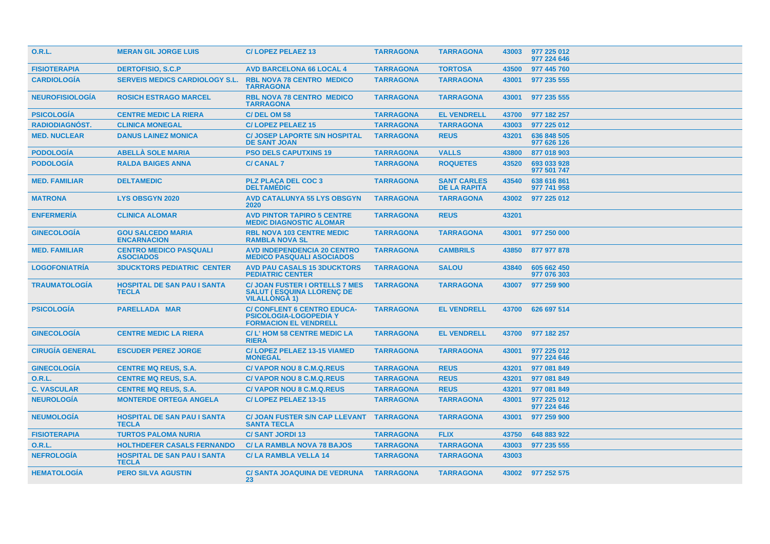| O.R.L. | MERAN GIL JORGE LUIS | C/ LOPEZ PELAEZ 13 | TARRAGONA | TARRAGONA | 43003 | 977 225 012 977 224 646 |
|---|---|---|---|---|---|---|
| FISIOTERAPIA | DERTOFISIO, S.C.P | AVD BARCELONA 66 LOCAL 4 | TARRAGONA | TORTOSA | 43500 | 977 445 760 |
| CARDIOLOGÍA | SERVEIS MEDICS CARDIOLOGY S.L. | RBL NOVA 78 CENTRO MEDICO TARRAGONA | TARRAGONA | TARRAGONA | 43001 | 977 235 555 |
| NEUROFISIOLOGÍA | ROSICH ESTRAGO MARCEL | RBL NOVA 78 CENTRO MEDICO TARRAGONA | TARRAGONA | TARRAGONA | 43001 | 977 235 555 |
| PSICOLOGÍA | CENTRE MEDIC LA RIERA | C/ DEL OM 58 | TARRAGONA | EL VENDRELL | 43700 | 977 182 257 |
| RADIODIAGNÓST. | CLINICA MONEGAL | C/ LOPEZ PELAEZ 15 | TARRAGONA | TARRAGONA | 43003 | 977 225 012 |
| MED. NUCLEAR | DANUS LAINEZ MONICA | C/ JOSEP LAPORTE S/N HOSPITAL DE SANT JOAN | TARRAGONA | REUS | 43201 | 636 848 505 977 626 126 |
| PODOLOGÍA | ABELLÀ SOLE MARIA | PSO DELS CAPUTXINS 19 | TARRAGONA | VALLS | 43800 | 877 018 903 |
| PODOLOGÍA | RALDA BAIGES ANNA | C/ CANAL 7 | TARRAGONA | ROQUETES | 43520 | 693 033 928 977 501 747 |
| MED. FAMILIAR | DELTAMEDIC | PLZ PLAÇA DEL COC 3 DELTAMEDIC | TARRAGONA | SANT CARLES DE LA RAPITA | 43540 | 638 616 861 977 741 958 |
| MATRONA | LYS OBSGYN 2020 | AVD CATALUNYA 55 LYS OBSGYN 2020 | TARRAGONA | TARRAGONA | 43002 | 977 225 012 |
| ENFERMERÍA | CLINICA ALOMAR | AVD PINTOR TAPIRO 5 CENTRE MEDIC DIAGNOSTIC ALOMAR | TARRAGONA | REUS | 43201 | |
| GINECOLOGÍA | GOU SALCEDO MARIA ENCARNACION | RBL NOVA 103 CENTRE MEDIC RAMBLA NOVA SL | TARRAGONA | TARRAGONA | 43001 | 977 250 000 |
| MED. FAMILIAR | CENTRO MEDICO PASQUALI ASOCIADOS | AVD INDEPENDENCIA 20 CENTRO MEDICO PASQUALI ASOCIADOS | TARRAGONA | CAMBRILS | 43850 | 877 977 878 |
| LOGOFONIATRÍA | 3DUCKTORS PEDIATRIC CENTER | AVD PAU CASALS 15 3DUCKTORS PEDIATRIC CENTER | TARRAGONA | SALOU | 43840 | 605 662 450 977 076 303 |
| TRAUMATOLOGÍA | HOSPITAL DE SAN PAU I SANTA TECLA | C/ JOAN FUSTER I ORTELLS 7 MES SALUT ( ESQUINA LLORENÇ DE VILALLONGA 1) | TARRAGONA | TARRAGONA | 43007 | 977 259 900 |
| PSICOLOGÍA | PARELLADA MAR | C/ CONFLENT 6 CENTRO EDUCA-PSICOLOGIA-LOGOPEDIA Y FORMACION EL VENDRELL | TARRAGONA | EL VENDRELL | 43700 | 626 697 514 |
| GINECOLOGÍA | CENTRE MEDIC LA RIERA | C/ L' HOM 58 CENTRE MEDIC LA RIERA | TARRAGONA | EL VENDRELL | 43700 | 977 182 257 |
| CIRUGÍA GENERAL | ESCUDER PEREZ JORGE | C/ LOPEZ PELAEZ 13-15 VIAMED MONEGAL | TARRAGONA | TARRAGONA | 43001 | 977 225 012 977 224 646 |
| GINECOLOGÍA | CENTRE MQ REUS, S.A. | C/ VAPOR NOU 8 C.M.Q.REUS | TARRAGONA | REUS | 43201 | 977 081 849 |
| O.R.L. | CENTRE MQ REUS, S.A. | C/ VAPOR NOU 8 C.M.Q.REUS | TARRAGONA | REUS | 43201 | 977 081 849 |
| C. VASCULAR | CENTRE MQ REUS, S.A. | C/ VAPOR NOU 8 C.M.Q.REUS | TARRAGONA | REUS | 43201 | 977 081 849 |
| NEUROLOGÍA | MONTERDE ORTEGA ANGELA | C/ LOPEZ PELAEZ 13-15 | TARRAGONA | TARRAGONA | 43001 | 977 225 012 977 224 646 |
| NEUMOLOGÍA | HOSPITAL DE SAN PAU I SANTA TECLA | C/ JOAN FUSTER S/N CAP LLEVANT SANTA TECLA | TARRAGONA | TARRAGONA | 43001 | 977 259 900 |
| FISIOTERAPIA | TURTOS PALOMA NURIA | C/ SANT JORDI 13 | TARRAGONA | FLIX | 43750 | 648 883 922 |
| O.R.L. | HOLTHDEFER CASALS FERNANDO | C/ LA RAMBLA NOVA 78 BAJOS | TARRAGONA | TARRAGONA | 43003 | 977 235 555 |
| NEFROLOGÍA | HOSPITAL DE SAN PAU I SANTA TECLA | C/ LA RAMBLA VELLA 14 | TARRAGONA | TARRAGONA | 43003 | |
| HEMATOLOGÍA | PERO SILVA AGUSTIN | C/ SANTA JOAQUINA DE VEDRUNA 23 | TARRAGONA | TARRAGONA | 43002 | 977 252 575 |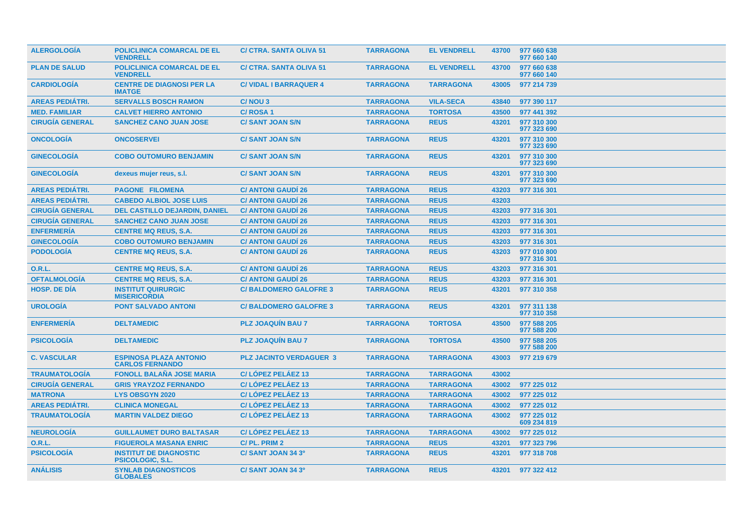| ALERGOLOGÍA | POLICLINICA COMARCAL DE EL VENDRELL | C/ CTRA. SANTA OLIVA 51 | TARRAGONA | EL VENDRELL | 43700 | 977 660 638<br>977 660 140 |
|---|---|---|---|---|---|---|
| PLAN DE SALUD | POLICLINICA COMARCAL DE EL VENDRELL | C/ CTRA. SANTA OLIVA 51 | TARRAGONA | EL VENDRELL | 43700 | 977 660 638<br>977 660 140 |
| CARDIOLOGÍA | CENTRE DE DIAGNOSI PER LA IMATGE | C/ VIDAL I BARRAQUER 4 | TARRAGONA | TARRAGONA | 43005 | 977 214 739 |
| AREAS PEDIÁTRI. | SERVALLS BOSCH RAMON | C/ NOU 3 | TARRAGONA | VILA-SECA | 43840 | 977 390 117 |
| MED. FAMILIAR | CALVET HIERRO ANTONIO | C/ ROSA 1 | TARRAGONA | TORTOSA | 43500 | 977 441 392 |
| CIRUGÍA GENERAL | SANCHEZ CANO JUAN JOSE | C/ SANT JOAN S/N | TARRAGONA | REUS | 43201 | 977 310 300<br>977 323 690 |
| ONCOLOGÍA | ONCOSERVEI | C/ SANT JOAN S/N | TARRAGONA | REUS | 43201 | 977 310 300<br>977 323 690 |
| GINECOLOGÍA | COBO OUTOMURO BENJAMIN | C/ SANT JOAN S/N | TARRAGONA | REUS | 43201 | 977 310 300<br>977 323 690 |
| GINECOLOGÍA | dexeus mujer reus, s.l. | C/ SANT JOAN S/N | TARRAGONA | REUS | 43201 | 977 310 300<br>977 323 690 |
| AREAS PEDIÁTRI. | PAGONE FILOMENA | C/ ANTONI GAUDÍ 26 | TARRAGONA | REUS | 43203 | 977 316 301 |
| AREAS PEDIÁTRI. | CABEDO ALBIOL JOSE LUIS | C/ ANTONI GAUDÍ 26 | TARRAGONA | REUS | 43203 | |
| CIRUGÍA GENERAL | DEL CASTILLO DEJARDIN, DANIEL | C/ ANTONI GAUDÍ 26 | TARRAGONA | REUS | 43203 | 977 316 301 |
| CIRUGÍA GENERAL | SANCHEZ CANO JUAN JOSE | C/ ANTONI GAUDÍ 26 | TARRAGONA | REUS | 43203 | 977 316 301 |
| ENFERMERÍA | CENTRE MQ REUS, S.A. | C/ ANTONI GAUDÍ 26 | TARRAGONA | REUS | 43203 | 977 316 301 |
| GINECOLOGÍA | COBO OUTOMURO BENJAMIN | C/ ANTONI GAUDÍ 26 | TARRAGONA | REUS | 43203 | 977 316 301 |
| PODOLOGÍA | CENTRE MQ REUS, S.A. | C/ ANTONI GAUDÍ 26 | TARRAGONA | REUS | 43203 | 977 010 800<br>977 316 301 |
| O.R.L. | CENTRE MQ REUS, S.A. | C/ ANTONI GAUDÍ 26 | TARRAGONA | REUS | 43203 | 977 316 301 |
| OFTALMOLOGÍA | CENTRE MQ REUS, S.A. | C/ ANTONI GAUDÍ 26 | TARRAGONA | REUS | 43203 | 977 316 301 |
| HOSP. DE DÍA | INSTITUT QUIRURGIC MISERICORDIA | C/ BALDOMERO GALOFRE 3 | TARRAGONA | REUS | 43201 | 977 310 358 |
| UROLOGÍA | PONT SALVADO ANTONI | C/ BALDOMERO GALOFRE 3 | TARRAGONA | REUS | 43201 | 977 311 138<br>977 310 358 |
| ENFERMERÍA | DELTAMEDIC | PLZ JOAQUÍN BAU 7 | TARRAGONA | TORTOSA | 43500 | 977 588 205<br>977 588 200 |
| PSICOLOGÍA | DELTAMEDIC | PLZ JOAQUÍN BAU 7 | TARRAGONA | TORTOSA | 43500 | 977 588 205<br>977 588 200 |
| C. VASCULAR | ESPINOSA PLAZA ANTONIO CARLOS FERNANDO | PLZ JACINTO VERDAGUER 3 | TARRAGONA | TARRAGONA | 43003 | 977 219 679 |
| TRAUMATOLOGÍA | FONOLL BALAÑA JOSE MARIA | C/ LÓPEZ PELÁEZ 13 | TARRAGONA | TARRAGONA | 43002 | |
| CIRUGÍA GENERAL | GRIS YRAYZOZ FERNANDO | C/ LÓPEZ PELÁEZ 13 | TARRAGONA | TARRAGONA | 43002 | 977 225 012 |
| MATRONA | LYS OBSGYN 2020 | C/ LÓPEZ PELÁEZ 13 | TARRAGONA | TARRAGONA | 43002 | 977 225 012 |
| AREAS PEDIÁTRI. | CLINICA MONEGAL | C/ LÓPEZ PELÁEZ 13 | TARRAGONA | TARRAGONA | 43002 | 977 225 012 |
| TRAUMATOLOGÍA | MARTIN VALDEZ DIEGO | C/ LÓPEZ PELÁEZ 13 | TARRAGONA | TARRAGONA | 43002 | 977 225 012<br>609 234 819 |
| NEUROLOGÍA | GUILLAUMET DURO BALTASAR | C/ LÓPEZ PELÁEZ 13 | TARRAGONA | TARRAGONA | 43002 | 977 225 012 |
| O.R.L. | FIGUEROLA MASANA ENRIC | C/ PL. PRIM 2 | TARRAGONA | REUS | 43201 | 977 323 796 |
| PSICOLOGÍA | INSTITUT DE DIAGNOSTIC PSICOLOGIC, S.L. | C/ SANT JOAN 34 3º | TARRAGONA | REUS | 43201 | 977 318 708 |
| ANÁLISIS | SYNLAB DIAGNOSTICOS GLOBALES | C/ SANT JOAN 34 3º | TARRAGONA | REUS | 43201 | 977 322 412 |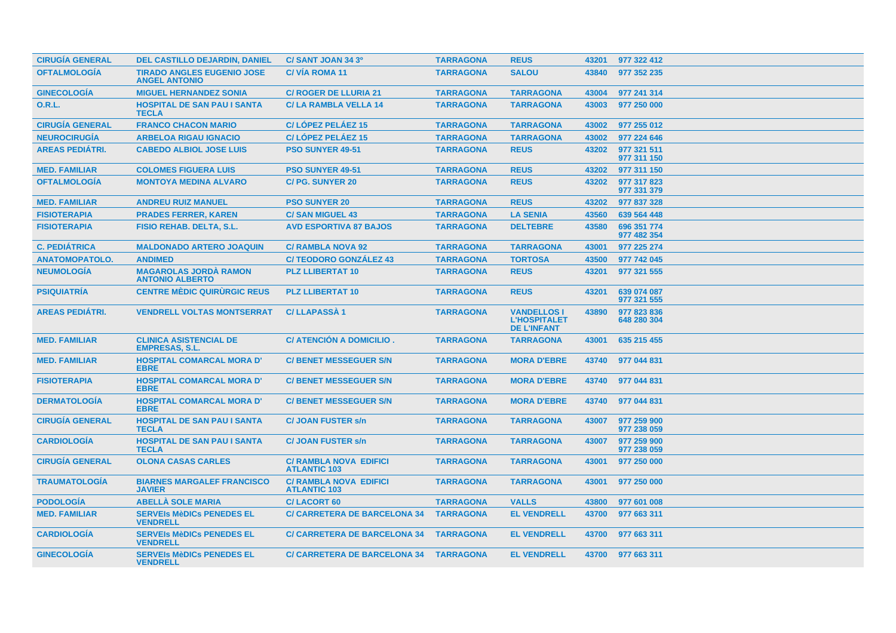| | | | | | | |
|---|---|---|---|---|---|---|
| **CIRUGÍA GENERAL** | **DEL CASTILLO DEJARDIN, DANIEL** | **C/ SANT JOAN 34 3º** | **TARRAGONA** | **REUS** | 43201 | 977 322 412 |
| **OFTALMOLOGÍA** | **TIRADO ANGLES EUGENIO JOSE ANGEL ANTONIO** | **C/ VÍA ROMA 11** | **TARRAGONA** | **SALOU** | 43840 | 977 352 235 |
| **GINECOLOGÍA** | **MIGUEL HERNANDEZ SONIA** | **C/ ROGER DE LLURIA 21** | **TARRAGONA** | **TARRAGONA** | 43004 | 977 241 314 |
| **O.R.L.** | **HOSPITAL DE SAN PAU I SANTA TECLA** | **C/ LA RAMBLA VELLA 14** | **TARRAGONA** | **TARRAGONA** | 43003 | 977 250 000 |
| **CIRUGÍA GENERAL** | **FRANCO CHACON MARIO** | **C/ LÓPEZ PELÁEZ 15** | **TARRAGONA** | **TARRAGONA** | 43002 | 977 255 012 |
| **NEUROCIRUGÍA** | **ARBELOA RIGAU IGNACIO** | **C/ LÓPEZ PELÁEZ 15** | **TARRAGONA** | **TARRAGONA** | 43002 | 977 224 646 |
| **AREAS PEDIÁTRI.** | **CABEDO ALBIOL JOSE LUIS** | **PSO SUNYER 49-51** | **TARRAGONA** | **REUS** | 43202 | 977 321 511<br>977 311 150 |
| **MED. FAMILIAR** | **COLOMES FIGUERA LUIS** | **PSO SUNYER 49-51** | **TARRAGONA** | **REUS** | 43202 | 977 311 150 |
| **OFTALMOLOGÍA** | **MONTOYA MEDINA ALVARO** | **C/ PG. SUNYER 20** | **TARRAGONA** | **REUS** | 43202 | 977 317 823<br>977 331 379 |
| **MED. FAMILIAR** | **ANDREU RUIZ MANUEL** | **PSO SUNYER 20** | **TARRAGONA** | **REUS** | 43202 | 977 837 328 |
| **FISIOTERAPIA** | **PRADES FERRER, KAREN** | **C/ SAN MIGUEL 43** | **TARRAGONA** | **LA SENIA** | 43560 | 639 564 448 |
| **FISIOTERAPIA** | **FISIO REHAB. DELTA, S.L.** | **AVD ESPORTIVA 87 BAJOS** | **TARRAGONA** | **DELTEBRE** | 43580 | 696 351 774<br>977 482 354 |
| **C. PEDIÁTRICA** | **MALDONADO ARTERO JOAQUIN** | **C/ RAMBLA NOVA 92** | **TARRAGONA** | **TARRAGONA** | 43001 | 977 225 274 |
| **ANATOMOPATOLO.** | **ANDIMED** | **C/ TEODORO GONZÁLEZ 43** | **TARRAGONA** | **TORTOSA** | 43500 | 977 742 045 |
| **NEUMOLOGÍA** | **MAGAROLAS JORDÀ RAMON ANTONIO ALBERTO** | **PLZ LLIBERTAT 10** | **TARRAGONA** | **REUS** | 43201 | 977 321 555 |
| **PSIQUIATRÍA** | **CENTRE MÈDIC QUIRÙRGIC REUS** | **PLZ LLIBERTAT 10** | **TARRAGONA** | **REUS** | 43201 | 639 074 087<br>977 321 555 |
| **AREAS PEDIÁTRI.** | **VENDRELL VOLTAS MONTSERRAT** | **C/ LLAPASSÀ 1** | **TARRAGONA** | **VANDELLOS I L'HOSPITALET DE L'INFANT** | 43890 | 977 823 836<br>648 280 304 |
| **MED. FAMILIAR** | **CLINICA ASISTENCIAL DE EMPRESAS, S.L.** | **C/ ATENCIÓN A DOMICILIO .** | **TARRAGONA** | **TARRAGONA** | 43001 | 635 215 455 |
| **MED. FAMILIAR** | **HOSPITAL COMARCAL MORA D' EBRE** | **C/ BENET MESSEGUER S/N** | **TARRAGONA** | **MORA D'EBRE** | 43740 | 977 044 831 |
| **FISIOTERAPIA** | **HOSPITAL COMARCAL MORA D' EBRE** | **C/ BENET MESSEGUER S/N** | **TARRAGONA** | **MORA D'EBRE** | 43740 | 977 044 831 |
| **DERMATOLOGÍA** | **HOSPITAL COMARCAL MORA D' EBRE** | **C/ BENET MESSEGUER S/N** | **TARRAGONA** | **MORA D'EBRE** | 43740 | 977 044 831 |
| **CIRUGÍA GENERAL** | **HOSPITAL DE SAN PAU I SANTA TECLA** | **C/ JOAN FUSTER s/n** | **TARRAGONA** | **TARRAGONA** | 43007 | 977 259 900<br>977 238 059 |
| **CARDIOLOGÍA** | **HOSPITAL DE SAN PAU I SANTA TECLA** | **C/ JOAN FUSTER s/n** | **TARRAGONA** | **TARRAGONA** | 43007 | 977 259 900<br>977 238 059 |
| **CIRUGÍA GENERAL** | **OLONA CASAS CARLES** | **C/ RAMBLA NOVA EDIFICI ATLANTIC 103** | **TARRAGONA** | **TARRAGONA** | 43001 | 977 250 000 |
| **TRAUMATOLOGÍA** | **BIARNES MARGALEF FRANCISCO JAVIER** | **C/ RAMBLA NOVA EDIFICI ATLANTIC 103** | **TARRAGONA** | **TARRAGONA** | 43001 | 977 250 000 |
| **PODOLOGÍA** | **ABELLÀ SOLE MARIA** | **C/ LACORT 60** | **TARRAGONA** | **VALLS** | 43800 | 977 601 008 |
| **MED. FAMILIAR** | **SERVEIs MèDICs PENEDES EL VENDRELL** | **C/ CARRETERA DE BARCELONA 34** | **TARRAGONA** | **EL VENDRELL** | 43700 | 977 663 311 |
| **CARDIOLOGÍA** | **SERVEIs MèDICs PENEDES EL VENDRELL** | **C/ CARRETERA DE BARCELONA 34** | **TARRAGONA** | **EL VENDRELL** | 43700 | 977 663 311 |
| **GINECOLOGÍA** | **SERVEIs MèDICs PENEDES EL VENDRELL** | **C/ CARRETERA DE BARCELONA 34** | **TARRAGONA** | **EL VENDRELL** | 43700 | 977 663 311 |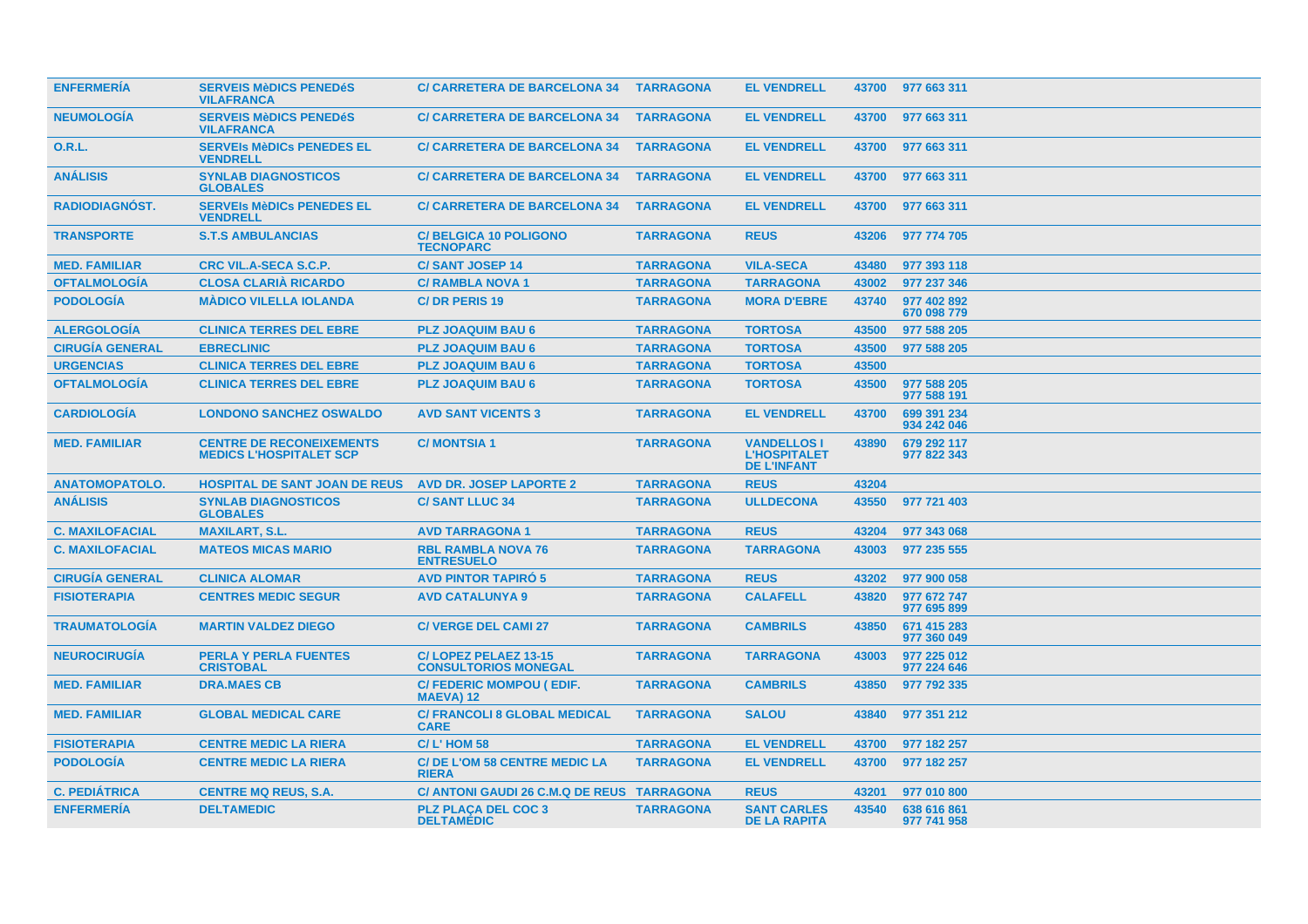| | | | | | | |
|---|---|---|---|---|---|---|
| ENFERMERÍA | SERVEIS MèDICS PENEDéS VILAFRANCA | C/ CARRETERA DE BARCELONA 34 | TARRAGONA | EL VENDRELL | 43700 | 977 663 311 |
| NEUMOLOGÍA | SERVEIS MèDICS PENEDéS VILAFRANCA | C/ CARRETERA DE BARCELONA 34 | TARRAGONA | EL VENDRELL | 43700 | 977 663 311 |
| O.R.L. | SERVEIs MèDICs PENEDES EL VENDRELL | C/ CARRETERA DE BARCELONA 34 | TARRAGONA | EL VENDRELL | 43700 | 977 663 311 |
| ANÁLISIS | SYNLAB DIAGNOSTICOS GLOBALES | C/ CARRETERA DE BARCELONA 34 | TARRAGONA | EL VENDRELL | 43700 | 977 663 311 |
| RADIODIAGNÓST. | SERVEIs MèDICs PENEDES EL VENDRELL | C/ CARRETERA DE BARCELONA 34 | TARRAGONA | EL VENDRELL | 43700 | 977 663 311 |
| TRANSPORTE | S.T.S AMBULANCIAS | C/ BELGICA 10 POLIGONO TECNOPARC | TARRAGONA | REUS | 43206 | 977 774 705 |
| MED. FAMILIAR | CRC VIL.A-SECA S.C.P. | C/ SANT JOSEP 14 | TARRAGONA | VILA-SECA | 43480 | 977 393 118 |
| OFTALMOLOGÍA | CLOSA CLARIÀ RICARDO | C/ RAMBLA NOVA 1 | TARRAGONA | TARRAGONA | 43002 | 977 237 346 |
| PODOLOGÍA | MÀDICO VILELLA IOLANDA | C/ DR PERIS 19 | TARRAGONA | MORA D'EBRE | 43740 | 977 402 892<br>670 098 779 |
| ALERGOLOGÍA | CLINICA TERRES DEL EBRE | PLZ JOAQUIM BAU 6 | TARRAGONA | TORTOSA | 43500 | 977 588 205 |
| CIRUGÍA GENERAL | EBRECLINIC | PLZ JOAQUIM BAU 6 | TARRAGONA | TORTOSA | 43500 | 977 588 205 |
| URGENCIAS | CLINICA TERRES DEL EBRE | PLZ JOAQUIM BAU 6 | TARRAGONA | TORTOSA | 43500 | |
| OFTALMOLOGÍA | CLINICA TERRES DEL EBRE | PLZ JOAQUIM BAU 6 | TARRAGONA | TORTOSA | 43500 | 977 588 205<br>977 588 191 |
| CARDIOLOGÍA | LONDONO SANCHEZ OSWALDO | AVD SANT VICENTS 3 | TARRAGONA | EL VENDRELL | 43700 | 699 391 234<br>934 242 046 |
| MED. FAMILIAR | CENTRE DE RECONEIXEMENTS MEDICS L'HOSPITALET SCP | C/ MONTSIA 1 | TARRAGONA | VANDELLOS I L'HOSPITALET DE L'INFANT | 43890 | 679 292 117<br>977 822 343 |
| ANATOMOPATOLO. | HOSPITAL DE SANT JOAN DE REUS | AVD DR. JOSEP LAPORTE 2 | TARRAGONA | REUS | 43204 | |
| ANÁLISIS | SYNLAB DIAGNOSTICOS GLOBALES | C/ SANT LLUC 34 | TARRAGONA | ULLDECONA | 43550 | 977 721 403 |
| C. MAXILOFACIAL | MAXILART, S.L. | AVD TARRAGONA 1 | TARRAGONA | REUS | 43204 | 977 343 068 |
| C. MAXILOFACIAL | MATEOS MICAS MARIO | RBL RAMBLA NOVA 76 ENTRESUELO | TARRAGONA | TARRAGONA | 43003 | 977 235 555 |
| CIRUGÍA GENERAL | CLINICA ALOMAR | AVD PINTOR TAPIRÓ 5 | TARRAGONA | REUS | 43202 | 977 900 058 |
| FISIOTERAPIA | CENTRES MEDIC SEGUR | AVD CATALUNYA 9 | TARRAGONA | CALAFELL | 43820 | 977 672 747<br>977 695 899 |
| TRAUMATOLOGÍA | MARTIN VALDEZ DIEGO | C/ VERGE DEL CAMI 27 | TARRAGONA | CAMBRILS | 43850 | 671 415 283<br>977 360 049 |
| NEUROCIRUGÍA | PERLA Y PERLA FUENTES CRISTOBAL | C/ LOPEZ PELAEZ 13-15 CONSULTORIOS MONEGAL | TARRAGONA | TARRAGONA | 43003 | 977 225 012<br>977 224 646 |
| MED. FAMILIAR | DRA.MAES CB | C/ FEDERIC MOMPOU ( EDIF. MAEVA) 12 | TARRAGONA | CAMBRILS | 43850 | 977 792 335 |
| MED. FAMILIAR | GLOBAL MEDICAL CARE | C/ FRANCOLI 8 GLOBAL MEDICAL CARE | TARRAGONA | SALOU | 43840 | 977 351 212 |
| FISIOTERAPIA | CENTRE MEDIC LA RIERA | C/ L' HOM 58 | TARRAGONA | EL VENDRELL | 43700 | 977 182 257 |
| PODOLOGÍA | CENTRE MEDIC LA RIERA | C/ DE L'OM 58 CENTRE MEDIC LA RIERA | TARRAGONA | EL VENDRELL | 43700 | 977 182 257 |
| C. PEDIÁTRICA | CENTRE MQ REUS, S.A. | C/ ANTONI GAUDI 26 C.M.Q DE REUS | TARRAGONA | REUS | 43201 | 977 010 800 |
| ENFERMERÍA | DELTAMEDIC | PLZ PLAÇA DEL COC 3 DELTAMEDIC | TARRAGONA | SANT CARLES DE LA RAPITA | 43540 | 638 616 861<br>977 741 958 |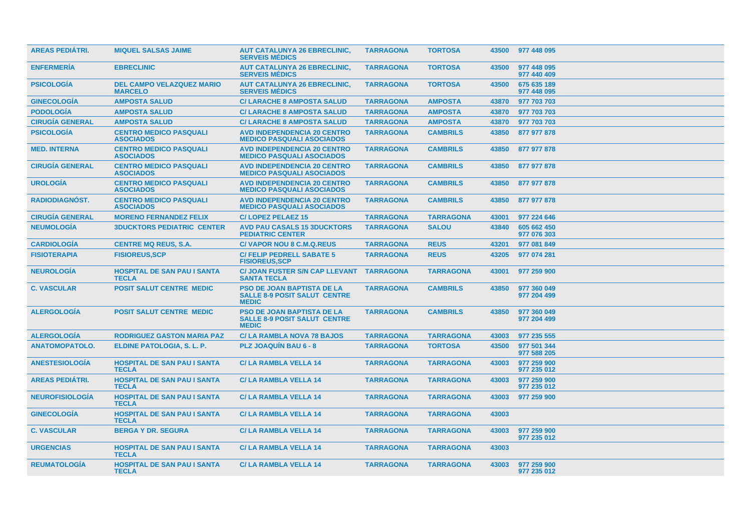| | | | | | | |
|---|---|---|---|---|---|---|
| AREAS PEDIÁTRI. | MIQUEL SALSAS JAIME | AUT CATALUNYA 26 EBRECLINIC, SERVEIS MÉDICS | TARRAGONA | TORTOSA | 43500 | 977 448 095 |
| ENFERMERÍA | EBRECLINIC | AUT CATALUNYA 26 EBRECLINIC, SERVEIS MÉDICS | TARRAGONA | TORTOSA | 43500 | 977 448 095 977 440 409 |
| PSICOLOGÍA | DEL CAMPO VELAZQUEZ MARIO MARCELO | AUT CATALUNYA 26 EBRECLINIC, SERVEIS MÉDICS | TARRAGONA | TORTOSA | 43500 | 675 635 189 977 448 095 |
| GINECOLOGÍA | AMPOSTA SALUD | C/ LARACHE 8 AMPOSTA SALUD | TARRAGONA | AMPOSTA | 43870 | 977 703 703 |
| PODOLOGÍA | AMPOSTA SALUD | C/ LARACHE 8 AMPOSTA SALUD | TARRAGONA | AMPOSTA | 43870 | 977 703 703 |
| CIRUGÍA GENERAL | AMPOSTA SALUD | C/ LARACHE 8 AMPOSTA SALUD | TARRAGONA | AMPOSTA | 43870 | 977 703 703 |
| PSICOLOGÍA | CENTRO MEDICO PASQUALI ASOCIADOS | AVD INDEPENDENCIA 20 CENTRO MEDICO PASQUALI ASOCIADOS | TARRAGONA | CAMBRILS | 43850 | 877 977 878 |
| MED. INTERNA | CENTRO MEDICO PASQUALI ASOCIADOS | AVD INDEPENDENCIA 20 CENTRO MEDICO PASQUALI ASOCIADOS | TARRAGONA | CAMBRILS | 43850 | 877 977 878 |
| CIRUGÍA GENERAL | CENTRO MEDICO PASQUALI ASOCIADOS | AVD INDEPENDENCIA 20 CENTRO MEDICO PASQUALI ASOCIADOS | TARRAGONA | CAMBRILS | 43850 | 877 977 878 |
| UROLOGÍA | CENTRO MEDICO PASQUALI ASOCIADOS | AVD INDEPENDENCIA 20 CENTRO MEDICO PASQUALI ASOCIADOS | TARRAGONA | CAMBRILS | 43850 | 877 977 878 |
| RADIODIAGNÓST. | CENTRO MEDICO PASQUALI ASOCIADOS | AVD INDEPENDENCIA 20 CENTRO MEDICO PASQUALI ASOCIADOS | TARRAGONA | CAMBRILS | 43850 | 877 977 878 |
| CIRUGÍA GENERAL | MORENO FERNANDEZ FELIX | C/ LOPEZ PELAEZ 15 | TARRAGONA | TARRAGONA | 43001 | 977 224 646 |
| NEUMOLOGÍA | 3DUCKTORS PEDIATRIC CENTER | AVD PAU CASALS 15 3DUCKTORS PEDIATRIC CENTER | TARRAGONA | SALOU | 43840 | 605 662 450 977 076 303 |
| CARDIOLOGÍA | CENTRE MQ REUS, S.A. | C/ VAPOR NOU 8 C.M.Q.REUS | TARRAGONA | REUS | 43201 | 977 081 849 |
| FISIOTERAPIA | FISIOREUS,SCP | C/ FELIP PEDRELL SABATE 5 FISIOREUS,SCP | TARRAGONA | REUS | 43205 | 977 074 281 |
| NEUROLOGÍA | HOSPITAL DE SAN PAU I SANTA TECLA | C/ JOAN FUSTER S/N CAP LLEVANT SANTA TECLA | TARRAGONA | TARRAGONA | 43001 | 977 259 900 |
| C. VASCULAR | POSIT SALUT CENTRE MEDIC | PSO DE JOAN BAPTISTA DE LA SALLE 8-9 POSIT SALUT CENTRE MEDIC | TARRAGONA | CAMBRILS | 43850 | 977 360 049 977 204 499 |
| ALERGOLOGÍA | POSIT SALUT CENTRE MEDIC | PSO DE JOAN BAPTISTA DE LA SALLE 8-9 POSIT SALUT CENTRE MEDIC | TARRAGONA | CAMBRILS | 43850 | 977 360 049 977 204 499 |
| ALERGOLOGÍA | RODRIGUEZ GASTON MARIA PAZ | C/ LA RAMBLA NOVA 78 BAJOS | TARRAGONA | TARRAGONA | 43003 | 977 235 555 |
| ANATOMOPATOLO. | ELDINE PATOLOGIA, S. L. P. | PLZ JOAQUÍN BAU 6 - 8 | TARRAGONA | TORTOSA | 43500 | 977 501 344 977 588 205 |
| ANESTESIOLOGÍA | HOSPITAL DE SAN PAU I SANTA TECLA | C/ LA RAMBLA VELLA 14 | TARRAGONA | TARRAGONA | 43003 | 977 259 900 977 235 012 |
| AREAS PEDIÁTRI. | HOSPITAL DE SAN PAU I SANTA TECLA | C/ LA RAMBLA VELLA 14 | TARRAGONA | TARRAGONA | 43003 | 977 259 900 977 235 012 |
| NEUROFISIOLOGÍA | HOSPITAL DE SAN PAU I SANTA TECLA | C/ LA RAMBLA VELLA 14 | TARRAGONA | TARRAGONA | 43003 | 977 259 900 |
| GINECOLOGÍA | HOSPITAL DE SAN PAU I SANTA TECLA | C/ LA RAMBLA VELLA 14 | TARRAGONA | TARRAGONA | 43003 | |
| C. VASCULAR | BERGA Y DR. SEGURA | C/ LA RAMBLA VELLA 14 | TARRAGONA | TARRAGONA | 43003 | 977 259 900 977 235 012 |
| URGENCIAS | HOSPITAL DE SAN PAU I SANTA TECLA | C/ LA RAMBLA VELLA 14 | TARRAGONA | TARRAGONA | 43003 | |
| REUMATOLOGÍA | HOSPITAL DE SAN PAU I SANTA TECLA | C/ LA RAMBLA VELLA 14 | TARRAGONA | TARRAGONA | 43003 | 977 259 900 977 235 012 |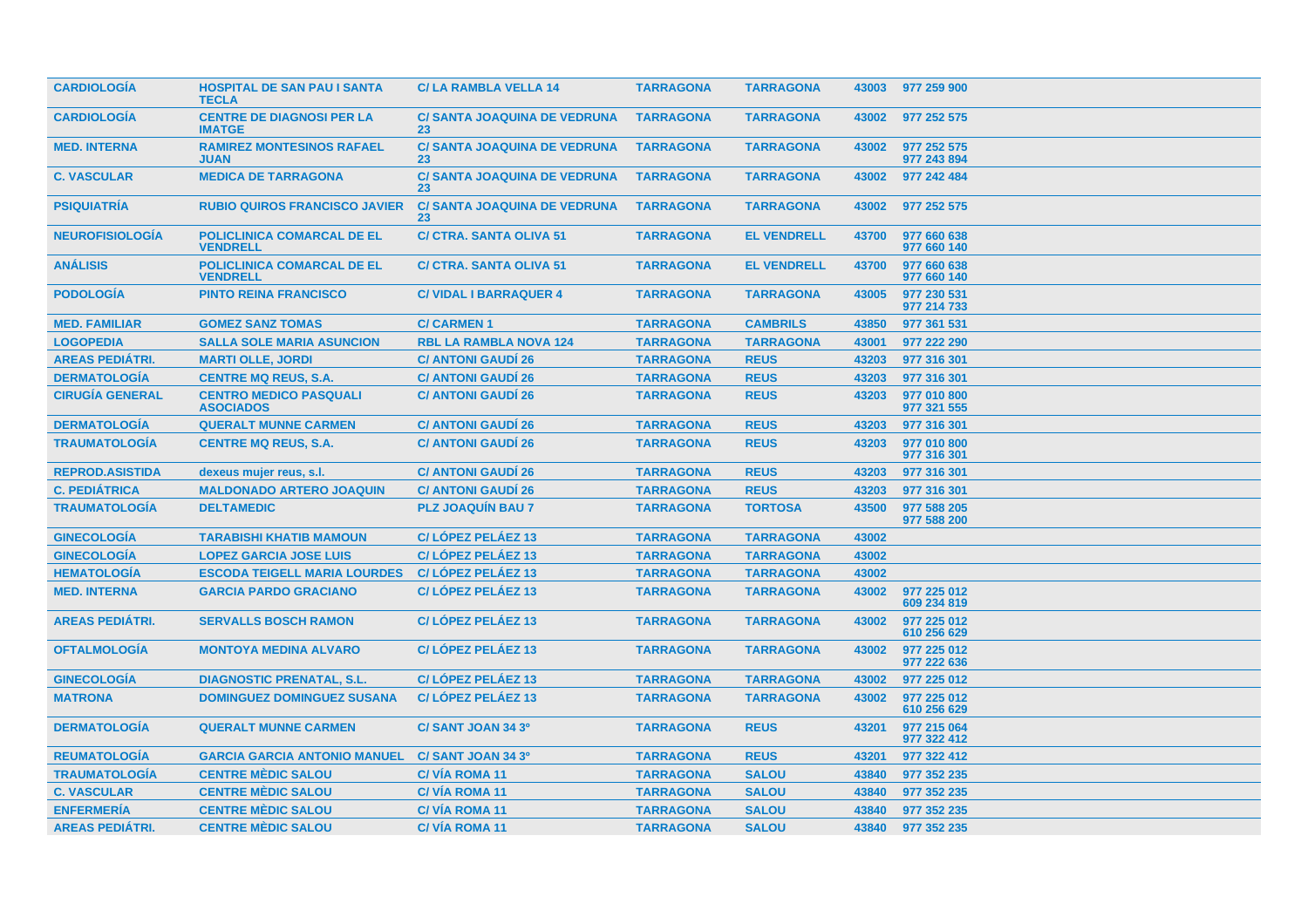| | | | | | | |
|---|---|---|---|---|---|---|
| CARDIOLOGÍA | HOSPITAL DE SAN PAU I SANTA TECLA | C/ LA RAMBLA VELLA 14 | TARRAGONA | TARRAGONA | 43003 | 977 259 900 |
| CARDIOLOGÍA | CENTRE DE DIAGNOSI PER LA IMATGE | C/ SANTA JOAQUINA DE VEDRUNA 23 | TARRAGONA | TARRAGONA | 43002 | 977 252 575 |
| MED. INTERNA | RAMIREZ MONTESINOS RAFAEL JUAN | C/ SANTA JOAQUINA DE VEDRUNA 23 | TARRAGONA | TARRAGONA | 43002 | 977 252 575<br>977 243 894 |
| C. VASCULAR | MEDICA DE TARRAGONA | C/ SANTA JOAQUINA DE VEDRUNA 23 | TARRAGONA | TARRAGONA | 43002 | 977 242 484 |
| PSIQUIATRÍA | RUBIO QUIROS FRANCISCO JAVIER | C/ SANTA JOAQUINA DE VEDRUNA 23 | TARRAGONA | TARRAGONA | 43002 | 977 252 575 |
| NEUROFISIOLOGÍA | POLICLINICA COMARCAL DE EL VENDRELL | C/ CTRA. SANTA OLIVA 51 | TARRAGONA | EL VENDRELL | 43700 | 977 660 638<br>977 660 140 |
| ANÁLISIS | POLICLINICA COMARCAL DE EL VENDRELL | C/ CTRA. SANTA OLIVA 51 | TARRAGONA | EL VENDRELL | 43700 | 977 660 638<br>977 660 140 |
| PODOLOGÍA | PINTO REINA FRANCISCO | C/ VIDAL I BARRAQUER 4 | TARRAGONA | TARRAGONA | 43005 | 977 230 531<br>977 214 733 |
| MED. FAMILIAR | GOMEZ SANZ TOMAS | C/ CARMEN 1 | TARRAGONA | CAMBRILS | 43850 | 977 361 531 |
| LOGOPEDIA | SALLA SOLE MARIA ASUNCION | RBL LA RAMBLA NOVA 124 | TARRAGONA | TARRAGONA | 43001 | 977 222 290 |
| AREAS PEDIÁTRI. | MARTI OLLE, JORDI | C/ ANTONI GAUDÍ 26 | TARRAGONA | REUS | 43203 | 977 316 301 |
| DERMATOLOGÍA | CENTRE MQ REUS, S.A. | C/ ANTONI GAUDÍ 26 | TARRAGONA | REUS | 43203 | 977 316 301 |
| CIRUGÍA GENERAL | CENTRO MEDICO PASQUALI ASOCIADOS | C/ ANTONI GAUDÍ 26 | TARRAGONA | REUS | 43203 | 977 010 800<br>977 321 555 |
| DERMATOLOGÍA | QUERALT MUNNE CARMEN | C/ ANTONI GAUDÍ 26 | TARRAGONA | REUS | 43203 | 977 316 301 |
| TRAUMATOLOGÍA | CENTRE MQ REUS, S.A. | C/ ANTONI GAUDÍ 26 | TARRAGONA | REUS | 43203 | 977 010 800<br>977 316 301 |
| REPROD.ASISTIDA | dexeus mujer reus, s.l. | C/ ANTONI GAUDÍ 26 | TARRAGONA | REUS | 43203 | 977 316 301 |
| C. PEDIÁTRICA | MALDONADO ARTERO JOAQUIN | C/ ANTONI GAUDÍ 26 | TARRAGONA | REUS | 43203 | 977 316 301 |
| TRAUMATOLOGÍA | DELTAMEDIC | PLZ JOAQUÍN BAU 7 | TARRAGONA | TORTOSA | 43500 | 977 588 205<br>977 588 200 |
| GINECOLOGÍA | TARABISHI KHATIB MAMOUN | C/ LÓPEZ PELÁEZ 13 | TARRAGONA | TARRAGONA | 43002 | |
| GINECOLOGÍA | LOPEZ GARCIA JOSE LUIS | C/ LÓPEZ PELÁEZ 13 | TARRAGONA | TARRAGONA | 43002 | |
| HEMATOLOGÍA | ESCODA TEIGELL MARIA LOURDES | C/ LÓPEZ PELÁEZ 13 | TARRAGONA | TARRAGONA | 43002 | |
| MED. INTERNA | GARCIA PARDO GRACIANO | C/ LÓPEZ PELÁEZ 13 | TARRAGONA | TARRAGONA | 43002 | 977 225 012<br>609 234 819 |
| AREAS PEDIÁTRI. | SERVALLS BOSCH RAMON | C/ LÓPEZ PELÁEZ 13 | TARRAGONA | TARRAGONA | 43002 | 977 225 012<br>610 256 629 |
| OFTALMOLOGÍA | MONTOYA MEDINA ALVARO | C/ LÓPEZ PELÁEZ 13 | TARRAGONA | TARRAGONA | 43002 | 977 225 012<br>977 222 636 |
| GINECOLOGÍA | DIAGNOSTIC PRENATAL, S.L. | C/ LÓPEZ PELÁEZ 13 | TARRAGONA | TARRAGONA | 43002 | 977 225 012 |
| MATRONA | DOMINGUEZ DOMINGUEZ SUSANA | C/ LÓPEZ PELÁEZ 13 | TARRAGONA | TARRAGONA | 43002 | 977 225 012<br>610 256 629 |
| DERMATOLOGÍA | QUERALT MUNNE CARMEN | C/ SANT JOAN 34 3º | TARRAGONA | REUS | 43201 | 977 215 064<br>977 322 412 |
| REUMATOLOGÍA | GARCIA GARCIA ANTONIO MANUEL | C/ SANT JOAN 34 3º | TARRAGONA | REUS | 43201 | 977 322 412 |
| TRAUMATOLOGÍA | CENTRE MÈDIC SALOU | C/ VÍA ROMA 11 | TARRAGONA | SALOU | 43840 | 977 352 235 |
| C. VASCULAR | CENTRE MÈDIC SALOU | C/ VÍA ROMA 11 | TARRAGONA | SALOU | 43840 | 977 352 235 |
| ENFERMERÍA | CENTRE MÈDIC SALOU | C/ VÍA ROMA 11 | TARRAGONA | SALOU | 43840 | 977 352 235 |
| AREAS PEDIÁTRI. | CENTRE MÈDIC SALOU | C/ VÍA ROMA 11 | TARRAGONA | SALOU | 43840 | 977 352 235 |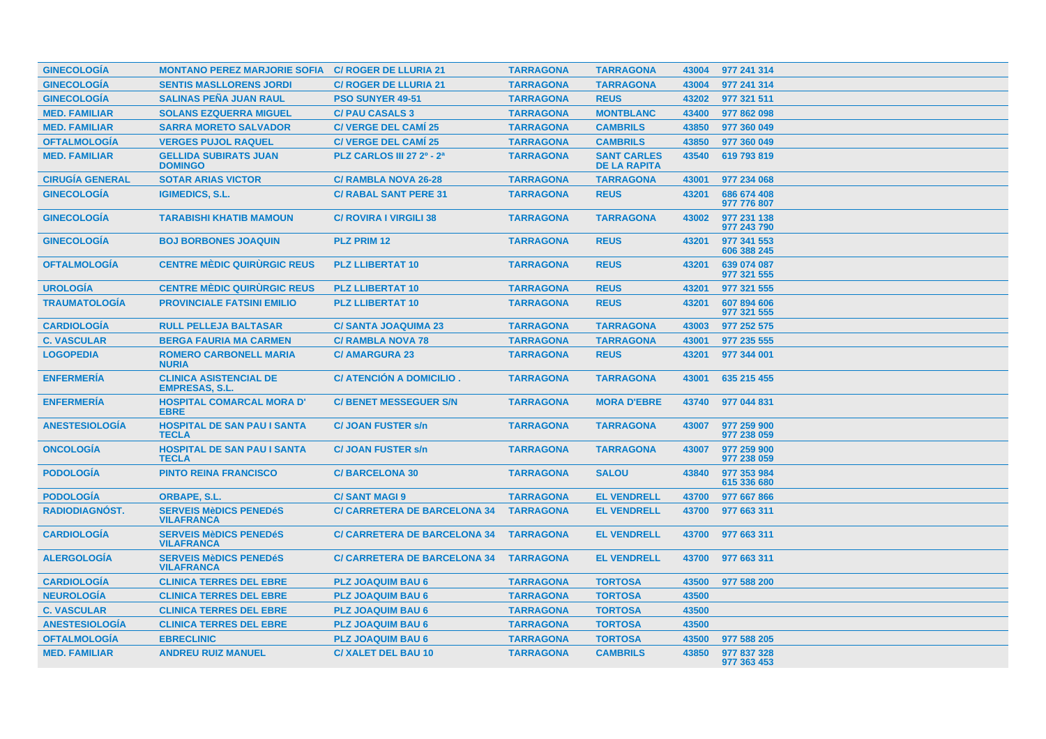| | | | | | | |
|---|---|---|---|---|---|---|
| GINECOLOGÍA | MONTANO PEREZ MARJORIE SOFIA | C/ ROGER DE LLURIA 21 | TARRAGONA | TARRAGONA | 43004 | 977 241 314 |
| GINECOLOGÍA | SENTIS MASLLORENS JORDI | C/ ROGER DE LLURIA 21 | TARRAGONA | TARRAGONA | 43004 | 977 241 314 |
| GINECOLOGÍA | SALINAS PEÑA JUAN RAUL | PSO SUNYER 49-51 | TARRAGONA | REUS | 43202 | 977 321 511 |
| MED. FAMILIAR | SOLANS EZQUERRA MIGUEL | C/ PAU CASALS 3 | TARRAGONA | MONTBLANC | 43400 | 977 862 098 |
| MED. FAMILIAR | SARRA MORETO SALVADOR | C/ VERGE DEL CAMÍ 25 | TARRAGONA | CAMBRILS | 43850 | 977 360 049 |
| OFTALMOLOGÍA | VERGES PUJOL RAQUEL | C/ VERGE DEL CAMÍ 25 | TARRAGONA | CAMBRILS | 43850 | 977 360 049 |
| MED. FAMILIAR | GELLIDA SUBIRATS JUAN DOMINGO | PLZ CARLOS III 27 2º - 2ª | TARRAGONA | SANT CARLES DE LA RAPITA | 43540 | 619 793 819 |
| CIRUGÍA GENERAL | SOTAR ARIAS VICTOR | C/ RAMBLA NOVA 26-28 | TARRAGONA | TARRAGONA | 43001 | 977 234 068 |
| GINECOLOGÍA | IGIMEDICS, S.L. | C/ RABAL SANT PERE 31 | TARRAGONA | REUS | 43201 | 686 674 408 977 776 807 |
| GINECOLOGÍA | TARABISHI KHATIB MAMOUN | C/ ROVIRA I VIRGILI 38 | TARRAGONA | TARRAGONA | 43002 | 977 231 138 977 243 790 |
| GINECOLOGÍA | BOJ BORBONES JOAQUIN | PLZ PRIM 12 | TARRAGONA | REUS | 43201 | 977 341 553 606 388 245 |
| OFTALMOLOGÍA | CENTRE MÈDIC QUIRÙRGIC REUS | PLZ LLIBERTAT 10 | TARRAGONA | REUS | 43201 | 639 074 087 977 321 555 |
| UROLOGÍA | CENTRE MÈDIC QUIRÙRGIC REUS | PLZ LLIBERTAT 10 | TARRAGONA | REUS | 43201 | 977 321 555 |
| TRAUMATOLOGÍA | PROVINCIALE FATSINI EMILIO | PLZ LLIBERTAT 10 | TARRAGONA | REUS | 43201 | 607 894 606 977 321 555 |
| CARDIOLOGÍA | RULL PELLEJA BALTASAR | C/ SANTA JOAQUIMA 23 | TARRAGONA | TARRAGONA | 43003 | 977 252 575 |
| C. VASCULAR | BERGA FAURIA MA CARMEN | C/ RAMBLA NOVA 78 | TARRAGONA | TARRAGONA | 43001 | 977 235 555 |
| LOGOPEDIA | ROMERO CARBONELL MARIA NURIA | C/ AMARGURA 23 | TARRAGONA | REUS | 43201 | 977 344 001 |
| ENFERMERÍA | CLINICA ASISTENCIAL DE EMPRESAS, S.L. | C/ ATENCIÓN A DOMICILIO . | TARRAGONA | TARRAGONA | 43001 | 635 215 455 |
| ENFERMERÍA | HOSPITAL COMARCAL MORA D' EBRE | C/ BENET MESSEGUER S/N | TARRAGONA | MORA D'EBRE | 43740 | 977 044 831 |
| ANESTESIOLOGÍA | HOSPITAL DE SAN PAU I SANTA TECLA | C/ JOAN FUSTER s/n | TARRAGONA | TARRAGONA | 43007 | 977 259 900 977 238 059 |
| ONCOLOGÍA | HOSPITAL DE SAN PAU I SANTA TECLA | C/ JOAN FUSTER s/n | TARRAGONA | TARRAGONA | 43007 | 977 259 900 977 238 059 |
| PODOLOGÍA | PINTO REINA FRANCISCO | C/ BARCELONA 30 | TARRAGONA | SALOU | 43840 | 977 353 984 615 336 680 |
| PODOLOGÍA | ORBAPE, S.L. | C/ SANT MAGI 9 | TARRAGONA | EL VENDRELL | 43700 | 977 667 866 |
| RADIODIAGNÓST. | SERVEIS MèDICS PENEDéS VILAFRANCA | C/ CARRETERA DE BARCELONA 34 | TARRAGONA | EL VENDRELL | 43700 | 977 663 311 |
| CARDIOLOGÍA | SERVEIS MèDICS PENEDéS VILAFRANCA | C/ CARRETERA DE BARCELONA 34 | TARRAGONA | EL VENDRELL | 43700 | 977 663 311 |
| ALERGOLOGÍA | SERVEIS MèDICS PENEDéS VILAFRANCA | C/ CARRETERA DE BARCELONA 34 | TARRAGONA | EL VENDRELL | 43700 | 977 663 311 |
| CARDIOLOGÍA | CLINICA TERRES DEL EBRE | PLZ JOAQUIM BAU 6 | TARRAGONA | TORTOSA | 43500 | 977 588 200 |
| NEUROLOGÍA | CLINICA TERRES DEL EBRE | PLZ JOAQUIM BAU 6 | TARRAGONA | TORTOSA | 43500 | |
| C. VASCULAR | CLINICA TERRES DEL EBRE | PLZ JOAQUIM BAU 6 | TARRAGONA | TORTOSA | 43500 | |
| ANESTESIOLOGÍA | CLINICA TERRES DEL EBRE | PLZ JOAQUIM BAU 6 | TARRAGONA | TORTOSA | 43500 | |
| OFTALMOLOGÍA | EBRECLINIC | PLZ JOAQUIM BAU 6 | TARRAGONA | TORTOSA | 43500 | 977 588 205 |
| MED. FAMILIAR | ANDREU RUIZ MANUEL | C/ XALET DEL BAU 10 | TARRAGONA | CAMBRILS | 43850 | 977 837 328 977 363 453 |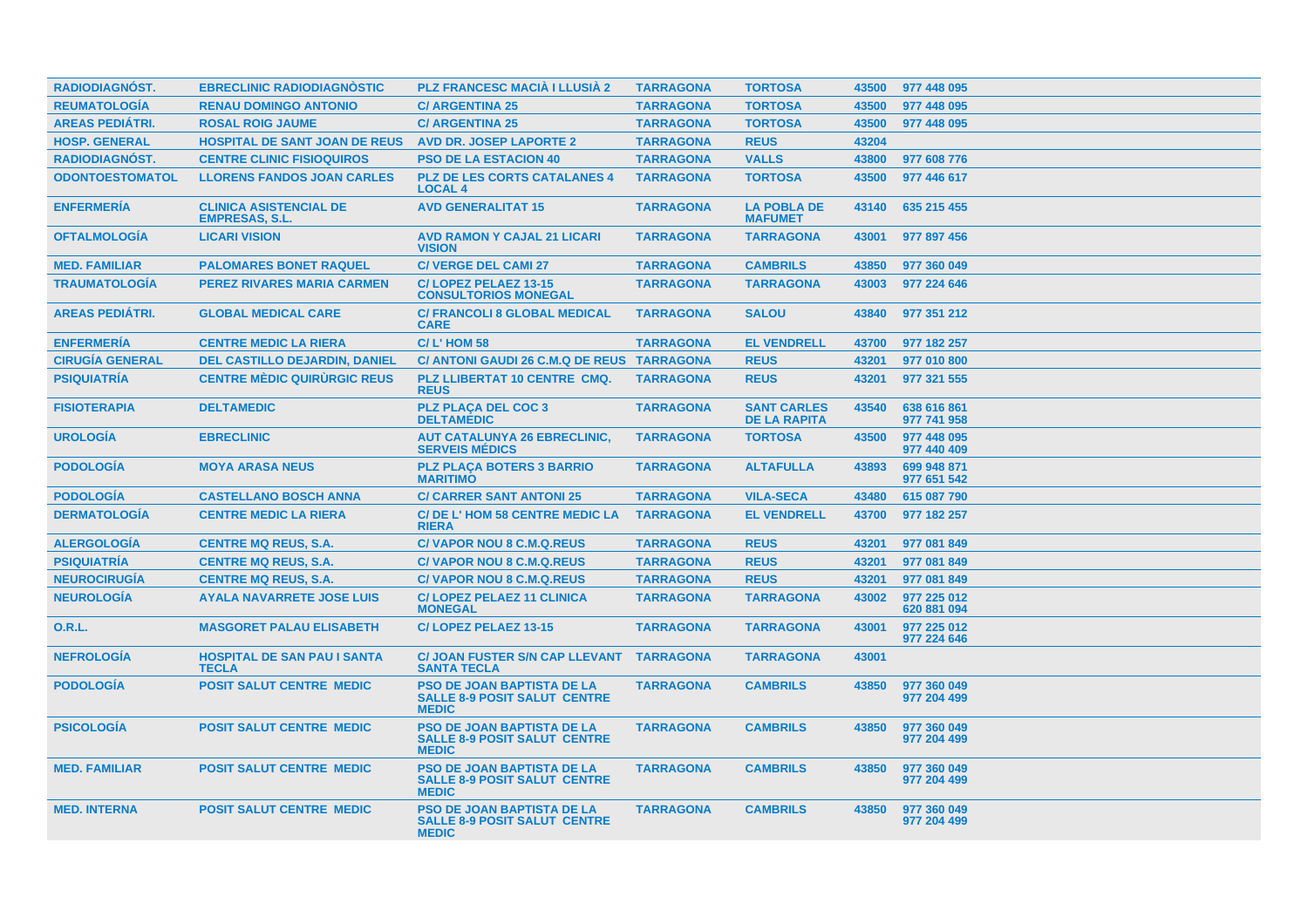| | | | | | | |
|---|---|---|---|---|---|---|
| RADIODIAGNÓST. | EBRECLINIC RADIODIAGNÒSTIC | PLZ FRANCESC MACIÀ I LLUSIÀ 2 | TARRAGONA | TORTOSA | 43500 | 977 448 095 |
| REUMATOLOGÍA | RENAU DOMINGO ANTONIO | C/ ARGENTINA 25 | TARRAGONA | TORTOSA | 43500 | 977 448 095 |
| AREAS PEDIÁTRI. | ROSAL ROIG JAUME | C/ ARGENTINA 25 | TARRAGONA | TORTOSA | 43500 | 977 448 095 |
| HOSP. GENERAL | HOSPITAL DE SANT JOAN DE REUS | AVD DR. JOSEP LAPORTE 2 | TARRAGONA | REUS | 43204 | |
| RADIODIAGNÓST. | CENTRE CLINIC FISIOQUIROS | PSO DE LA ESTACION 40 | TARRAGONA | VALLS | 43800 | 977 608 776 |
| ODONTOESTOMATOL | LLORENS FANDOS JOAN CARLES | PLZ DE LES CORTS CATALANES 4 LOCAL 4 | TARRAGONA | TORTOSA | 43500 | 977 446 617 |
| ENFERMERÍA | CLINICA ASISTENCIAL DE EMPRESAS, S.L. | AVD GENERALITAT 15 | TARRAGONA | LA POBLA DE MAFUMET | 43140 | 635 215 455 |
| OFTALMOLOGÍA | LICARI VISION | AVD RAMON Y CAJAL 21 LICARI VISION | TARRAGONA | TARRAGONA | 43001 | 977 897 456 |
| MED. FAMILIAR | PALOMARES BONET RAQUEL | C/ VERGE DEL CAMI 27 | TARRAGONA | CAMBRILS | 43850 | 977 360 049 |
| TRAUMATOLOGÍA | PEREZ RIVARES MARIA CARMEN | C/ LOPEZ PELAEZ 13-15 CONSULTORIOS MONEGAL | TARRAGONA | TARRAGONA | 43003 | 977 224 646 |
| AREAS PEDIÁTRI. | GLOBAL MEDICAL CARE | C/ FRANCOLI 8 GLOBAL MEDICAL CARE | TARRAGONA | SALOU | 43840 | 977 351 212 |
| ENFERMERÍA | CENTRE MEDIC LA RIERA | C/ L' HOM 58 | TARRAGONA | EL VENDRELL | 43700 | 977 182 257 |
| CIRUGÍA GENERAL | DEL CASTILLO DEJARDIN, DANIEL | C/ ANTONI GAUDI 26 C.M.Q DE REUS | TARRAGONA | REUS | 43201 | 977 010 800 |
| PSIQUIATRÍA | CENTRE MÈDIC QUIRÙRGIC REUS | PLZ LLIBERTAT 10 CENTRE CMQ. REUS | TARRAGONA | REUS | 43201 | 977 321 555 |
| FISIOTERAPIA | DELTAMEDIC | PLZ PLAÇA DEL COC 3 DELTAMEDIC | TARRAGONA | SANT CARLES DE LA RAPITA | 43540 | 638 616 861<br>977 741 958 |
| UROLOGÍA | EBRECLINIC | AUT CATALUNYA 26 EBRECLINIC, SERVEIS MÉDICS | TARRAGONA | TORTOSA | 43500 | 977 448 095<br>977 440 409 |
| PODOLOGÍA | MOYA ARASA NEUS | PLZ PLAÇA BOTERS 3 BARRIO MARITIMO | TARRAGONA | ALTAFULLA | 43893 | 699 948 871<br>977 651 542 |
| PODOLOGÍA | CASTELLANO BOSCH ANNA | C/ CARRER SANT ANTONI 25 | TARRAGONA | VILA-SECA | 43480 | 615 087 790 |
| DERMATOLOGÍA | CENTRE MEDIC LA RIERA | C/ DE L' HOM 58 CENTRE MEDIC LA RIERA | TARRAGONA | EL VENDRELL | 43700 | 977 182 257 |
| ALERGOLOGÍA | CENTRE MQ REUS, S.A. | C/ VAPOR NOU 8 C.M.Q.REUS | TARRAGONA | REUS | 43201 | 977 081 849 |
| PSIQUIATRÍA | CENTRE MQ REUS, S.A. | C/ VAPOR NOU 8 C.M.Q.REUS | TARRAGONA | REUS | 43201 | 977 081 849 |
| NEUROCIRUGÍA | CENTRE MQ REUS, S.A. | C/ VAPOR NOU 8 C.M.Q.REUS | TARRAGONA | REUS | 43201 | 977 081 849 |
| NEUROLOGÍA | AYALA NAVARRETE JOSE LUIS | C/ LOPEZ PELAEZ 11 CLINICA MONEGAL | TARRAGONA | TARRAGONA | 43002 | 977 225 012<br>620 881 094 |
| O.R.L. | MASGORET PALAU ELISABETH | C/ LOPEZ PELAEZ 13-15 | TARRAGONA | TARRAGONA | 43001 | 977 225 012<br>977 224 646 |
| NEFROLOGÍA | HOSPITAL DE SAN PAU I SANTA TECLA | C/ JOAN FUSTER S/N CAP LLEVANT SANTA TECLA | TARRAGONA | TARRAGONA | 43001 | |
| PODOLOGÍA | POSIT SALUT CENTRE MEDIC | PSO DE JOAN BAPTISTA DE LA SALLE 8-9 POSIT SALUT CENTRE MEDIC | TARRAGONA | CAMBRILS | 43850 | 977 360 049<br>977 204 499 |
| PSICOLOGÍA | POSIT SALUT CENTRE MEDIC | PSO DE JOAN BAPTISTA DE LA SALLE 8-9 POSIT SALUT CENTRE MEDIC | TARRAGONA | CAMBRILS | 43850 | 977 360 049<br>977 204 499 |
| MED. FAMILIAR | POSIT SALUT CENTRE MEDIC | PSO DE JOAN BAPTISTA DE LA SALLE 8-9 POSIT SALUT CENTRE MEDIC | TARRAGONA | CAMBRILS | 43850 | 977 360 049<br>977 204 499 |
| MED. INTERNA | POSIT SALUT CENTRE MEDIC | PSO DE JOAN BAPTISTA DE LA SALLE 8-9 POSIT SALUT CENTRE MEDIC | TARRAGONA | CAMBRILS | 43850 | 977 360 049<br>977 204 499 |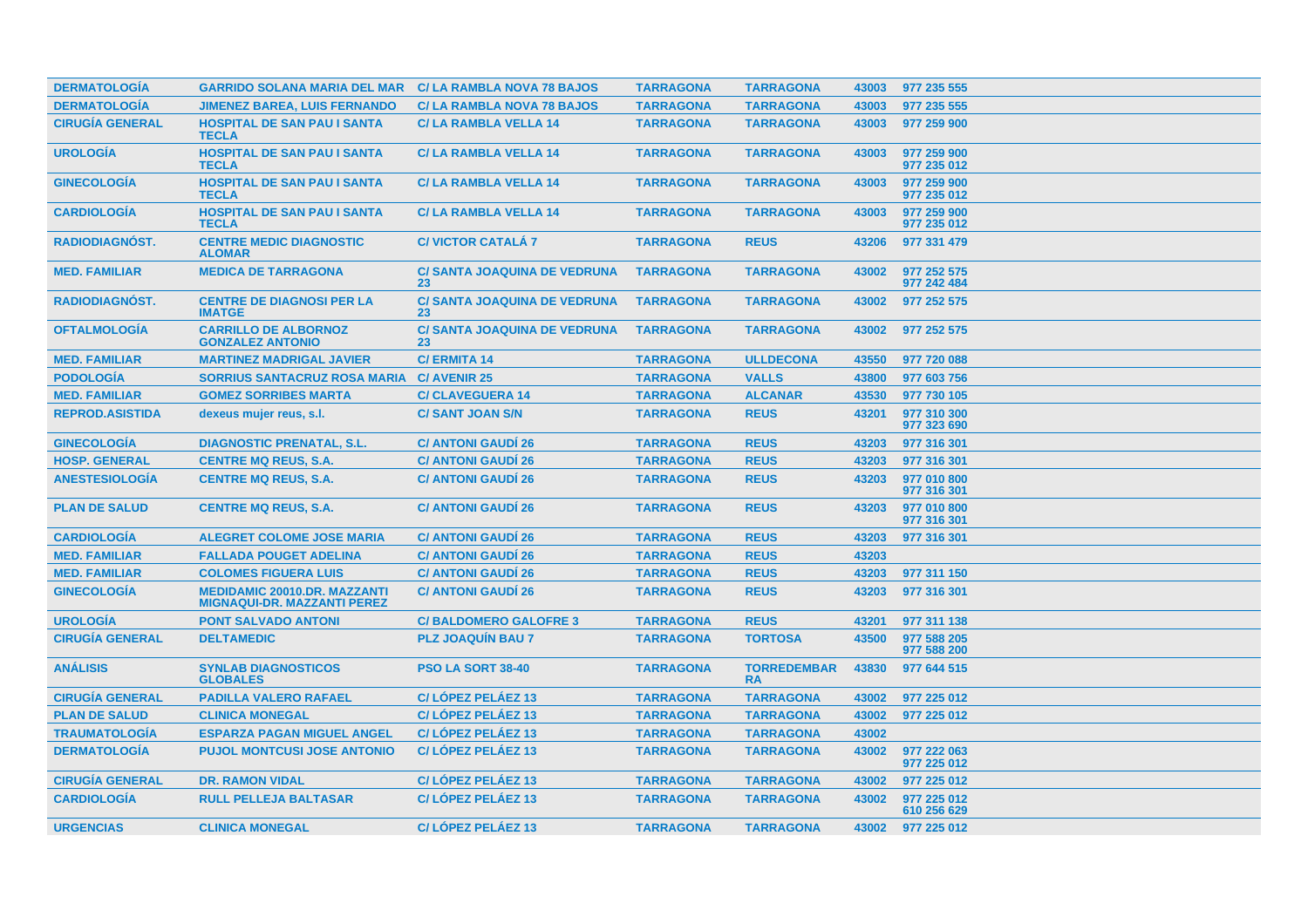| DERMATOLOGÍA | GARRIDO SOLANA MARIA DEL MAR | C/ LA RAMBLA NOVA 78 BAJOS | TARRAGONA | TARRAGONA | 43003 | 977 235 555 |
|---|---|---|---|---|---|---|
| DERMATOLOGÍA | JIMENEZ BAREA, LUIS FERNANDO | C/ LA RAMBLA NOVA 78 BAJOS | TARRAGONA | TARRAGONA | 43003 | 977 235 555 |
| CIRUGÍA GENERAL | HOSPITAL DE SAN PAU I SANTA TECLA | C/ LA RAMBLA VELLA 14 | TARRAGONA | TARRAGONA | 43003 | 977 259 900 |
| UROLOGÍA | HOSPITAL DE SAN PAU I SANTA TECLA | C/ LA RAMBLA VELLA 14 | TARRAGONA | TARRAGONA | 43003 | 977 259 900<br>977 235 012 |
| GINECOLOGÍA | HOSPITAL DE SAN PAU I SANTA TECLA | C/ LA RAMBLA VELLA 14 | TARRAGONA | TARRAGONA | 43003 | 977 259 900<br>977 235 012 |
| CARDIOLOGÍA | HOSPITAL DE SAN PAU I SANTA TECLA | C/ LA RAMBLA VELLA 14 | TARRAGONA | TARRAGONA | 43003 | 977 259 900<br>977 235 012 |
| RADIODIAGNÓST. | CENTRE MEDIC DIAGNOSTIC ALOMAR | C/ VICTOR CATALÁ 7 | TARRAGONA | REUS | 43206 | 977 331 479 |
| MED. FAMILIAR | MEDICA DE TARRAGONA | C/ SANTA JOAQUINA DE VEDRUNA 23 | TARRAGONA | TARRAGONA | 43002 | 977 252 575<br>977 242 484 |
| RADIODIAGNÓST. | CENTRE DE DIAGNOSI PER LA IMATGE | C/ SANTA JOAQUINA DE VEDRUNA 23 | TARRAGONA | TARRAGONA | 43002 | 977 252 575 |
| OFTALMOLOGÍA | CARRILLO DE ALBORNOZ GONZALEZ ANTONIO | C/ SANTA JOAQUINA DE VEDRUNA 23 | TARRAGONA | TARRAGONA | 43002 | 977 252 575 |
| MED. FAMILIAR | MARTINEZ MADRIGAL JAVIER | C/ ERMITA 14 | TARRAGONA | ULLDECONA | 43550 | 977 720 088 |
| PODOLOGÍA | SORRIUS SANTACRUZ ROSA MARIA | C/ AVENIR 25 | TARRAGONA | VALLS | 43800 | 977 603 756 |
| MED. FAMILIAR | GOMEZ SORRIBES MARTA | C/ CLAVEGUERA 14 | TARRAGONA | ALCANAR | 43530 | 977 730 105 |
| REPROD.ASISTIDA | dexeus mujer reus, s.l. | C/ SANT JOAN S/N | TARRAGONA | REUS | 43201 | 977 310 300<br>977 323 690 |
| GINECOLOGÍA | DIAGNOSTIC PRENATAL, S.L. | C/ ANTONI GAUDÍ 26 | TARRAGONA | REUS | 43203 | 977 316 301 |
| HOSP. GENERAL | CENTRE MQ REUS, S.A. | C/ ANTONI GAUDÍ 26 | TARRAGONA | REUS | 43203 | 977 316 301 |
| ANESTESIOLOGÍA | CENTRE MQ REUS, S.A. | C/ ANTONI GAUDÍ 26 | TARRAGONA | REUS | 43203 | 977 010 800<br>977 316 301 |
| PLAN DE SALUD | CENTRE MQ REUS, S.A. | C/ ANTONI GAUDÍ 26 | TARRAGONA | REUS | 43203 | 977 010 800<br>977 316 301 |
| CARDIOLOGÍA | ALEGRET COLOME JOSE MARIA | C/ ANTONI GAUDÍ 26 | TARRAGONA | REUS | 43203 | 977 316 301 |
| MED. FAMILIAR | FALLADA POUGET ADELINA | C/ ANTONI GAUDÍ 26 | TARRAGONA | REUS | 43203 | |
| MED. FAMILIAR | COLOMES FIGUERA LUIS | C/ ANTONI GAUDÍ 26 | TARRAGONA | REUS | 43203 | 977 311 150 |
| GINECOLOGÍA | MEDIDAMIC 20010.DR. MAZZANTI MIGNAQUI-DR. MAZZANTI PEREZ | C/ ANTONI GAUDÍ 26 | TARRAGONA | REUS | 43203 | 977 316 301 |
| UROLOGÍA | PONT SALVADO ANTONI | C/ BALDOMERO GALOFRE 3 | TARRAGONA | REUS | 43201 | 977 311 138 |
| CIRUGÍA GENERAL | DELTAMEDIC | PLZ JOAQUÍN BAU 7 | TARRAGONA | TORTOSA | 43500 | 977 588 205<br>977 588 200 |
| ANÁLISIS | SYNLAB DIAGNOSTICOS GLOBALES | PSO LA SORT 38-40 | TARRAGONA | TORREDEMBARRA | 43830 | 977 644 515 |
| CIRUGÍA GENERAL | PADILLA VALERO RAFAEL | C/ LÓPEZ PELÁEZ 13 | TARRAGONA | TARRAGONA | 43002 | 977 225 012 |
| PLAN DE SALUD | CLINICA MONEGAL | C/ LÓPEZ PELÁEZ 13 | TARRAGONA | TARRAGONA | 43002 | 977 225 012 |
| TRAUMATOLOGÍA | ESPARZA PAGAN MIGUEL ANGEL | C/ LÓPEZ PELÁEZ 13 | TARRAGONA | TARRAGONA | 43002 | |
| DERMATOLOGÍA | PUJOL MONTCUSI JOSE ANTONIO | C/ LÓPEZ PELÁEZ 13 | TARRAGONA | TARRAGONA | 43002 | 977 222 063<br>977 225 012 |
| CIRUGÍA GENERAL | DR. RAMON VIDAL | C/ LÓPEZ PELÁEZ 13 | TARRAGONA | TARRAGONA | 43002 | 977 225 012 |
| CARDIOLOGÍA | RULL PELLEJA BALTASAR | C/ LÓPEZ PELÁEZ 13 | TARRAGONA | TARRAGONA | 43002 | 977 225 012<br>610 256 629 |
| URGENCIAS | CLINICA MONEGAL | C/ LÓPEZ PELÁEZ 13 | TARRAGONA | TARRAGONA | 43002 | 977 225 012 |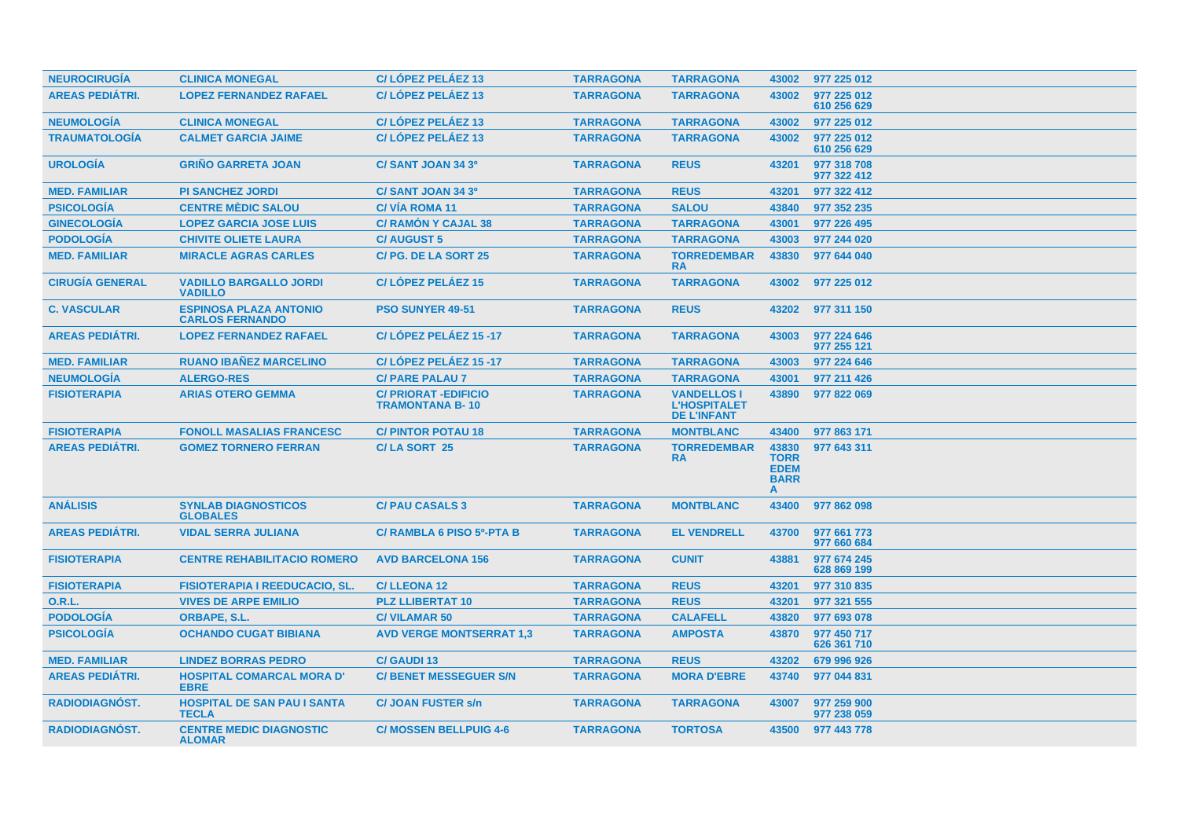| | | | | | | |
|---|---|---|---|---|---|---|
| NEUROCIRUGÍA | CLINICA MONEGAL | C/ LÓPEZ PELÁEZ 13 | TARRAGONA | TARRAGONA | 43002 | 977 225 012 |
| AREAS PEDIÁTRI. | LOPEZ FERNANDEZ RAFAEL | C/ LÓPEZ PELÁEZ 13 | TARRAGONA | TARRAGONA | 43002 | 977 225 012<br>610 256 629 |
| NEUMOLOGÍA | CLINICA MONEGAL | C/ LÓPEZ PELÁEZ 13 | TARRAGONA | TARRAGONA | 43002 | 977 225 012 |
| TRAUMATOLOGÍA | CALMET GARCIA JAIME | C/ LÓPEZ PELÁEZ 13 | TARRAGONA | TARRAGONA | 43002 | 977 225 012<br>610 256 629 |
| UROLOGÍA | GRIÑO GARRETA JOAN | C/ SANT JOAN 34 3º | TARRAGONA | REUS | 43201 | 977 318 708<br>977 322 412 |
| MED. FAMILIAR | PI SANCHEZ JORDI | C/ SANT JOAN 34 3º | TARRAGONA | REUS | 43201 | 977 322 412 |
| PSICOLOGÍA | CENTRE MÈDIC SALOU | C/ VÍA ROMA 11 | TARRAGONA | SALOU | 43840 | 977 352 235 |
| GINECOLOGÍA | LOPEZ GARCIA JOSE LUIS | C/ RAMÓN Y CAJAL 38 | TARRAGONA | TARRAGONA | 43001 | 977 226 495 |
| PODOLOGÍA | CHIVITE OLIETE LAURA | C/ AUGUST 5 | TARRAGONA | TARRAGONA | 43003 | 977 244 020 |
| MED. FAMILIAR | MIRACLE AGRAS CARLES | C/ PG. DE LA SORT 25 | TARRAGONA | TORREDEMBARRA | 43830 | 977 644 040 |
| CIRUGÍA GENERAL | VADILLO BARGALLO JORDI VADILLO | C/ LÓPEZ PELÁEZ 15 | TARRAGONA | TARRAGONA | 43002 | 977 225 012 |
| C. VASCULAR | ESPINOSA PLAZA ANTONIO CARLOS FERNANDO | PSO SUNYER 49-51 | TARRAGONA | REUS | 43202 | 977 311 150 |
| AREAS PEDIÁTRI. | LOPEZ FERNANDEZ RAFAEL | C/ LÓPEZ PELÁEZ 15 -17 | TARRAGONA | TARRAGONA | 43003 | 977 224 646<br>977 255 121 |
| MED. FAMILIAR | RUANO IBAÑEZ MARCELINO | C/ LÓPEZ PELÁEZ 15 -17 | TARRAGONA | TARRAGONA | 43003 | 977 224 646 |
| NEUMOLOGÍA | ALERGO-RES | C/ PARE PALAU 7 | TARRAGONA | TARRAGONA | 43001 | 977 211 426 |
| FISIOTERAPIA | ARIAS OTERO GEMMA | C/ PRIORAT -EDIFICIO TRAMONTANA B- 10 | TARRAGONA | VANDELLOS I L'HOSPITALET DE L'INFANT | 43890 | 977 822 069 |
| FISIOTERAPIA | FONOLL MASALIAS FRANCESC | C/ PINTOR POTAU 18 | TARRAGONA | MONTBLANC | 43400 | 977 863 171 |
| AREAS PEDIÁTRI. | GOMEZ TORNERO FERRAN | C/ LA SORT 25 | TARRAGONA | TORREDEMBARRA | 43830 TORREDEMBARRA | 977 643 311 |
| ANÁLISIS | SYNLAB DIAGNOSTICOS GLOBALES | C/ PAU CASALS 3 | TARRAGONA | MONTBLANC | 43400 | 977 862 098 |
| AREAS PEDIÁTRI. | VIDAL SERRA JULIANA | C/ RAMBLA 6 PISO 5º-PTA B | TARRAGONA | EL VENDRELL | 43700 | 977 661 773<br>977 660 684 |
| FISIOTERAPIA | CENTRE REHABILITACIO ROMERO | AVD BARCELONA 156 | TARRAGONA | CUNIT | 43881 | 977 674 245<br>628 869 199 |
| FISIOTERAPIA | FISIOTERAPIA I REEDUCACIO, SL. | C/ LLEONA 12 | TARRAGONA | REUS | 43201 | 977 310 835 |
| O.R.L. | VIVES DE ARPE EMILIO | PLZ LLIBERTAT 10 | TARRAGONA | REUS | 43201 | 977 321 555 |
| PODOLOGÍA | ORBAPE, S.L. | C/ VILAMAR 50 | TARRAGONA | CALAFELL | 43820 | 977 693 078 |
| PSICOLOGÍA | OCHANDO CUGAT BIBIANA | AVD VERGE MONTSERRAT 1,3 | TARRAGONA | AMPOSTA | 43870 | 977 450 717<br>626 361 710 |
| MED. FAMILIAR | LINDEZ BORRAS PEDRO | C/ GAUDI 13 | TARRAGONA | REUS | 43202 | 679 996 926 |
| AREAS PEDIÁTRI. | HOSPITAL COMARCAL MORA D' EBRE | C/ BENET MESSEGUER S/N | TARRAGONA | MORA D'EBRE | 43740 | 977 044 831 |
| RADIODIAGNÓST. | HOSPITAL DE SAN PAU I SANTA TECLA | C/ JOAN FUSTER s/n | TARRAGONA | TARRAGONA | 43007 | 977 259 900<br>977 238 059 |
| RADIODIAGNÓST. | CENTRE MEDIC DIAGNOSTIC ALOMAR | C/ MOSSEN BELLPUIG 4-6 | TARRAGONA | TORTOSA | 43500 | 977 443 778 |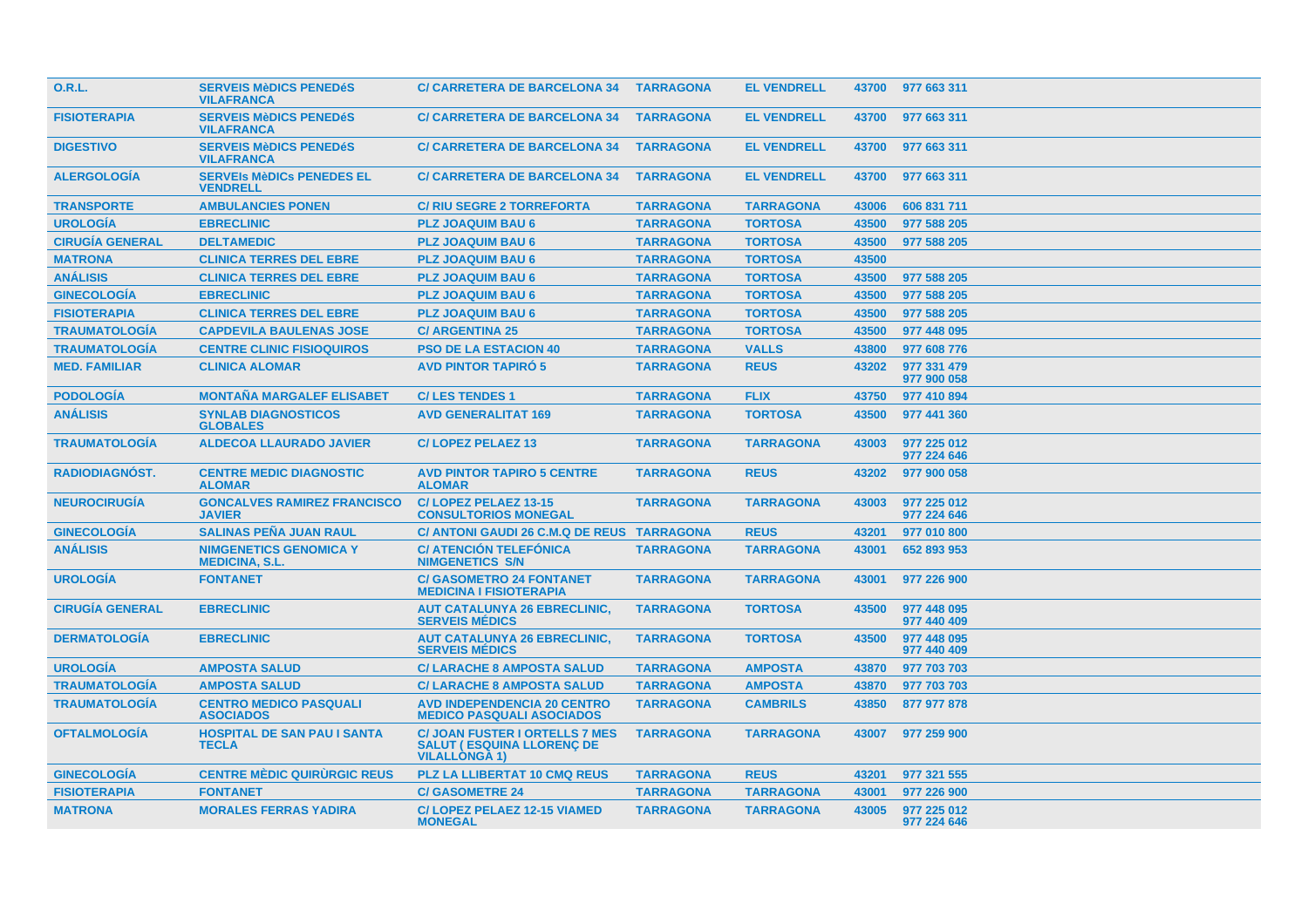| | | | | | | |
|---|---|---|---|---|---|---|
| **O.R.L.** | **SERVEIS MèDICS PENEDéS VILAFRANCA** | **C/ CARRETERA DE BARCELONA 34** | **TARRAGONA** | **EL VENDRELL** | **43700** | **977 663 311** |
| **FISIOTERAPIA** | **SERVEIS MèDICS PENEDéS VILAFRANCA** | **C/ CARRETERA DE BARCELONA 34** | **TARRAGONA** | **EL VENDRELL** | **43700** | **977 663 311** |
| **DIGESTIVO** | **SERVEIS MèDICS PENEDéS VILAFRANCA** | **C/ CARRETERA DE BARCELONA 34** | **TARRAGONA** | **EL VENDRELL** | **43700** | **977 663 311** |
| **ALERGOLOGÍA** | **SERVEIs MèDICs PENEDES EL VENDRELL** | **C/ CARRETERA DE BARCELONA 34** | **TARRAGONA** | **EL VENDRELL** | **43700** | **977 663 311** |
| **TRANSPORTE** | **AMBULANCIES PONEN** | **C/ RIU SEGRE 2 TORREFORTA** | **TARRAGONA** | **TARRAGONA** | **43006** | **606 831 711** |
| **UROLOGÍA** | **EBRECLINIC** | **PLZ JOAQUIM BAU 6** | **TARRAGONA** | **TORTOSA** | **43500** | **977 588 205** |
| **CIRUGÍA GENERAL** | **DELTAMEDIC** | **PLZ JOAQUIM BAU 6** | **TARRAGONA** | **TORTOSA** | **43500** | **977 588 205** |
| **MATRONA** | **CLINICA TERRES DEL EBRE** | **PLZ JOAQUIM BAU 6** | **TARRAGONA** | **TORTOSA** | **43500** | |
| **ANÁLISIS** | **CLINICA TERRES DEL EBRE** | **PLZ JOAQUIM BAU 6** | **TARRAGONA** | **TORTOSA** | **43500** | **977 588 205** |
| **GINECOLOGÍA** | **EBRECLINIC** | **PLZ JOAQUIM BAU 6** | **TARRAGONA** | **TORTOSA** | **43500** | **977 588 205** |
| **FISIOTERAPIA** | **CLINICA TERRES DEL EBRE** | **PLZ JOAQUIM BAU 6** | **TARRAGONA** | **TORTOSA** | **43500** | **977 588 205** |
| **TRAUMATOLOGÍA** | **CAPDEVILA BAULENAS JOSE** | **C/ ARGENTINA 25** | **TARRAGONA** | **TORTOSA** | **43500** | **977 448 095** |
| **TRAUMATOLOGÍA** | **CENTRE CLINIC FISIOQUIROS** | **PSO DE LA ESTACION 40** | **TARRAGONA** | **VALLS** | **43800** | **977 608 776** |
| **MED. FAMILIAR** | **CLINICA ALOMAR** | **AVD PINTOR TAPIRÓ 5** | **TARRAGONA** | **REUS** | **43202** | **977 331 479 977 900 058** |
| **PODOLOGÍA** | **MONTAÑA MARGALEF ELISABET** | **C/ LES TENDES 1** | **TARRAGONA** | **FLIX** | **43750** | **977 410 894** |
| **ANÁLISIS** | **SYNLAB DIAGNOSTICOS GLOBALES** | **AVD GENERALITAT 169** | **TARRAGONA** | **TORTOSA** | **43500** | **977 441 360** |
| **TRAUMATOLOGÍA** | **ALDECOA LLAURADO JAVIER** | **C/ LOPEZ PELAEZ 13** | **TARRAGONA** | **TARRAGONA** | **43003** | **977 225 012 977 224 646** |
| **RADIODIAGNÓST.** | **CENTRE MEDIC DIAGNOSTIC ALOMAR** | **AVD PINTOR TAPIRO 5 CENTRE ALOMAR** | **TARRAGONA** | **REUS** | **43202** | **977 900 058** |
| **NEUROCIRUGÍA** | **GONCALVES RAMIREZ FRANCISCO JAVIER** | **C/ LOPEZ PELAEZ 13-15 CONSULTORIOS MONEGAL** | **TARRAGONA** | **TARRAGONA** | **43003** | **977 225 012 977 224 646** |
| **GINECOLOGÍA** | **SALINAS PEÑA JUAN RAUL** | **C/ ANTONI GAUDI 26 C.M.Q DE REUS** | **TARRAGONA** | **REUS** | **43201** | **977 010 800** |
| **ANÁLISIS** | **NIMGENETICS GENOMICA Y MEDICINA, S.L.** | **C/ ATENCIÓN TELEFÓNICA NIMGENETICS S/N** | **TARRAGONA** | **TARRAGONA** | **43001** | **652 893 953** |
| **UROLOGÍA** | **FONTANET** | **C/ GASOMETRO 24 FONTANET MEDICINA I FISIOTERAPIA** | **TARRAGONA** | **TARRAGONA** | **43001** | **977 226 900** |
| **CIRUGÍA GENERAL** | **EBRECLINIC** | **AUT CATALUNYA 26 EBRECLINIC, SERVEIS MÉDICS** | **TARRAGONA** | **TORTOSA** | **43500** | **977 448 095 977 440 409** |
| **DERMATOLOGÍA** | **EBRECLINIC** | **AUT CATALUNYA 26 EBRECLINIC, SERVEIS MÉDICS** | **TARRAGONA** | **TORTOSA** | **43500** | **977 448 095 977 440 409** |
| **UROLOGÍA** | **AMPOSTA SALUD** | **C/ LARACHE 8 AMPOSTA SALUD** | **TARRAGONA** | **AMPOSTA** | **43870** | **977 703 703** |
| **TRAUMATOLOGÍA** | **AMPOSTA SALUD** | **C/ LARACHE 8 AMPOSTA SALUD** | **TARRAGONA** | **AMPOSTA** | **43870** | **977 703 703** |
| **TRAUMATOLOGÍA** | **CENTRO MEDICO PASQUALI ASOCIADOS** | **AVD INDEPENDENCIA 20 CENTRO MEDICO PASQUALI ASOCIADOS** | **TARRAGONA** | **CAMBRILS** | **43850** | **877 977 878** |
| **OFTALMOLOGÍA** | **HOSPITAL DE SAN PAU I SANTA TECLA** | **C/ JOAN FUSTER I ORTELLS 7 MES SALUT ( ESQUINA LLORENÇ DE VILALLONGA 1)** | **TARRAGONA** | **TARRAGONA** | **43007** | **977 259 900** |
| **GINECOLOGÍA** | **CENTRE MÈDIC QUIRÙRGIC REUS** | **PLZ LA LLIBERTAT 10 CMQ REUS** | **TARRAGONA** | **REUS** | **43201** | **977 321 555** |
| **FISIOTERAPIA** | **FONTANET** | **C/ GASOMETRE 24** | **TARRAGONA** | **TARRAGONA** | **43001** | **977 226 900** |
| **MATRONA** | **MORALES FERRAS YADIRA** | **C/ LOPEZ PELAEZ 12-15 VIAMED MONEGAL** | **TARRAGONA** | **TARRAGONA** | **43005** | **977 225 012 977 224 646** |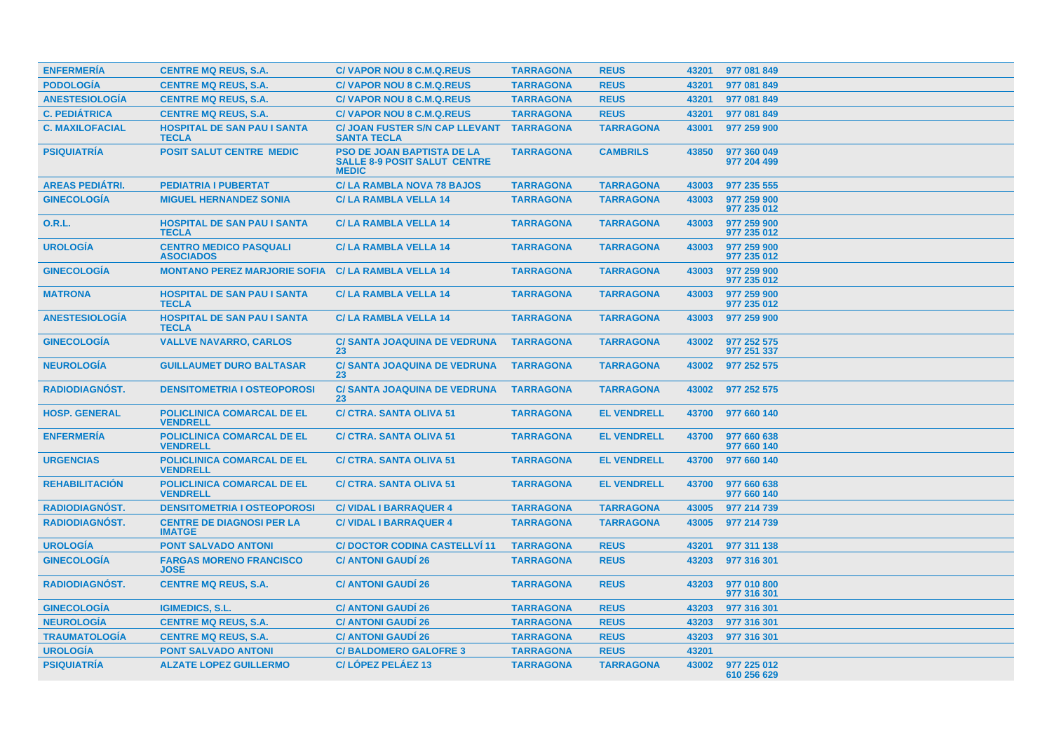| | | | | | | |
|---|---|---|---|---|---|---|
| ENFERMERÍA | CENTRE MQ REUS, S.A. | C/ VAPOR NOU 8 C.M.Q.REUS | TARRAGONA | REUS | 43201 | 977 081 849 |
| PODOLOGÍA | CENTRE MQ REUS, S.A. | C/ VAPOR NOU 8 C.M.Q.REUS | TARRAGONA | REUS | 43201 | 977 081 849 |
| ANESTESIOLOGÍA | CENTRE MQ REUS, S.A. | C/ VAPOR NOU 8 C.M.Q.REUS | TARRAGONA | REUS | 43201 | 977 081 849 |
| C. PEDIÁTRICA | CENTRE MQ REUS, S.A. | C/ VAPOR NOU 8 C.M.Q.REUS | TARRAGONA | REUS | 43201 | 977 081 849 |
| C. MAXILOFACIAL | HOSPITAL DE SAN PAU I SANTA TECLA | C/ JOAN FUSTER S/N CAP LLEVANT SANTA TECLA | TARRAGONA | TARRAGONA | 43001 | 977 259 900 |
| PSIQUIATRÍA | POSIT SALUT CENTRE MEDIC | PSO DE JOAN BAPTISTA DE LA SALLE 8-9 POSIT SALUT CENTRE MEDIC | TARRAGONA | CAMBRILS | 43850 | 977 360 049<br>977 204 499 |
| AREAS PEDIÁTRI. | PEDIATRIA I PUBERTAT | C/ LA RAMBLA NOVA 78 BAJOS | TARRAGONA | TARRAGONA | 43003 | 977 235 555 |
| GINECOLOGÍA | MIGUEL HERNANDEZ SONIA | C/ LA RAMBLA VELLA 14 | TARRAGONA | TARRAGONA | 43003 | 977 259 900<br>977 235 012 |
| O.R.L. | HOSPITAL DE SAN PAU I SANTA TECLA | C/ LA RAMBLA VELLA 14 | TARRAGONA | TARRAGONA | 43003 | 977 259 900<br>977 235 012 |
| UROLOGÍA | CENTRO MEDICO PASQUALI ASOCIADOS | C/ LA RAMBLA VELLA 14 | TARRAGONA | TARRAGONA | 43003 | 977 259 900<br>977 235 012 |
| GINECOLOGÍA | MONTANO PEREZ MARJORIE SOFIA | C/ LA RAMBLA VELLA 14 | TARRAGONA | TARRAGONA | 43003 | 977 259 900<br>977 235 012 |
| MATRONA | HOSPITAL DE SAN PAU I SANTA TECLA | C/ LA RAMBLA VELLA 14 | TARRAGONA | TARRAGONA | 43003 | 977 259 900<br>977 235 012 |
| ANESTESIOLOGÍA | HOSPITAL DE SAN PAU I SANTA TECLA | C/ LA RAMBLA VELLA 14 | TARRAGONA | TARRAGONA | 43003 | 977 259 900 |
| GINECOLOGÍA | VALLVE NAVARRO, CARLOS | C/ SANTA JOAQUINA DE VEDRUNA 23 | TARRAGONA | TARRAGONA | 43002 | 977 252 575<br>977 251 337 |
| NEUROLOGÍA | GUILLAUMET DURO BALTASAR | C/ SANTA JOAQUINA DE VEDRUNA 23 | TARRAGONA | TARRAGONA | 43002 | 977 252 575 |
| RADIODIAGNÓST. | DENSITOMETRIA I OSTEOPOROSI | C/ SANTA JOAQUINA DE VEDRUNA 23 | TARRAGONA | TARRAGONA | 43002 | 977 252 575 |
| HOSP. GENERAL | POLICLINICA COMARCAL DE EL VENDRELL | C/ CTRA. SANTA OLIVA 51 | TARRAGONA | EL VENDRELL | 43700 | 977 660 140 |
| ENFERMERÍA | POLICLINICA COMARCAL DE EL VENDRELL | C/ CTRA. SANTA OLIVA 51 | TARRAGONA | EL VENDRELL | 43700 | 977 660 638<br>977 660 140 |
| URGENCIAS | POLICLINICA COMARCAL DE EL VENDRELL | C/ CTRA. SANTA OLIVA 51 | TARRAGONA | EL VENDRELL | 43700 | 977 660 140 |
| REHABILITACIÓN | POLICLINICA COMARCAL DE EL VENDRELL | C/ CTRA. SANTA OLIVA 51 | TARRAGONA | EL VENDRELL | 43700 | 977 660 638<br>977 660 140 |
| RADIODIAGNÓST. | DENSITOMETRIA I OSTEOPOROSI | C/ VIDAL I BARRAQUER 4 | TARRAGONA | TARRAGONA | 43005 | 977 214 739 |
| RADIODIAGNÓST. | CENTRE DE DIAGNOSI PER LA IMATGE | C/ VIDAL I BARRAQUER 4 | TARRAGONA | TARRAGONA | 43005 | 977 214 739 |
| UROLOGÍA | PONT SALVADO ANTONI | C/ DOCTOR CODINA CASTELLVÍ 11 | TARRAGONA | REUS | 43201 | 977 311 138 |
| GINECOLOGÍA | FARGAS MORENO FRANCISCO JOSE | C/ ANTONI GAUDÍ 26 | TARRAGONA | REUS | 43203 | 977 316 301 |
| RADIODIAGNÓST. | CENTRE MQ REUS, S.A. | C/ ANTONI GAUDÍ 26 | TARRAGONA | REUS | 43203 | 977 010 800<br>977 316 301 |
| GINECOLOGÍA | IGIMEDICS, S.L. | C/ ANTONI GAUDÍ 26 | TARRAGONA | REUS | 43203 | 977 316 301 |
| NEUROLOGÍA | CENTRE MQ REUS, S.A. | C/ ANTONI GAUDÍ 26 | TARRAGONA | REUS | 43203 | 977 316 301 |
| TRAUMATOLOGÍA | CENTRE MQ REUS, S.A. | C/ ANTONI GAUDÍ 26 | TARRAGONA | REUS | 43203 | 977 316 301 |
| UROLOGÍA | PONT SALVADO ANTONI | C/ BALDOMERO GALOFRE 3 | TARRAGONA | REUS | 43201 | |
| PSIQUIATRÍA | ALZATE LOPEZ GUILLERMO | C/ LÓPEZ PELÁEZ 13 | TARRAGONA | TARRAGONA | 43002 | 977 225 012<br>610 256 629 |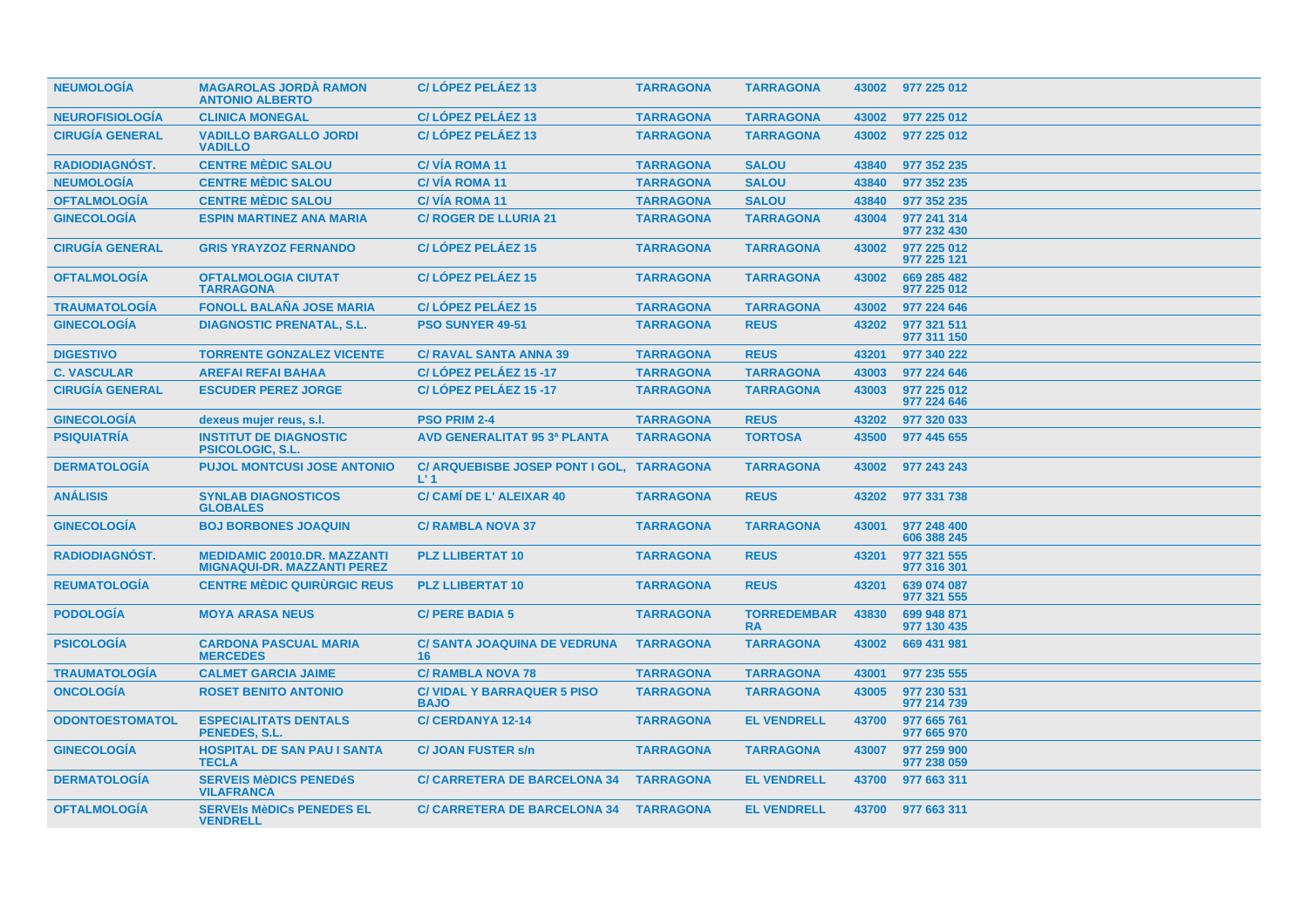| NEUMOLOGÍA | MAGAROLAS JORDÀ RAMON ANTONIO ALBERTO | C/ LÓPEZ PELÁEZ 13 | TARRAGONA | TARRAGONA | 43002 | 977 225 012 |
|---|---|---|---|---|---|---|
| NEUROFISIOLOGÍA | CLINICA MONEGAL | C/ LÓPEZ PELÁEZ 13 | TARRAGONA | TARRAGONA | 43002 | 977 225 012 |
| CIRUGÍA GENERAL | VADILLO BARGALLO JORDI VADILLO | C/ LÓPEZ PELÁEZ 13 | TARRAGONA | TARRAGONA | 43002 | 977 225 012 |
| RADIODIAGNÓST. | CENTRE MÈDIC SALOU | C/ VÍA ROMA 11 | TARRAGONA | SALOU | 43840 | 977 352 235 |
| NEUMOLOGÍA | CENTRE MÈDIC SALOU | C/ VÍA ROMA 11 | TARRAGONA | SALOU | 43840 | 977 352 235 |
| OFTALMOLOGÍA | CENTRE MÈDIC SALOU | C/ VÍA ROMA 11 | TARRAGONA | SALOU | 43840 | 977 352 235 |
| GINECOLOGÍA | ESPIN MARTINEZ ANA MARIA | C/ ROGER DE LLURIA 21 | TARRAGONA | TARRAGONA | 43004 | 977 241 314 977 232 430 |
| CIRUGÍA GENERAL | GRIS YRAYZOZ FERNANDO | C/ LÓPEZ PELÁEZ 15 | TARRAGONA | TARRAGONA | 43002 | 977 225 012 977 225 121 |
| OFTALMOLOGÍA | OFTALMOLOGIA CIUTAT TARRAGONA | C/ LÓPEZ PELÁEZ 15 | TARRAGONA | TARRAGONA | 43002 | 669 285 482 977 225 012 |
| TRAUMATOLOGÍA | FONOLL BALAÑA JOSE MARIA | C/ LÓPEZ PELÁEZ 15 | TARRAGONA | TARRAGONA | 43002 | 977 224 646 |
| GINECOLOGÍA | DIAGNOSTIC PRENATAL, S.L. | PSO SUNYER 49-51 | TARRAGONA | REUS | 43202 | 977 321 511 977 311 150 |
| DIGESTIVO | TORRENTE GONZALEZ VICENTE | C/ RAVAL SANTA ANNA 39 | TARRAGONA | REUS | 43201 | 977 340 222 |
| C. VASCULAR | AREFAI REFAI BAHAA | C/ LÓPEZ PELÁEZ 15 -17 | TARRAGONA | TARRAGONA | 43003 | 977 224 646 |
| CIRUGÍA GENERAL | ESCUDER PEREZ JORGE | C/ LÓPEZ PELÁEZ 15 -17 | TARRAGONA | TARRAGONA | 43003 | 977 225 012 977 224 646 |
| GINECOLOGÍA | dexeus mujer reus, s.l. | PSO PRIM 2-4 | TARRAGONA | REUS | 43202 | 977 320 033 |
| PSIQUIATRÍA | INSTITUT DE DIAGNOSTIC PSICOLOGIC, S.L. | AVD GENERALITAT 95 3ª PLANTA | TARRAGONA | TORTOSA | 43500 | 977 445 655 |
| DERMATOLOGÍA | PUJOL MONTCUSI JOSE ANTONIO | C/ ARQUEBISBE JOSEP PONT I GOL, L' 1 | TARRAGONA | TARRAGONA | 43002 | 977 243 243 |
| ANÁLISIS | SYNLAB DIAGNOSTICOS GLOBALES | C/ CAMÍ DE L' ALEIXAR 40 | TARRAGONA | REUS | 43202 | 977 331 738 |
| GINECOLOGÍA | BOJ BORBONES JOAQUIN | C/ RAMBLA NOVA 37 | TARRAGONA | TARRAGONA | 43001 | 977 248 400 606 388 245 |
| RADIODIAGNÓST. | MEDIDAMIC 20010.DR. MAZZANTI MIGNAQUI-DR. MAZZANTI PEREZ | PLZ LLIBERTAT 10 | TARRAGONA | REUS | 43201 | 977 321 555 977 316 301 |
| REUMATOLOGÍA | CENTRE MÈDIC QUIRÚRGIC REUS | PLZ LLIBERTAT 10 | TARRAGONA | REUS | 43201 | 639 074 087 977 321 555 |
| PODOLOGÍA | MOYA ARASA NEUS | C/ PERE BADIA 5 | TARRAGONA | TORREDEMBARRA | 43830 | 699 948 871 977 130 435 |
| PSICOLOGÍA | CARDONA PASCUAL MARIA MERCEDES | C/ SANTA JOAQUINA DE VEDRUNA 16 | TARRAGONA | TARRAGONA | 43002 | 669 431 981 |
| TRAUMATOLOGÍA | CALMET GARCIA JAIME | C/ RAMBLA NOVA 78 | TARRAGONA | TARRAGONA | 43001 | 977 235 555 |
| ONCOLOGÍA | ROSET BENITO ANTONIO | C/ VIDAL Y BARRAQUER 5 PISO BAJO | TARRAGONA | TARRAGONA | 43005 | 977 230 531 977 214 739 |
| ODONTOESTOMATOL | ESPECIALITATS DENTALS PENEDES, S.L. | C/ CERDANYA 12-14 | TARRAGONA | EL VENDRELL | 43700 | 977 665 761 977 665 970 |
| GINECOLOGÍA | HOSPITAL DE SAN PAU I SANTA TECLA | C/ JOAN FUSTER s/n | TARRAGONA | TARRAGONA | 43007 | 977 259 900 977 238 059 |
| DERMATOLOGÍA | SERVEIS MèDICS PENEDéS VILAFRANCA | C/ CARRETERA DE BARCELONA 34 | TARRAGONA | EL VENDRELL | 43700 | 977 663 311 |
| OFTALMOLOGÍA | SERVEIs MèDICs PENEDES EL VENDRELL | C/ CARRETERA DE BARCELONA 34 | TARRAGONA | EL VENDRELL | 43700 | 977 663 311 |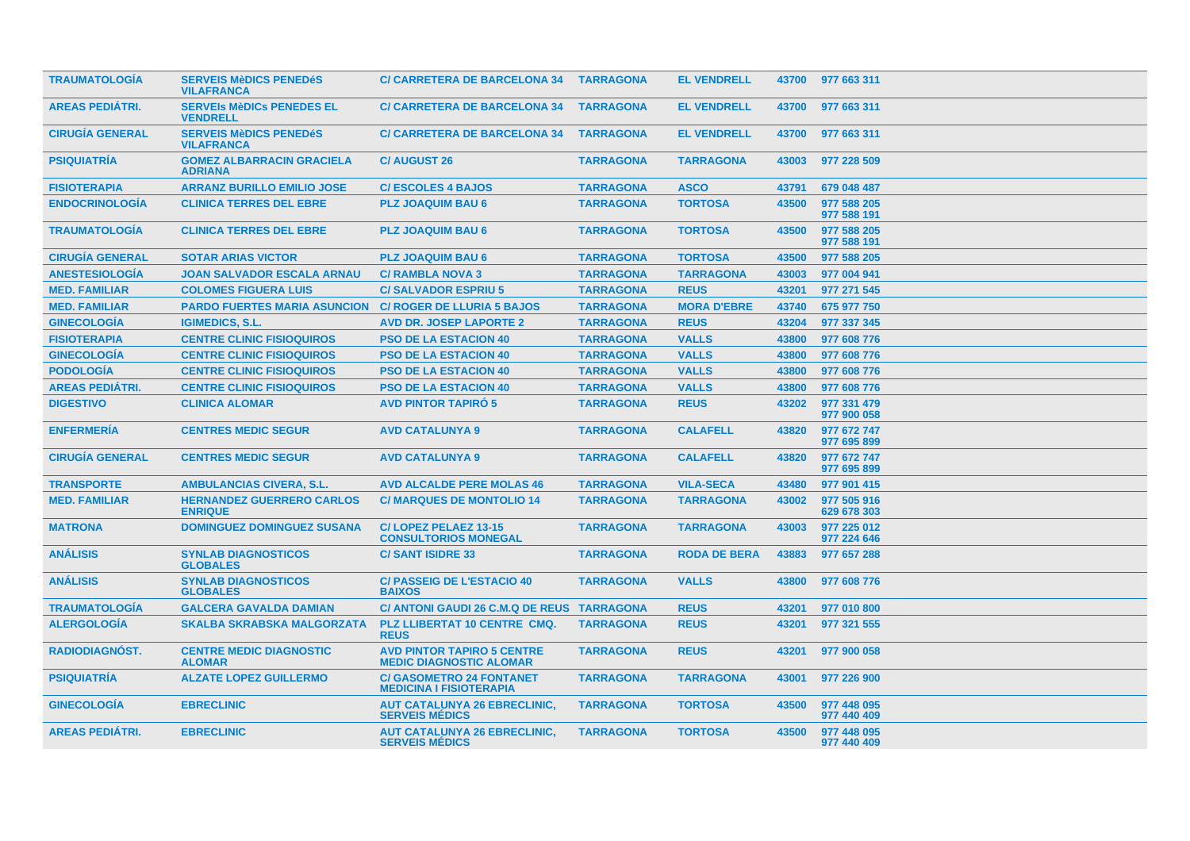| | | | | | | |
|---|---|---|---|---|---|---|
| **TRAUMATOLOGÍA** | **SERVEIS MèDICS PENEDéS VILAFRANCA** | **C/ CARRETERA DE BARCELONA 34** | **TARRAGONA** | **EL VENDRELL** | 43700 | **977 663 311** |
| **AREAS PEDIÁTRI.** | **SERVEIs MèDICs PENEDES EL VENDRELL** | **C/ CARRETERA DE BARCELONA 34** | **TARRAGONA** | **EL VENDRELL** | 43700 | **977 663 311** |
| **CIRUGÍA GENERAL** | **SERVEIS MèDICS PENEDéS VILAFRANCA** | **C/ CARRETERA DE BARCELONA 34** | **TARRAGONA** | **EL VENDRELL** | 43700 | **977 663 311** |
| **PSIQUIATRÍA** | **GOMEZ ALBARRACIN GRACIELA ADRIANA** | **C/ AUGUST 26** | **TARRAGONA** | **TARRAGONA** | 43003 | **977 228 509** |
| **FISIOTERAPIA** | **ARRANZ BURILLO EMILIO JOSE** | **C/ ESCOLES 4 BAJOS** | **TARRAGONA** | **ASCO** | 43791 | **679 048 487** |
| **ENDOCRINOLOGÍA** | **CLINICA TERRES DEL EBRE** | **PLZ JOAQUIM BAU 6** | **TARRAGONA** | **TORTOSA** | 43500 | **977 588 205 977 588 191** |
| **TRAUMATOLOGÍA** | **CLINICA TERRES DEL EBRE** | **PLZ JOAQUIM BAU 6** | **TARRAGONA** | **TORTOSA** | 43500 | **977 588 205 977 588 191** |
| **CIRUGÍA GENERAL** | **SOTAR ARIAS VICTOR** | **PLZ JOAQUIM BAU 6** | **TARRAGONA** | **TORTOSA** | 43500 | **977 588 205** |
| **ANESTESIOLOGÍA** | **JOAN SALVADOR ESCALA ARNAU** | **C/ RAMBLA NOVA 3** | **TARRAGONA** | **TARRAGONA** | 43003 | **977 004 941** |
| **MED. FAMILIAR** | **COLOMES FIGUERA LUIS** | **C/ SALVADOR ESPRIU 5** | **TARRAGONA** | **REUS** | 43201 | **977 271 545** |
| **MED. FAMILIAR** | **PARDO FUERTES MARIA ASUNCION** | **C/ ROGER DE LLURIA 5 BAJOS** | **TARRAGONA** | **MORA D'EBRE** | 43740 | **675 977 750** |
| **GINECOLOGÍA** | **IGIMEDICS, S.L.** | **AVD DR. JOSEP LAPORTE 2** | **TARRAGONA** | **REUS** | 43204 | **977 337 345** |
| **FISIOTERAPIA** | **CENTRE CLINIC FISIOQUIROS** | **PSO DE LA ESTACION 40** | **TARRAGONA** | **VALLS** | 43800 | **977 608 776** |
| **GINECOLOGÍA** | **CENTRE CLINIC FISIOQUIROS** | **PSO DE LA ESTACION 40** | **TARRAGONA** | **VALLS** | 43800 | **977 608 776** |
| **PODOLOGÍA** | **CENTRE CLINIC FISIOQUIROS** | **PSO DE LA ESTACION 40** | **TARRAGONA** | **VALLS** | 43800 | **977 608 776** |
| **AREAS PEDIÁTRI.** | **CENTRE CLINIC FISIOQUIROS** | **PSO DE LA ESTACION 40** | **TARRAGONA** | **VALLS** | 43800 | **977 608 776** |
| **DIGESTIVO** | **CLINICA ALOMAR** | **AVD PINTOR TAPIRÓ 5** | **TARRAGONA** | **REUS** | 43202 | **977 331 479 977 900 058** |
| **ENFERMERÍA** | **CENTRES MEDIC SEGUR** | **AVD CATALUNYA 9** | **TARRAGONA** | **CALAFELL** | 43820 | **977 672 747 977 695 899** |
| **CIRUGÍA GENERAL** | **CENTRES MEDIC SEGUR** | **AVD CATALUNYA 9** | **TARRAGONA** | **CALAFELL** | 43820 | **977 672 747 977 695 899** |
| **TRANSPORTE** | **AMBULANCIAS CIVERA, S.L.** | **AVD ALCALDE PERE MOLAS 46** | **TARRAGONA** | **VILA-SECA** | 43480 | **977 901 415** |
| **MED. FAMILIAR** | **HERNANDEZ GUERRERO CARLOS ENRIQUE** | **C/ MARQUES DE MONTOLIO 14** | **TARRAGONA** | **TARRAGONA** | 43002 | **977 505 916 629 678 303** |
| **MATRONA** | **DOMINGUEZ DOMINGUEZ SUSANA** | **C/ LOPEZ PELAEZ 13-15 CONSULTORIOS MONEGAL** | **TARRAGONA** | **TARRAGONA** | 43003 | **977 225 012 977 224 646** |
| **ANÁLISIS** | **SYNLAB DIAGNOSTICOS GLOBALES** | **C/ SANT ISIDRE 33** | **TARRAGONA** | **RODA DE BERA** | 43883 | **977 657 288** |
| **ANÁLISIS** | **SYNLAB DIAGNOSTICOS GLOBALES** | **C/ PASSEIG DE L'ESTACIO 40 BAIXOS** | **TARRAGONA** | **VALLS** | 43800 | **977 608 776** |
| **TRAUMATOLOGÍA** | **GALCERA GAVALDA DAMIAN** | **C/ ANTONI GAUDI 26 C.M.Q DE REUS** | **TARRAGONA** | **REUS** | 43201 | **977 010 800** |
| **ALERGOLOGÍA** | **SKALBA SKRABSKA MALGORZATA** | **PLZ LLIBERTAT 10 CENTRE CMQ. REUS** | **TARRAGONA** | **REUS** | 43201 | **977 321 555** |
| **RADIODIAGNÓST.** | **CENTRE MEDIC DIAGNOSTIC ALOMAR** | **AVD PINTOR TAPIRO 5 CENTRE MEDIC DIAGNOSTIC ALOMAR** | **TARRAGONA** | **REUS** | 43201 | **977 900 058** |
| **PSIQUIATRÍA** | **ALZATE LOPEZ GUILLERMO** | **C/ GASOMETRO 24 FONTANET MEDICINA I FISIOTERAPIA** | **TARRAGONA** | **TARRAGONA** | 43001 | **977 226 900** |
| **GINECOLOGÍA** | **EBRECLINIC** | **AUT CATALUNYA 26 EBRECLINIC, SERVEIS MÉDICS** | **TARRAGONA** | **TORTOSA** | 43500 | **977 448 095 977 440 409** |
| **AREAS PEDIÁTRI.** | **EBRECLINIC** | **AUT CATALUNYA 26 EBRECLINIC, SERVEIS MÉDICS** | **TARRAGONA** | **TORTOSA** | 43500 | **977 448 095 977 440 409** |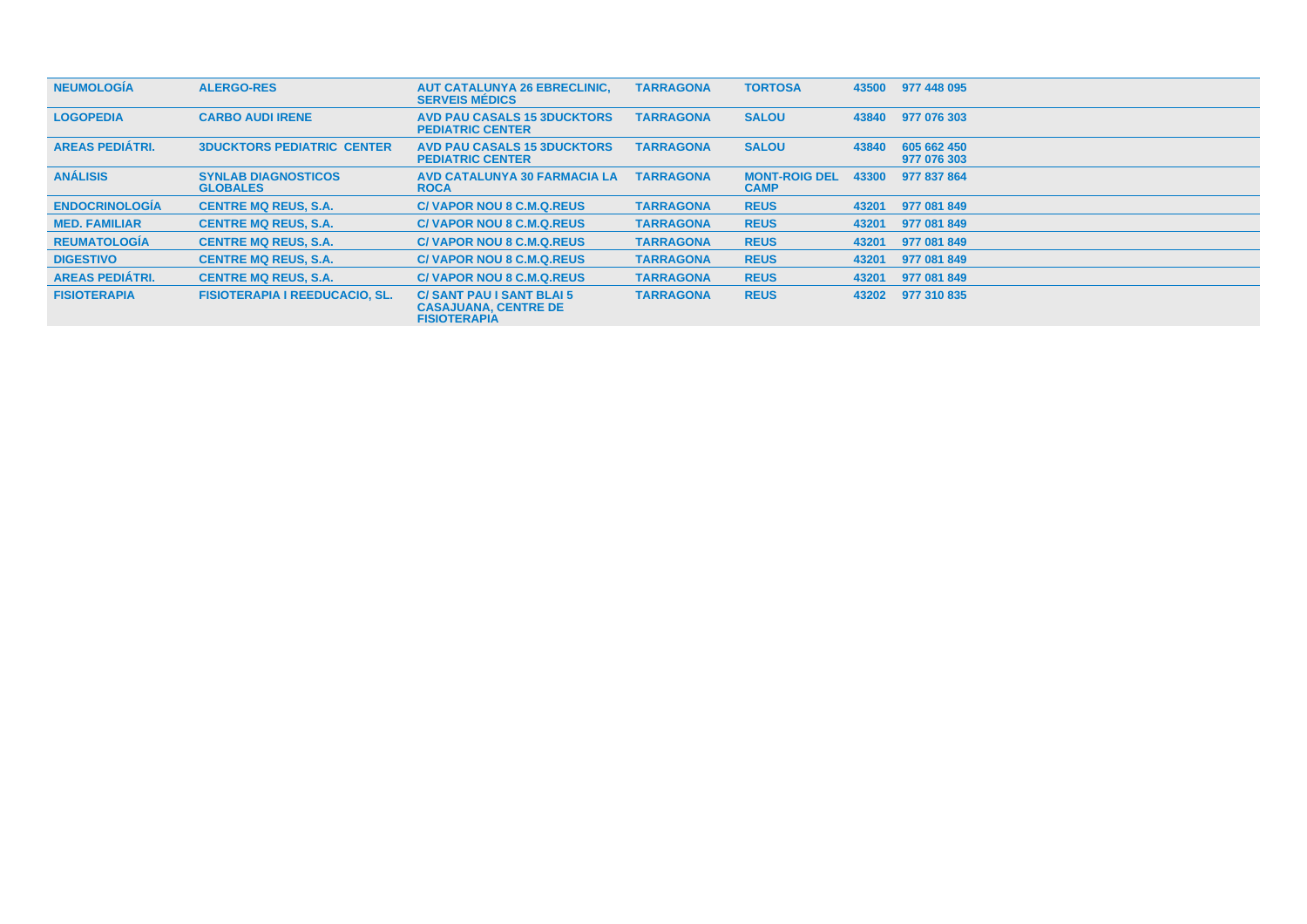| | | | | | | |
|---|---|---|---|---|---|---|
| NEUMOLOGÍA | ALERGO-RES | AUT CATALUNYA 26 EBRECLINIC, SERVEIS MÉDICS | TARRAGONA | TORTOSA | 43500 | 977 448 095 |
| LOGOPEDIA | CARBO AUDI IRENE | AVD PAU CASALS 15 3DUCKTORS PEDIATRIC CENTER | TARRAGONA | SALOU | 43840 | 977 076 303 |
| AREAS PEDIÁTRI. | 3DUCKTORS PEDIATRIC CENTER | AVD PAU CASALS 15 3DUCKTORS PEDIATRIC CENTER | TARRAGONA | SALOU | 43840 | 605 662 450<br>977 076 303 |
| ANÁLISIS | SYNLAB DIAGNOSTICOS GLOBALES | AVD CATALUNYA 30 FARMACIA LA ROCA | TARRAGONA | MONT-ROIG DEL CAMP | 43300 | 977 837 864 |
| ENDOCRINOLOGÍA | CENTRE MQ REUS, S.A. | C/ VAPOR NOU 8 C.M.Q.REUS | TARRAGONA | REUS | 43201 | 977 081 849 |
| MED. FAMILIAR | CENTRE MQ REUS, S.A. | C/ VAPOR NOU 8 C.M.Q.REUS | TARRAGONA | REUS | 43201 | 977 081 849 |
| REUMATOLOGÍA | CENTRE MQ REUS, S.A. | C/ VAPOR NOU 8 C.M.Q.REUS | TARRAGONA | REUS | 43201 | 977 081 849 |
| DIGESTIVO | CENTRE MQ REUS, S.A. | C/ VAPOR NOU 8 C.M.Q.REUS | TARRAGONA | REUS | 43201 | 977 081 849 |
| AREAS PEDIÁTRI. | CENTRE MQ REUS, S.A. | C/ VAPOR NOU 8 C.M.Q.REUS | TARRAGONA | REUS | 43201 | 977 081 849 |
| FISIOTERAPIA | FISIOTERAPIA I REEDUCACIO, SL. | C/ SANT PAU I SANT BLAI 5 CASAJUANA, CENTRE DE FISIOTERAPIA | TARRAGONA | REUS | 43202 | 977 310 835 |